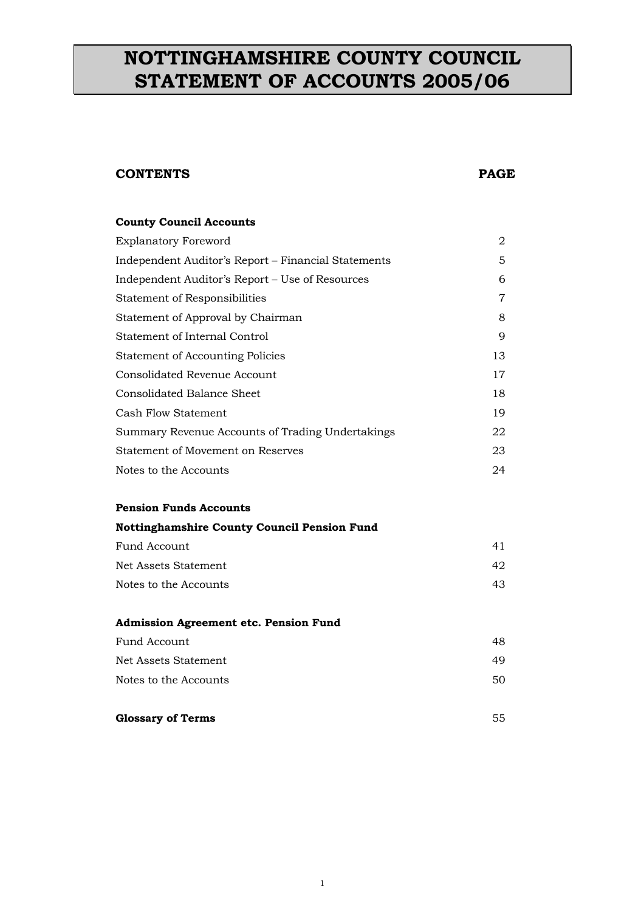# NOTTINGHAMSHIRE COUNTY COUNCIL STATEMENT OF ACCOUNTS 2005/06

| **CONTENTS** | **PAGE** |
|---|---|
| **County Council Accounts** | |
| Explanatory Foreword | 2 |
| Independent Auditor's Report – Financial Statements | 5 |
| Independent Auditor's Report – Use of Resources | 6 |
| Statement of Responsibilities | 7 |
| Statement of Approval by Chairman | 8 |
| Statement of Internal Control | 9 |
| Statement of Accounting Policies | 13 |
| Consolidated Revenue Account | 17 |
| Consolidated Balance Sheet | 18 |
| Cash Flow Statement | 19 |
| Summary Revenue Accounts of Trading Undertakings | 22 |
| Statement of Movement on Reserves | 23 |
| Notes to the Accounts | 24 |
| **Pension Funds Accounts** | |
| **Nottinghamshire County Council Pension Fund** | |
| Fund Account | 41 |
| Net Assets Statement | 42 |
| Notes to the Accounts | 43 |
| **Admission Agreement etc. Pension Fund** | |
| Fund Account | 48 |
| Net Assets Statement | 49 |
| Notes to the Accounts | 50 |
| **Glossary of Terms** | 55 |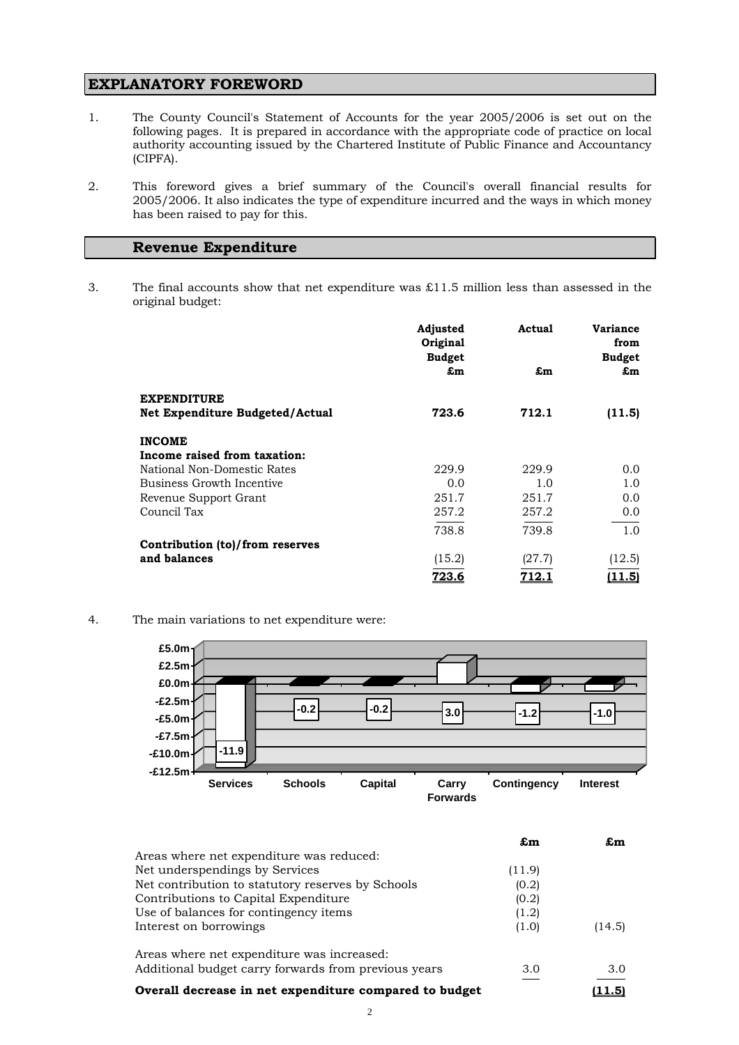## EXPLANATORY FOREWORD

1. The County Council's Statement of Accounts for the year 2005/2006 is set out on the following pages. It is prepared in accordance with the appropriate code of practice on local authority accounting issued by the Chartered Institute of Public Finance and Accountancy (CIPFA).

2. This foreword gives a brief summary of the Council's overall financial results for 2005/2006. It also indicates the type of expenditure incurred and the ways in which money has been raised to pay for this.

## Revenue Expenditure

3. The final accounts show that net expenditure was £11.5 million less than assessed in the original budget:

| | Adjusted Original Budget £m | Actual £m | Variance from Budget £m |
|---|---|---|---|
| **EXPENDITURE** | | | |
| **Net Expenditure Budgeted/Actual** | **723.6** | **712.1** | **(11.5)** |
| **INCOME** | | | |
| **Income raised from taxation:** | | | |
| National Non-Domestic Rates | 229.9 | 229.9 | 0.0 |
| Business Growth Incentive | 0.0 | 1.0 | 1.0 |
| Revenue Support Grant | 251.7 | 251.7 | 0.0 |
| Council Tax | 257.2 | 257.2 | 0.0 |
| | 738.8 | 739.8 | 1.0 |
| **Contribution (to)/from reserves and balances** | (15.2) | (27.7) | (12.5) |
| | **723.6** | **712.1** | **(11.5)** |

4. The main variations to net expenditure were:

| | £m | £m |
|---|---|---|
| Areas where net expenditure was reduced: | | |
| Net underspendings by Services | (11.9) | |
| Net contribution to statutory reserves by Schools | (0.2) | |
| Contributions to Capital Expenditure | (0.2) | |
| Use of balances for contingency items | (1.2) | |
| Interest on borrowings | (1.0) | (14.5) |
| Areas where net expenditure was increased: | | |
| Additional budget carry forwards from previous years | 3.0 | 3.0 |
| **Overall decrease in net expenditure compared to budget** | | **(11.5)** |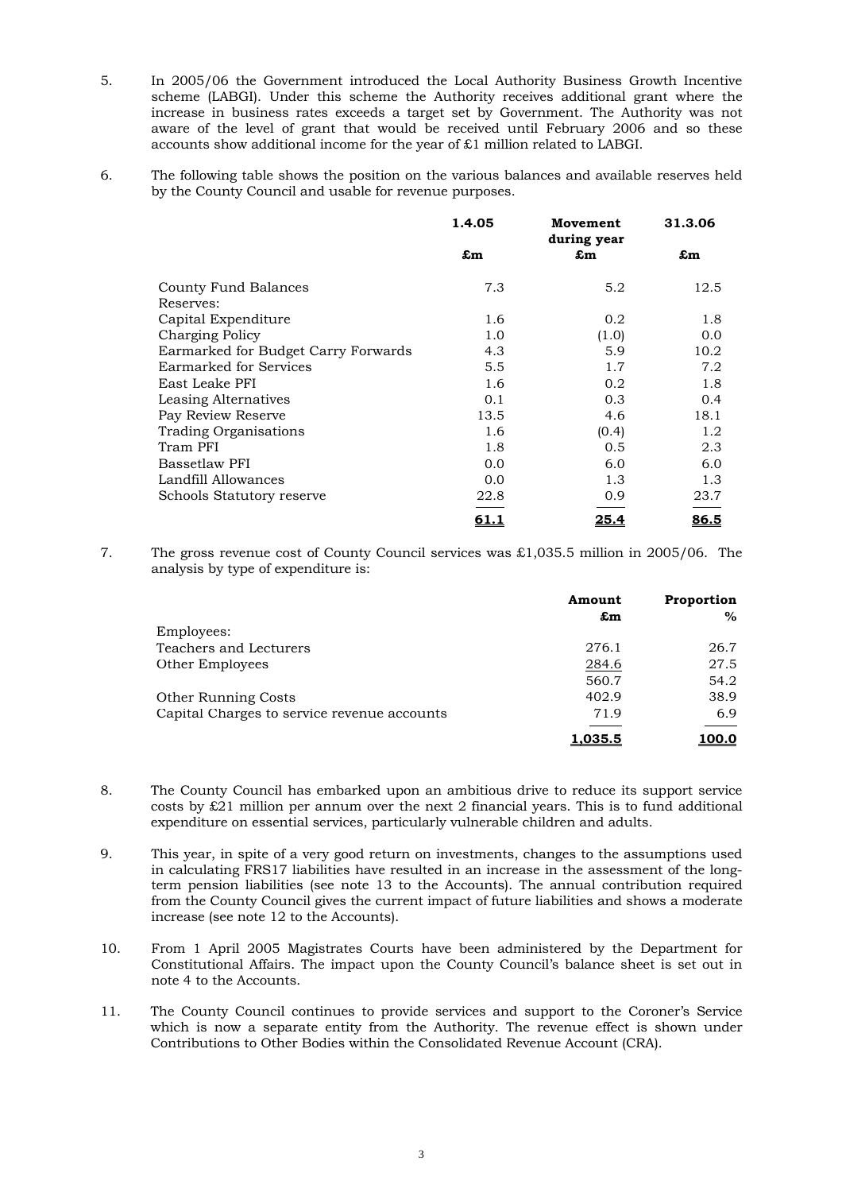5. In 2005/06 the Government introduced the Local Authority Business Growth Incentive scheme (LABGI). Under this scheme the Authority receives additional grant where the increase in business rates exceeds a target set by Government. The Authority was not aware of the level of grant that would be received until February 2006 and so these accounts show additional income for the year of £1 million related to LABGI.

6. The following table shows the position on the various balances and available reserves held by the County Council and usable for revenue purposes.

| | 1.4.05 | Movement during year | 31.3.06 |
|---|---|---|---|
| | £m | £m | £m |
| County Fund Balances | 7.3 | 5.2 | 12.5 |
| Reserves: | | | |
| Capital Expenditure | 1.6 | 0.2 | 1.8 |
| Charging Policy | 1.0 | (1.0) | 0.0 |
| Earmarked for Budget Carry Forwards | 4.3 | 5.9 | 10.2 |
| Earmarked for Services | 5.5 | 1.7 | 7.2 |
| East Leake PFI | 1.6 | 0.2 | 1.8 |
| Leasing Alternatives | 0.1 | 0.3 | 0.4 |
| Pay Review Reserve | 13.5 | 4.6 | 18.1 |
| Trading Organisations | 1.6 | (0.4) | 1.2 |
| Tram PFI | 1.8 | 0.5 | 2.3 |
| Bassetlaw PFI | 0.0 | 6.0 | 6.0 |
| Landfill Allowances | 0.0 | 1.3 | 1.3 |
| Schools Statutory reserve | 22.8 | 0.9 | 23.7 |
| | **61.1** | **25.4** | **86.5** |

7. The gross revenue cost of County Council services was £1,035.5 million in 2005/06. The analysis by type of expenditure is:

| | Amount | Proportion |
|---|---|---|
| | £m | % |
| Employees: | | |
| Teachers and Lecturers | 276.1 | 26.7 |
| Other Employees | 284.6 | 27.5 |
| | 560.7 | 54.2 |
| Other Running Costs | 402.9 | 38.9 |
| Capital Charges to service revenue accounts | 71.9 | 6.9 |
| | **1,035.5** | **100.0** |

8. The County Council has embarked upon an ambitious drive to reduce its support service costs by £21 million per annum over the next 2 financial years. This is to fund additional expenditure on essential services, particularly vulnerable children and adults.

9. This year, in spite of a very good return on investments, changes to the assumptions used in calculating FRS17 liabilities have resulted in an increase in the assessment of the long-term pension liabilities (see note 13 to the Accounts). The annual contribution required from the County Council gives the current impact of future liabilities and shows a moderate increase (see note 12 to the Accounts).

10. From 1 April 2005 Magistrates Courts have been administered by the Department for Constitutional Affairs. The impact upon the County Council's balance sheet is set out in note 4 to the Accounts.

11. The County Council continues to provide services and support to the Coroner's Service which is now a separate entity from the Authority. The revenue effect is shown under Contributions to Other Bodies within the Consolidated Revenue Account (CRA).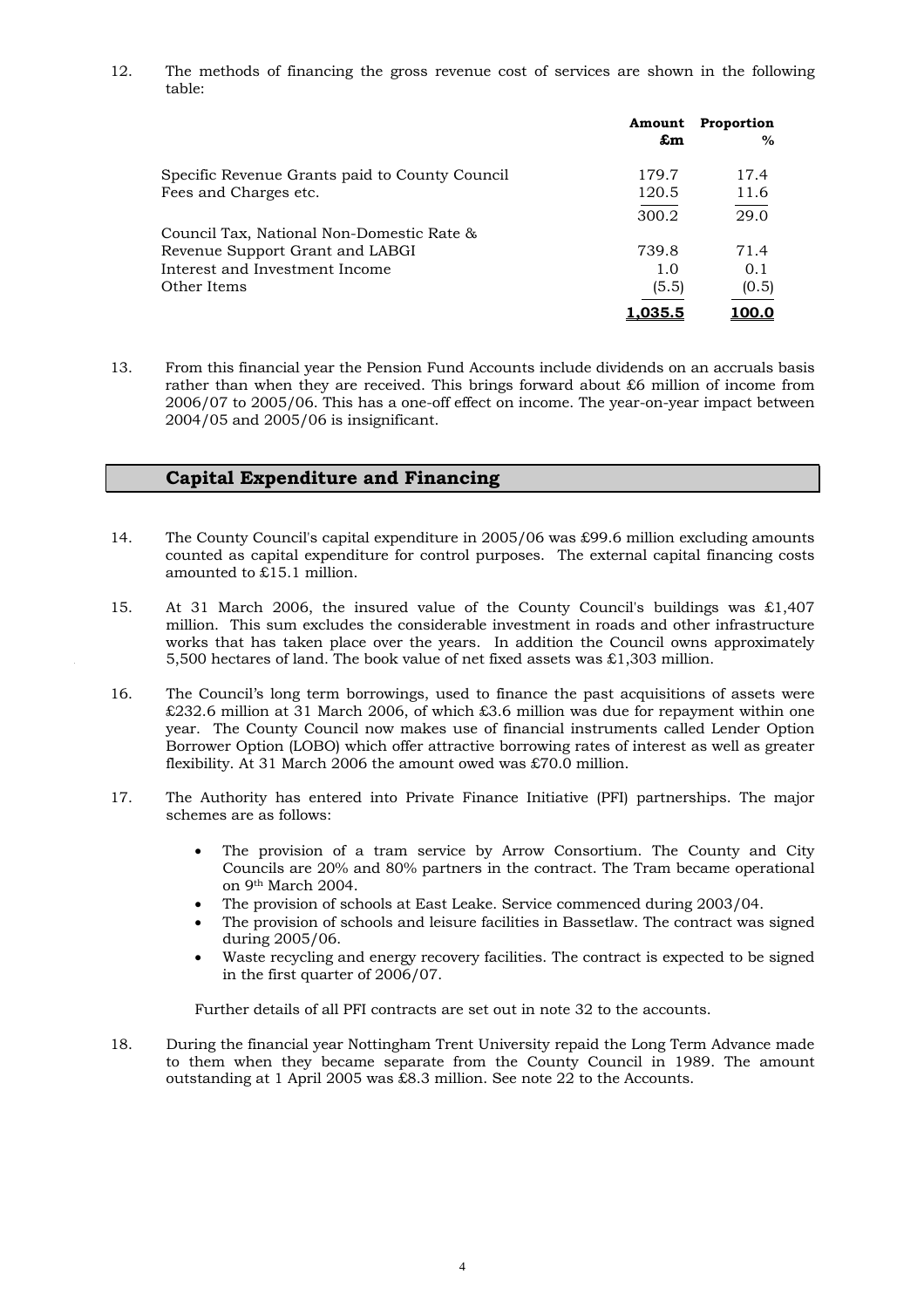12. The methods of financing the gross revenue cost of services are shown in the following table:

| | Amount £m | Proportion % |
|---|---|---|
| Specific Revenue Grants paid to County Council | 179.7 | 17.4 |
| Fees and Charges etc. | 120.5 | 11.6 |
| | 300.2 | 29.0 |
| Council Tax, National Non-Domestic Rate & Revenue Support Grant and LABGI | 739.8 | 71.4 |
| Interest and Investment Income | 1.0 | 0.1 |
| Other Items | (5.5) | (0.5) |
| | **1,035.5** | **100.0** |

13. From this financial year the Pension Fund Accounts include dividends on an accruals basis rather than when they are received. This brings forward about £6 million of income from 2006/07 to 2005/06. This has a one-off effect on income. The year-on-year impact between 2004/05 and 2005/06 is insignificant.

## Capital Expenditure and Financing

14. The County Council's capital expenditure in 2005/06 was £99.6 million excluding amounts counted as capital expenditure for control purposes. The external capital financing costs amounted to £15.1 million.

15. At 31 March 2006, the insured value of the County Council's buildings was £1,407 million. This sum excludes the considerable investment in roads and other infrastructure works that has taken place over the years. In addition the Council owns approximately 5,500 hectares of land. The book value of net fixed assets was £1,303 million.

16. The Council's long term borrowings, used to finance the past acquisitions of assets were £232.6 million at 31 March 2006, of which £3.6 million was due for repayment within one year. The County Council now makes use of financial instruments called Lender Option Borrower Option (LOBO) which offer attractive borrowing rates of interest as well as greater flexibility. At 31 March 2006 the amount owed was £70.0 million.

17. The Authority has entered into Private Finance Initiative (PFI) partnerships. The major schemes are as follows:

- The provision of a tram service by Arrow Consortium. The County and City Councils are 20% and 80% partners in the contract. The Tram became operational on 9th March 2004.
- The provision of schools at East Leake. Service commenced during 2003/04.
- The provision of schools and leisure facilities in Bassetlaw. The contract was signed during 2005/06.
- Waste recycling and energy recovery facilities. The contract is expected to be signed in the first quarter of 2006/07.

Further details of all PFI contracts are set out in note 32 to the accounts.

18. During the financial year Nottingham Trent University repaid the Long Term Advance made to them when they became separate from the County Council in 1989. The amount outstanding at 1 April 2005 was £8.3 million. See note 22 to the Accounts.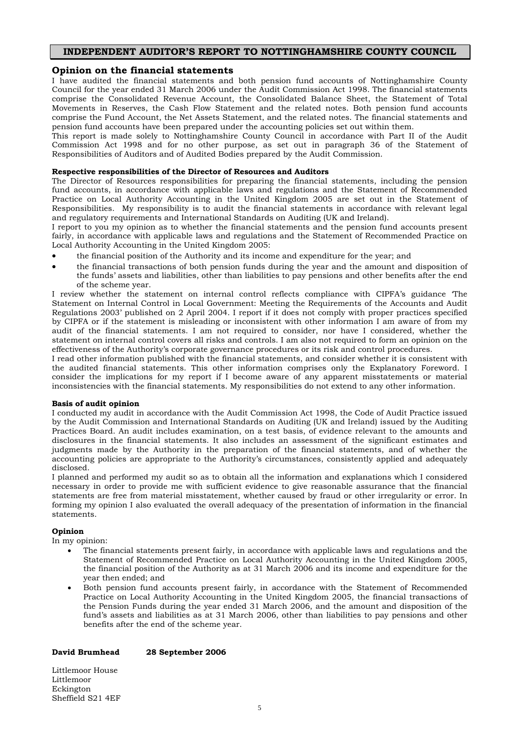# INDEPENDENT AUDITOR'S REPORT TO NOTTINGHAMSHIRE COUNTY COUNCIL

## Opinion on the financial statements

I have audited the financial statements and both pension fund accounts of Nottinghamshire County Council for the year ended 31 March 2006 under the Audit Commission Act 1998. The financial statements comprise the Consolidated Revenue Account, the Consolidated Balance Sheet, the Statement of Total Movements in Reserves, the Cash Flow Statement and the related notes. Both pension fund accounts comprise the Fund Account, the Net Assets Statement, and the related notes. The financial statements and pension fund accounts have been prepared under the accounting policies set out within them.

This report is made solely to Nottinghamshire County Council in accordance with Part II of the Audit Commission Act 1998 and for no other purpose, as set out in paragraph 36 of the Statement of Responsibilities of Auditors and of Audited Bodies prepared by the Audit Commission.

**Respective responsibilities of the Director of Resources and Auditors**

The Director of Resources responsibilities for preparing the financial statements, including the pension fund accounts, in accordance with applicable laws and regulations and the Statement of Recommended Practice on Local Authority Accounting in the United Kingdom 2005 are set out in the Statement of Responsibilities. My responsibility is to audit the financial statements in accordance with relevant legal and regulatory requirements and International Standards on Auditing (UK and Ireland).

I report to you my opinion as to whether the financial statements and the pension fund accounts present fairly, in accordance with applicable laws and regulations and the Statement of Recommended Practice on Local Authority Accounting in the United Kingdom 2005:

- the financial position of the Authority and its income and expenditure for the year; and
- the financial transactions of both pension funds during the year and the amount and disposition of the funds' assets and liabilities, other than liabilities to pay pensions and other benefits after the end of the scheme year.

I review whether the statement on internal control reflects compliance with CIPFA's guidance 'The Statement on Internal Control in Local Government: Meeting the Requirements of the Accounts and Audit Regulations 2003' published on 2 April 2004. I report if it does not comply with proper practices specified by CIPFA or if the statement is misleading or inconsistent with other information I am aware of from my audit of the financial statements. I am not required to consider, nor have I considered, whether the statement on internal control covers all risks and controls. I am also not required to form an opinion on the effectiveness of the Authority's corporate governance procedures or its risk and control procedures.

I read other information published with the financial statements, and consider whether it is consistent with the audited financial statements. This other information comprises only the Explanatory Foreword. I consider the implications for my report if I become aware of any apparent misstatements or material inconsistencies with the financial statements. My responsibilities do not extend to any other information.

**Basis of audit opinion**

I conducted my audit in accordance with the Audit Commission Act 1998, the Code of Audit Practice issued by the Audit Commission and International Standards on Auditing (UK and Ireland) issued by the Auditing Practices Board. An audit includes examination, on a test basis, of evidence relevant to the amounts and disclosures in the financial statements. It also includes an assessment of the significant estimates and judgments made by the Authority in the preparation of the financial statements, and of whether the accounting policies are appropriate to the Authority's circumstances, consistently applied and adequately disclosed.

I planned and performed my audit so as to obtain all the information and explanations which I considered necessary in order to provide me with sufficient evidence to give reasonable assurance that the financial statements are free from material misstatement, whether caused by fraud or other irregularity or error. In forming my opinion I also evaluated the overall adequacy of the presentation of information in the financial statements.

**Opinion**

In my opinion:

- The financial statements present fairly, in accordance with applicable laws and regulations and the Statement of Recommended Practice on Local Authority Accounting in the United Kingdom 2005, the financial position of the Authority as at 31 March 2006 and its income and expenditure for the year then ended; and
- Both pension fund accounts present fairly, in accordance with the Statement of Recommended Practice on Local Authority Accounting in the United Kingdom 2005, the financial transactions of the Pension Funds during the year ended 31 March 2006, and the amount and disposition of the fund's assets and liabilities as at 31 March 2006, other than liabilities to pay pensions and other benefits after the end of the scheme year.

**David Brumhead** **28 September 2006**

Littlemoor House
Littlemoor
Eckington
Sheffield S21 4EF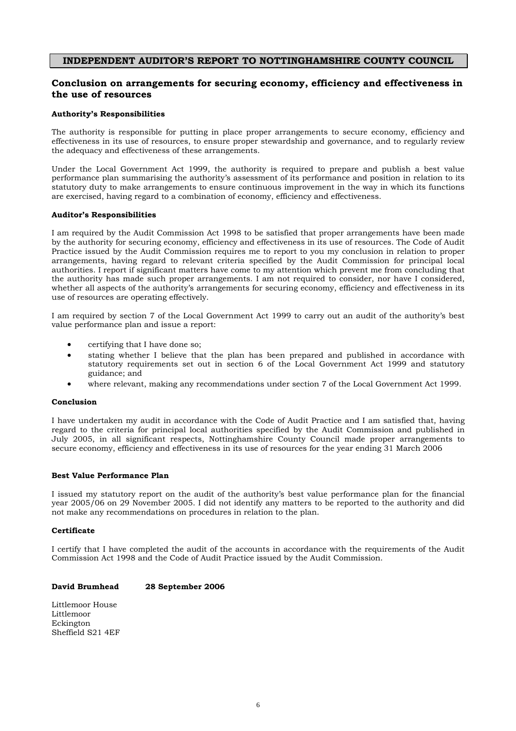## INDEPENDENT AUDITOR'S REPORT TO NOTTINGHAMSHIRE COUNTY COUNCIL

### Conclusion on arrangements for securing economy, efficiency and effectiveness in the use of resources

**Authority's Responsibilities**

The authority is responsible for putting in place proper arrangements to secure economy, efficiency and effectiveness in its use of resources, to ensure proper stewardship and governance, and to regularly review the adequacy and effectiveness of these arrangements.

Under the Local Government Act 1999, the authority is required to prepare and publish a best value performance plan summarising the authority's assessment of its performance and position in relation to its statutory duty to make arrangements to ensure continuous improvement in the way in which its functions are exercised, having regard to a combination of economy, efficiency and effectiveness.

**Auditor's Responsibilities**

I am required by the Audit Commission Act 1998 to be satisfied that proper arrangements have been made by the authority for securing economy, efficiency and effectiveness in its use of resources. The Code of Audit Practice issued by the Audit Commission requires me to report to you my conclusion in relation to proper arrangements, having regard to relevant criteria specified by the Audit Commission for principal local authorities. I report if significant matters have come to my attention which prevent me from concluding that the authority has made such proper arrangements. I am not required to consider, nor have I considered, whether all aspects of the authority's arrangements for securing economy, efficiency and effectiveness in its use of resources are operating effectively.

I am required by section 7 of the Local Government Act 1999 to carry out an audit of the authority's best value performance plan and issue a report:

- certifying that I have done so;
- stating whether I believe that the plan has been prepared and published in accordance with statutory requirements set out in section 6 of the Local Government Act 1999 and statutory guidance; and
- where relevant, making any recommendations under section 7 of the Local Government Act 1999.

**Conclusion**

I have undertaken my audit in accordance with the Code of Audit Practice and I am satisfied that, having regard to the criteria for principal local authorities specified by the Audit Commission and published in July 2005, in all significant respects, Nottinghamshire County Council made proper arrangements to secure economy, efficiency and effectiveness in its use of resources for the year ending 31 March 2006

**Best Value Performance Plan**

I issued my statutory report on the audit of the authority's best value performance plan for the financial year 2005/06 on 29 November 2005. I did not identify any matters to be reported to the authority and did not make any recommendations on procedures in relation to the plan.

**Certificate**

I certify that I have completed the audit of the accounts in accordance with the requirements of the Audit Commission Act 1998 and the Code of Audit Practice issued by the Audit Commission.

**David Brumhead        28 September 2006**

Littlemoor House
Littlemoor
Eckington
Sheffield S21 4EF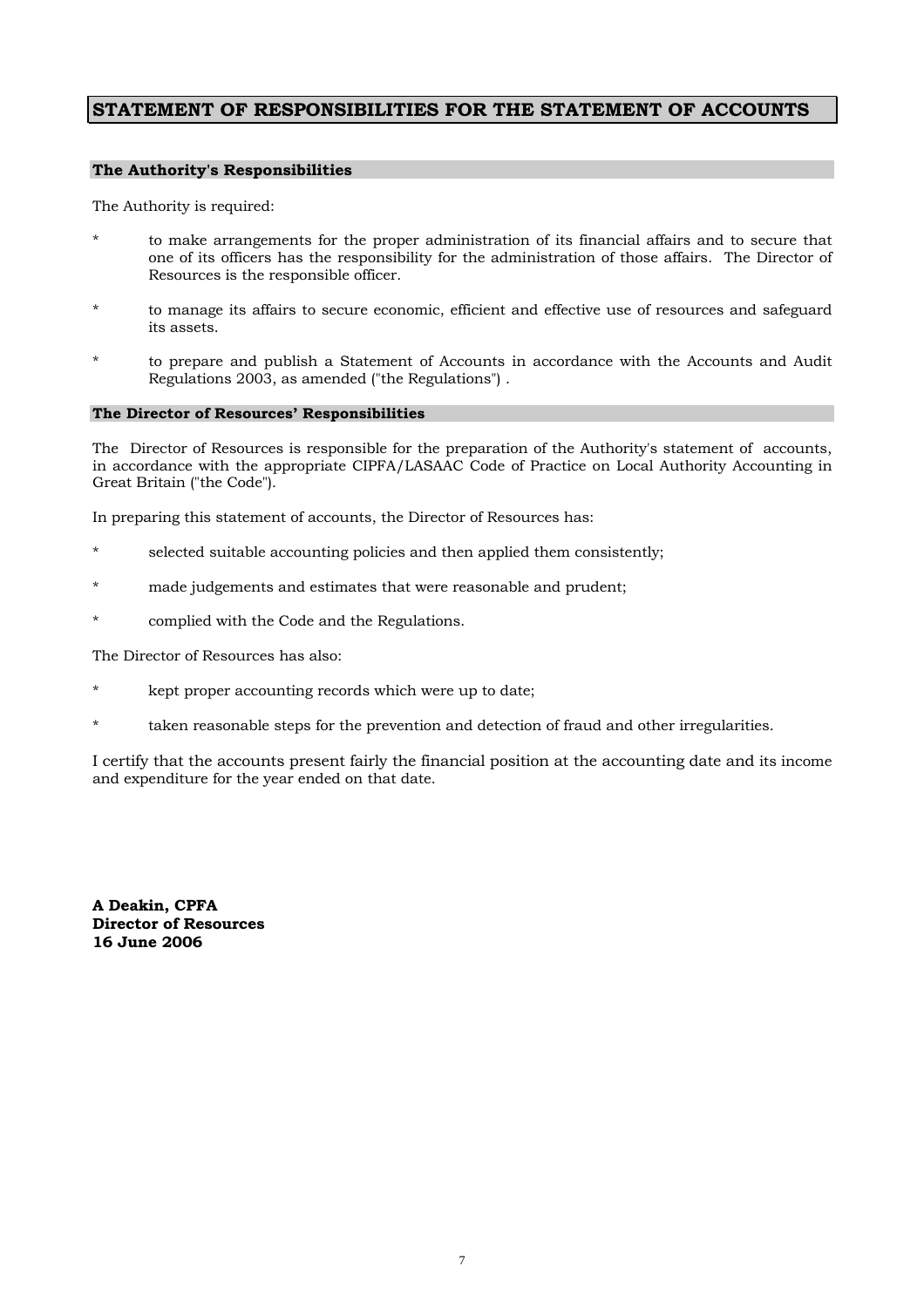# STATEMENT OF RESPONSIBILITIES FOR THE STATEMENT OF ACCOUNTS

## The Authority's Responsibilities

The Authority is required:

- to make arrangements for the proper administration of its financial affairs and to secure that one of its officers has the responsibility for the administration of those affairs. The Director of Resources is the responsible officer.
- to manage its affairs to secure economic, efficient and effective use of resources and safeguard its assets.
- to prepare and publish a Statement of Accounts in accordance with the Accounts and Audit Regulations 2003, as amended ("the Regulations") .

## The Director of Resources' Responsibilities

The Director of Resources is responsible for the preparation of the Authority's statement of accounts, in accordance with the appropriate CIPFA/LASAAC Code of Practice on Local Authority Accounting in Great Britain ("the Code").

In preparing this statement of accounts, the Director of Resources has:

- selected suitable accounting policies and then applied them consistently;
- made judgements and estimates that were reasonable and prudent;
- complied with the Code and the Regulations.

The Director of Resources has also:

- kept proper accounting records which were up to date;
- taken reasonable steps for the prevention and detection of fraud and other irregularities.

I certify that the accounts present fairly the financial position at the accounting date and its income and expenditure for the year ended on that date.

**A Deakin, CPFA**
**Director of Resources**
**16 June 2006**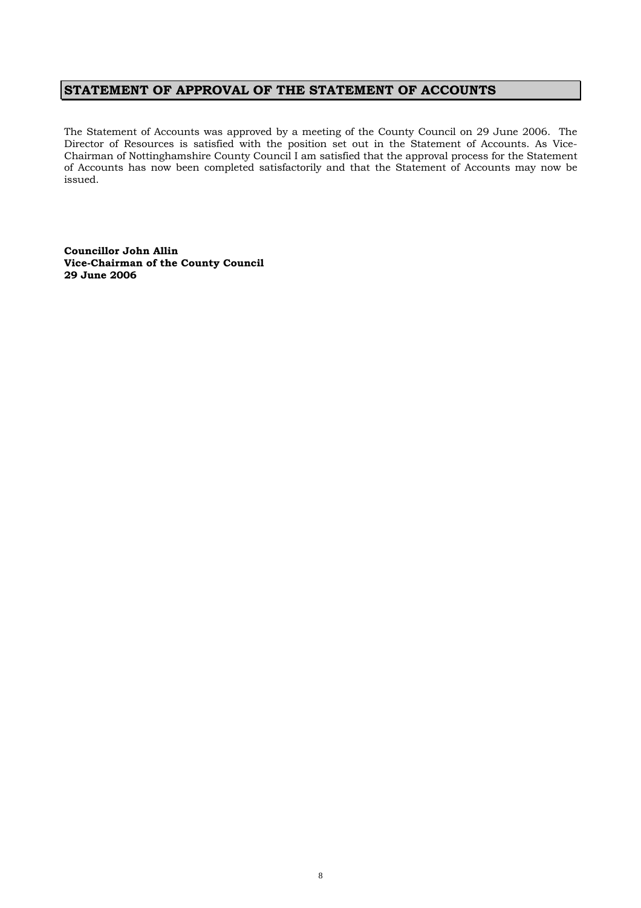# STATEMENT OF APPROVAL OF THE STATEMENT OF ACCOUNTS

The Statement of Accounts was approved by a meeting of the County Council on 29 June 2006. The Director of Resources is satisfied with the position set out in the Statement of Accounts. As Vice-Chairman of Nottinghamshire County Council I am satisfied that the approval process for the Statement of Accounts has now been completed satisfactorily and that the Statement of Accounts may now be issued.

**Councillor John Allin**
**Vice-Chairman of the County Council**
**29 June 2006**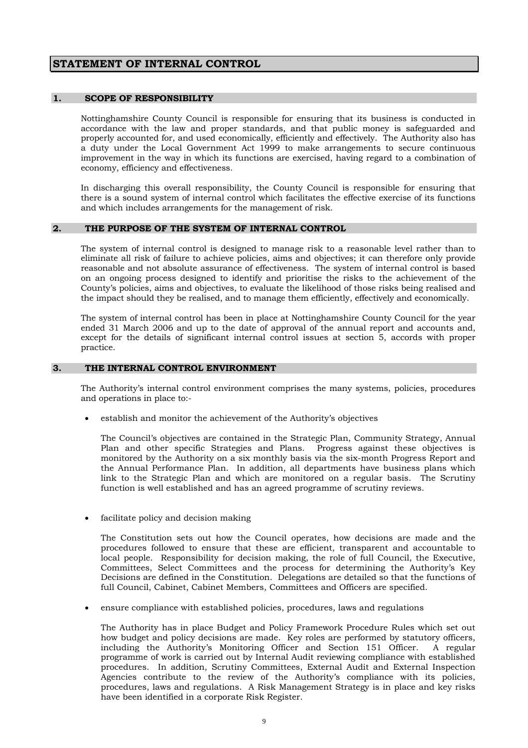# STATEMENT OF INTERNAL CONTROL

## 1. SCOPE OF RESPONSIBILITY

Nottinghamshire County Council is responsible for ensuring that its business is conducted in accordance with the law and proper standards, and that public money is safeguarded and properly accounted for, and used economically, efficiently and effectively. The Authority also has a duty under the Local Government Act 1999 to make arrangements to secure continuous improvement in the way in which its functions are exercised, having regard to a combination of economy, efficiency and effectiveness.

In discharging this overall responsibility, the County Council is responsible for ensuring that there is a sound system of internal control which facilitates the effective exercise of its functions and which includes arrangements for the management of risk.

## 2. THE PURPOSE OF THE SYSTEM OF INTERNAL CONTROL

The system of internal control is designed to manage risk to a reasonable level rather than to eliminate all risk of failure to achieve policies, aims and objectives; it can therefore only provide reasonable and not absolute assurance of effectiveness. The system of internal control is based on an ongoing process designed to identify and prioritise the risks to the achievement of the County's policies, aims and objectives, to evaluate the likelihood of those risks being realised and the impact should they be realised, and to manage them efficiently, effectively and economically.

The system of internal control has been in place at Nottinghamshire County Council for the year ended 31 March 2006 and up to the date of approval of the annual report and accounts and, except for the details of significant internal control issues at section 5, accords with proper practice.

## 3. THE INTERNAL CONTROL ENVIRONMENT

The Authority's internal control environment comprises the many systems, policies, procedures and operations in place to:-

- establish and monitor the achievement of the Authority's objectives

  The Council's objectives are contained in the Strategic Plan, Community Strategy, Annual Plan and other specific Strategies and Plans. Progress against these objectives is monitored by the Authority on a six monthly basis via the six-month Progress Report and the Annual Performance Plan. In addition, all departments have business plans which link to the Strategic Plan and which are monitored on a regular basis. The Scrutiny function is well established and has an agreed programme of scrutiny reviews.

- facilitate policy and decision making

  The Constitution sets out how the Council operates, how decisions are made and the procedures followed to ensure that these are efficient, transparent and accountable to local people. Responsibility for decision making, the role of full Council, the Executive, Committees, Select Committees and the process for determining the Authority's Key Decisions are defined in the Constitution. Delegations are detailed so that the functions of full Council, Cabinet, Cabinet Members, Committees and Officers are specified.

- ensure compliance with established policies, procedures, laws and regulations

  The Authority has in place Budget and Policy Framework Procedure Rules which set out how budget and policy decisions are made. Key roles are performed by statutory officers, including the Authority's Monitoring Officer and Section 151 Officer. A regular programme of work is carried out by Internal Audit reviewing compliance with established procedures. In addition, Scrutiny Committees, External Audit and External Inspection Agencies contribute to the review of the Authority's compliance with its policies, procedures, laws and regulations. A Risk Management Strategy is in place and key risks have been identified in a corporate Risk Register.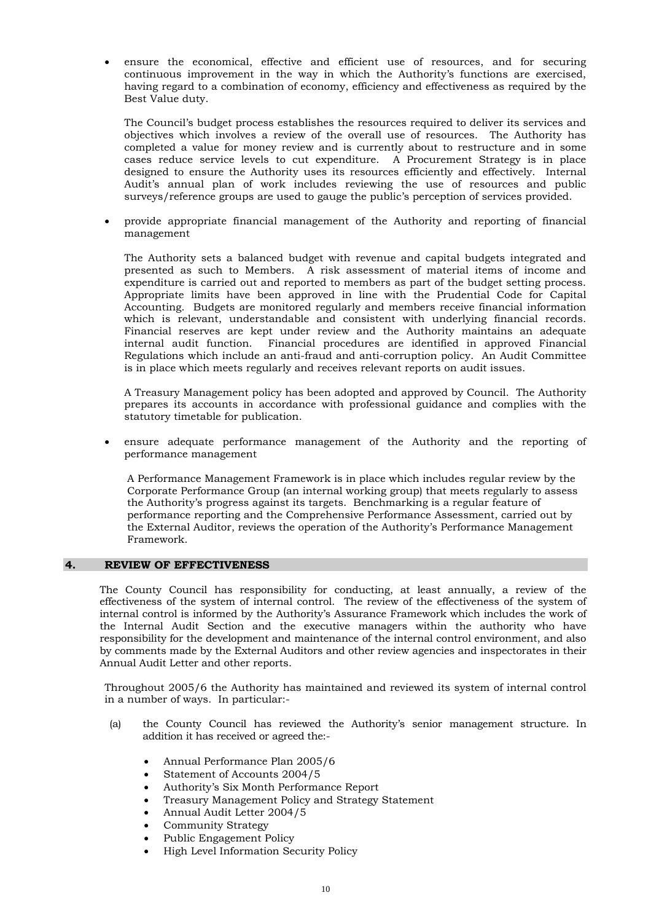- ensure the economical, effective and efficient use of resources, and for securing continuous improvement in the way in which the Authority's functions are exercised, having regard to a combination of economy, efficiency and effectiveness as required by the Best Value duty.

  The Council's budget process establishes the resources required to deliver its services and objectives which involves a review of the overall use of resources. The Authority has completed a value for money review and is currently about to restructure and in some cases reduce service levels to cut expenditure. A Procurement Strategy is in place designed to ensure the Authority uses its resources efficiently and effectively. Internal Audit's annual plan of work includes reviewing the use of resources and public surveys/reference groups are used to gauge the public's perception of services provided.

- provide appropriate financial management of the Authority and reporting of financial management

  The Authority sets a balanced budget with revenue and capital budgets integrated and presented as such to Members. A risk assessment of material items of income and expenditure is carried out and reported to members as part of the budget setting process. Appropriate limits have been approved in line with the Prudential Code for Capital Accounting. Budgets are monitored regularly and members receive financial information which is relevant, understandable and consistent with underlying financial records. Financial reserves are kept under review and the Authority maintains an adequate internal audit function. Financial procedures are identified in approved Financial Regulations which include an anti-fraud and anti-corruption policy. An Audit Committee is in place which meets regularly and receives relevant reports on audit issues.

  A Treasury Management policy has been adopted and approved by Council. The Authority prepares its accounts in accordance with professional guidance and complies with the statutory timetable for publication.

- ensure adequate performance management of the Authority and the reporting of performance management

  A Performance Management Framework is in place which includes regular review by the Corporate Performance Group (an internal working group) that meets regularly to assess the Authority's progress against its targets. Benchmarking is a regular feature of performance reporting and the Comprehensive Performance Assessment, carried out by the External Auditor, reviews the operation of the Authority's Performance Management Framework.

## 4. REVIEW OF EFFECTIVENESS

The County Council has responsibility for conducting, at least annually, a review of the effectiveness of the system of internal control. The review of the effectiveness of the system of internal control is informed by the Authority's Assurance Framework which includes the work of the Internal Audit Section and the executive managers within the authority who have responsibility for the development and maintenance of the internal control environment, and also by comments made by the External Auditors and other review agencies and inspectorates in their Annual Audit Letter and other reports.

Throughout 2005/6 the Authority has maintained and reviewed its system of internal control in a number of ways. In particular:-

(a) the County Council has reviewed the Authority's senior management structure. In addition it has received or agreed the:-

- Annual Performance Plan 2005/6
- Statement of Accounts 2004/5
- Authority's Six Month Performance Report
- Treasury Management Policy and Strategy Statement
- Annual Audit Letter 2004/5
- Community Strategy
- Public Engagement Policy
- High Level Information Security Policy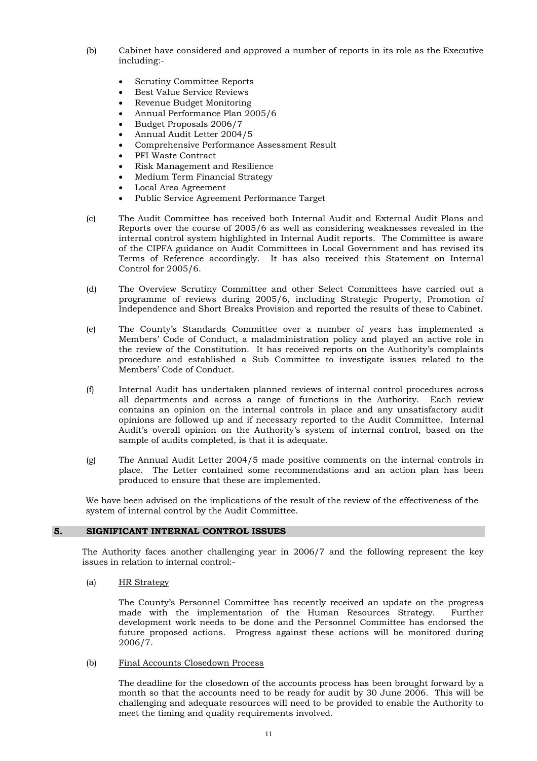(b) Cabinet have considered and approved a number of reports in its role as the Executive including:-

- Scrutiny Committee Reports
- Best Value Service Reviews
- Revenue Budget Monitoring
- Annual Performance Plan 2005/6
- Budget Proposals 2006/7
- Annual Audit Letter 2004/5
- Comprehensive Performance Assessment Result
- PFI Waste Contract
- Risk Management and Resilience
- Medium Term Financial Strategy
- Local Area Agreement
- Public Service Agreement Performance Target

(c) The Audit Committee has received both Internal Audit and External Audit Plans and Reports over the course of 2005/6 as well as considering weaknesses revealed in the internal control system highlighted in Internal Audit reports. The Committee is aware of the CIPFA guidance on Audit Committees in Local Government and has revised its Terms of Reference accordingly. It has also received this Statement on Internal Control for 2005/6.

(d) The Overview Scrutiny Committee and other Select Committees have carried out a programme of reviews during 2005/6, including Strategic Property, Promotion of Independence and Short Breaks Provision and reported the results of these to Cabinet.

(e) The County's Standards Committee over a number of years has implemented a Members' Code of Conduct, a maladministration policy and played an active role in the review of the Constitution. It has received reports on the Authority's complaints procedure and established a Sub Committee to investigate issues related to the Members' Code of Conduct.

(f) Internal Audit has undertaken planned reviews of internal control procedures across all departments and across a range of functions in the Authority. Each review contains an opinion on the internal controls in place and any unsatisfactory audit opinions are followed up and if necessary reported to the Audit Committee. Internal Audit's overall opinion on the Authority's system of internal control, based on the sample of audits completed, is that it is adequate.

(g) The Annual Audit Letter 2004/5 made positive comments on the internal controls in place. The Letter contained some recommendations and an action plan has been produced to ensure that these are implemented.

We have been advised on the implications of the result of the review of the effectiveness of the system of internal control by the Audit Committee.

## 5. SIGNIFICANT INTERNAL CONTROL ISSUES

The Authority faces another challenging year in 2006/7 and the following represent the key issues in relation to internal control:-

(a) HR Strategy

The County's Personnel Committee has recently received an update on the progress made with the implementation of the Human Resources Strategy. Further development work needs to be done and the Personnel Committee has endorsed the future proposed actions. Progress against these actions will be monitored during 2006/7.

(b) Final Accounts Closedown Process

The deadline for the closedown of the accounts process has been brought forward by a month so that the accounts need to be ready for audit by 30 June 2006. This will be challenging and adequate resources will need to be provided to enable the Authority to meet the timing and quality requirements involved.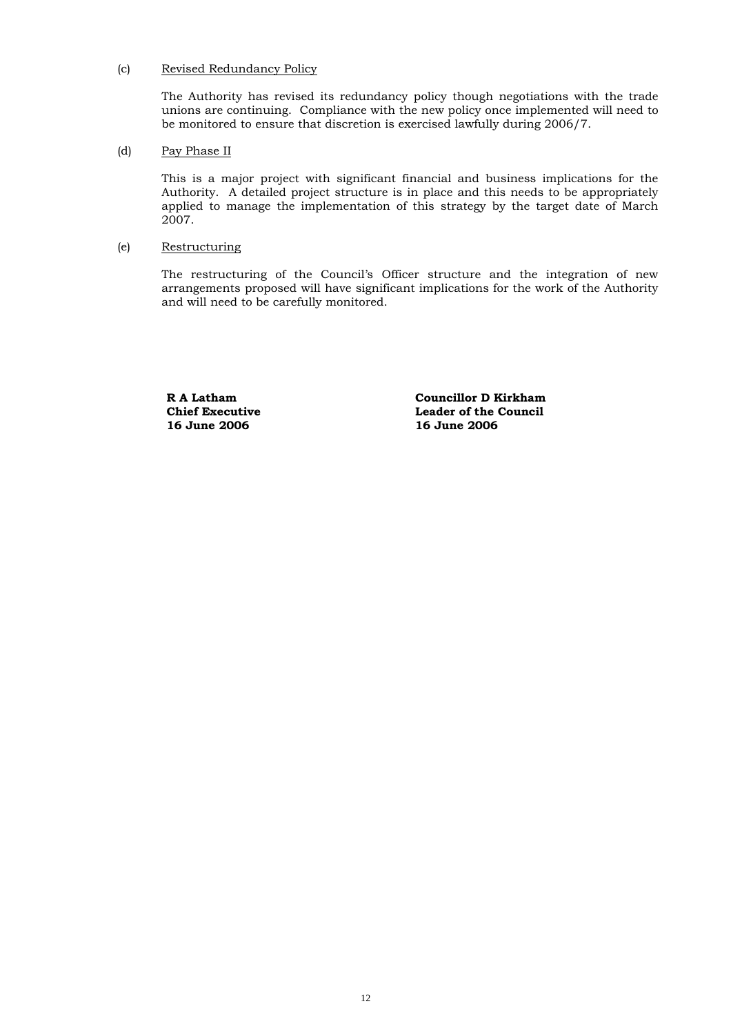(c) <u>Revised Redundancy Policy</u>

The Authority has revised its redundancy policy though negotiations with the trade unions are continuing. Compliance with the new policy once implemented will need to be monitored to ensure that discretion is exercised lawfully during 2006/7.

(d) <u>Pay Phase II</u>

This is a major project with significant financial and business implications for the Authority. A detailed project structure is in place and this needs to be appropriately applied to manage the implementation of this strategy by the target date of March 2007.

(e) <u>Restructuring</u>

The restructuring of the Council's Officer structure and the integration of new arrangements proposed will have significant implications for the work of the Authority and will need to be carefully monitored.

**R A Latham**
**Chief Executive**
**16 June 2006**

**Councillor D Kirkham**
**Leader of the Council**
**16 June 2006**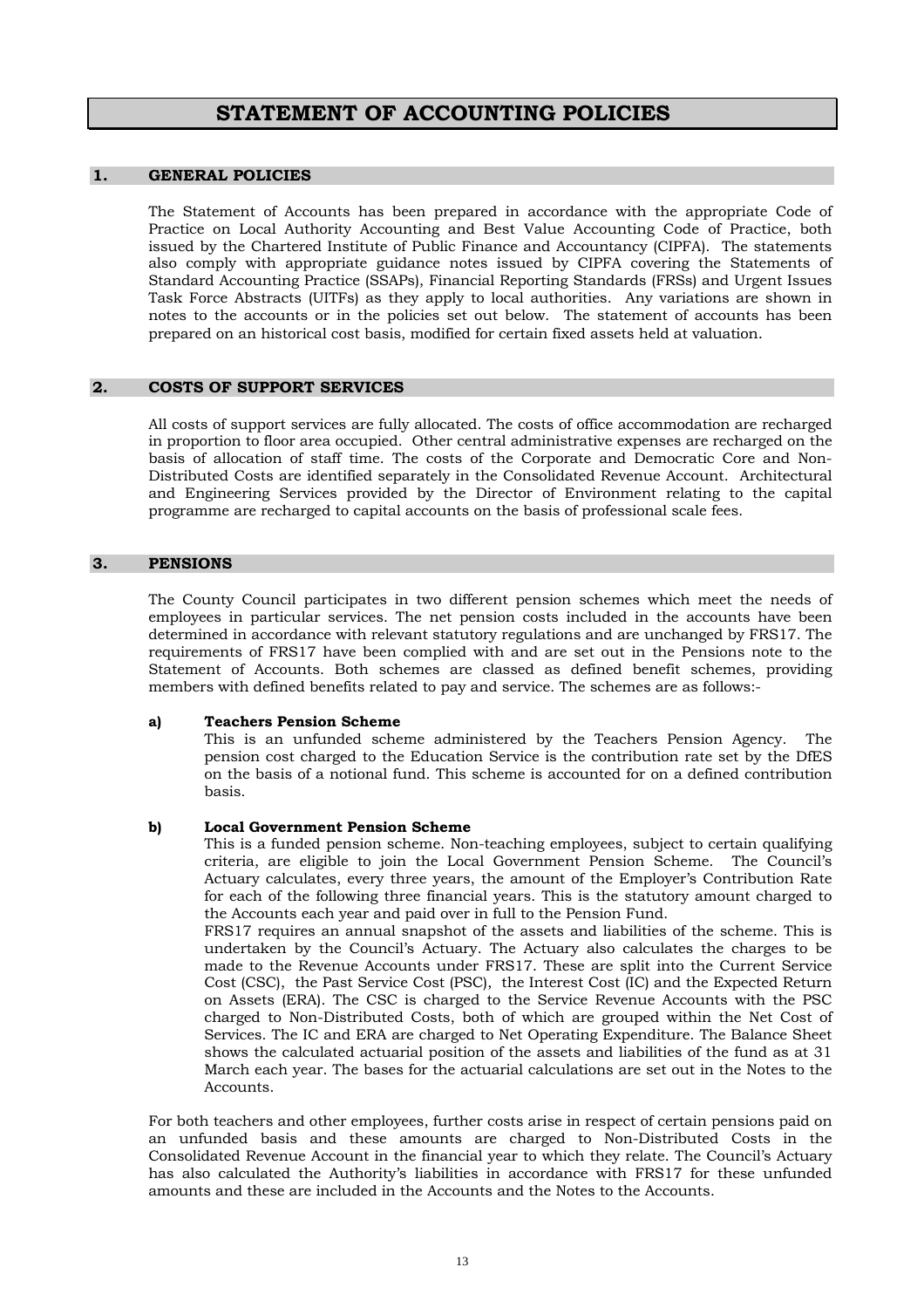# STATEMENT OF ACCOUNTING POLICIES

## 1. GENERAL POLICIES

The Statement of Accounts has been prepared in accordance with the appropriate Code of Practice on Local Authority Accounting and Best Value Accounting Code of Practice, both issued by the Chartered Institute of Public Finance and Accountancy (CIPFA). The statements also comply with appropriate guidance notes issued by CIPFA covering the Statements of Standard Accounting Practice (SSAPs), Financial Reporting Standards (FRSs) and Urgent Issues Task Force Abstracts (UITFs) as they apply to local authorities. Any variations are shown in notes to the accounts or in the policies set out below. The statement of accounts has been prepared on an historical cost basis, modified for certain fixed assets held at valuation.

## 2. COSTS OF SUPPORT SERVICES

All costs of support services are fully allocated. The costs of office accommodation are recharged in proportion to floor area occupied. Other central administrative expenses are recharged on the basis of allocation of staff time. The costs of the Corporate and Democratic Core and Non-Distributed Costs are identified separately in the Consolidated Revenue Account. Architectural and Engineering Services provided by the Director of Environment relating to the capital programme are recharged to capital accounts on the basis of professional scale fees.

## 3. PENSIONS

The County Council participates in two different pension schemes which meet the needs of employees in particular services. The net pension costs included in the accounts have been determined in accordance with relevant statutory regulations and are unchanged by FRS17. The requirements of FRS17 have been complied with and are set out in the Pensions note to the Statement of Accounts. Both schemes are classed as defined benefit schemes, providing members with defined benefits related to pay and service. The schemes are as follows:-

**a) Teachers Pension Scheme**

This is an unfunded scheme administered by the Teachers Pension Agency. The pension cost charged to the Education Service is the contribution rate set by the DfES on the basis of a notional fund. This scheme is accounted for on a defined contribution basis.

**b) Local Government Pension Scheme**

This is a funded pension scheme. Non-teaching employees, subject to certain qualifying criteria, are eligible to join the Local Government Pension Scheme. The Council's Actuary calculates, every three years, the amount of the Employer's Contribution Rate for each of the following three financial years. This is the statutory amount charged to the Accounts each year and paid over in full to the Pension Fund.

FRS17 requires an annual snapshot of the assets and liabilities of the scheme. This is undertaken by the Council's Actuary. The Actuary also calculates the charges to be made to the Revenue Accounts under FRS17. These are split into the Current Service Cost (CSC), the Past Service Cost (PSC), the Interest Cost (IC) and the Expected Return on Assets (ERA). The CSC is charged to the Service Revenue Accounts with the PSC charged to Non-Distributed Costs, both of which are grouped within the Net Cost of Services. The IC and ERA are charged to Net Operating Expenditure. The Balance Sheet shows the calculated actuarial position of the assets and liabilities of the fund as at 31 March each year. The bases for the actuarial calculations are set out in the Notes to the Accounts.

For both teachers and other employees, further costs arise in respect of certain pensions paid on an unfunded basis and these amounts are charged to Non-Distributed Costs in the Consolidated Revenue Account in the financial year to which they relate. The Council's Actuary has also calculated the Authority's liabilities in accordance with FRS17 for these unfunded amounts and these are included in the Accounts and the Notes to the Accounts.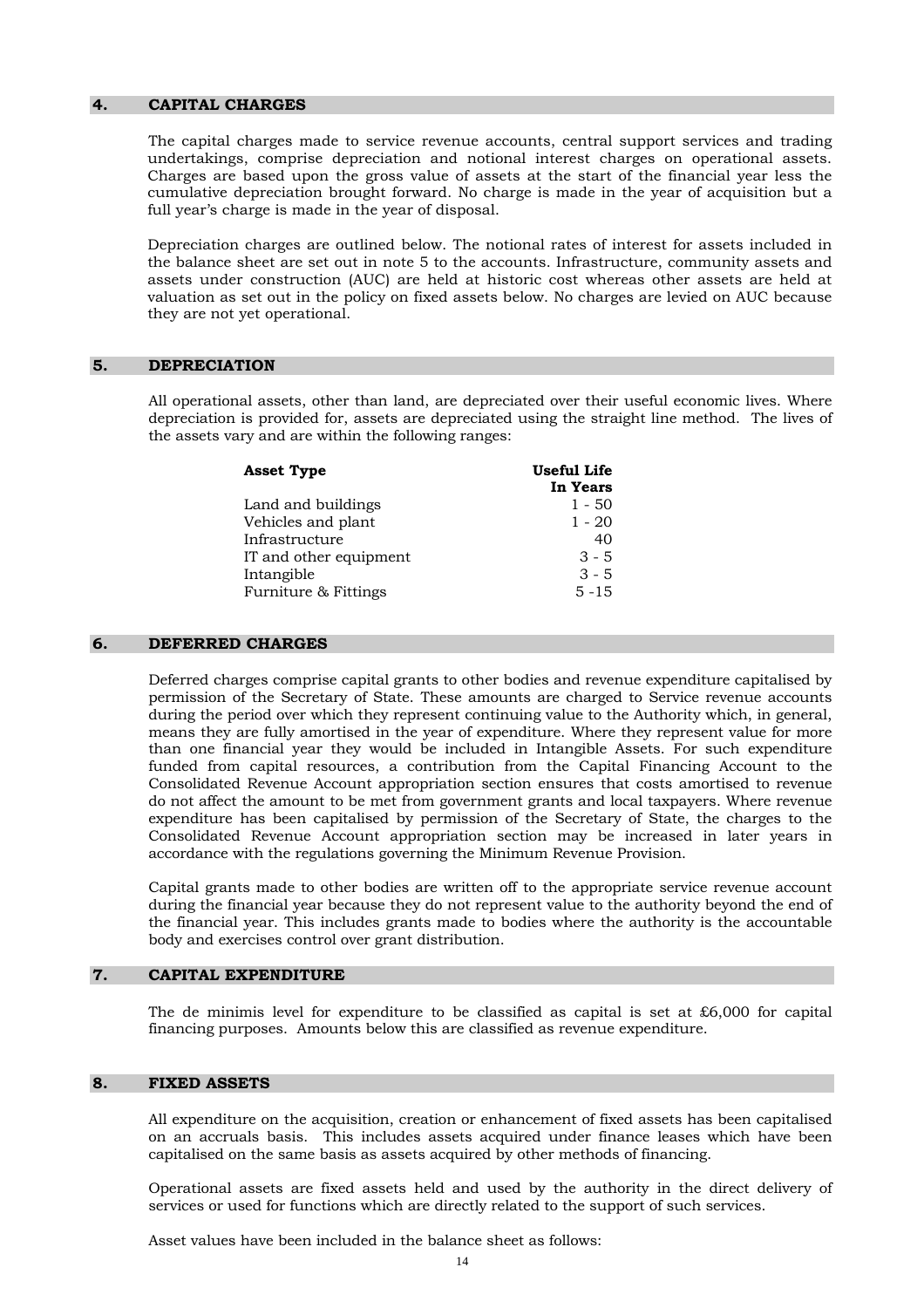## 4. CAPITAL CHARGES

The capital charges made to service revenue accounts, central support services and trading undertakings, comprise depreciation and notional interest charges on operational assets. Charges are based upon the gross value of assets at the start of the financial year less the cumulative depreciation brought forward. No charge is made in the year of acquisition but a full year's charge is made in the year of disposal.

Depreciation charges are outlined below. The notional rates of interest for assets included in the balance sheet are set out in note 5 to the accounts. Infrastructure, community assets and assets under construction (AUC) are held at historic cost whereas other assets are held at valuation as set out in the policy on fixed assets below. No charges are levied on AUC because they are not yet operational.

## 5. DEPRECIATION

All operational assets, other than land, are depreciated over their useful economic lives. Where depreciation is provided for, assets are depreciated using the straight line method. The lives of the assets vary and are within the following ranges:

| Asset Type | Useful Life In Years |
|---|---|
| Land and buildings | 1 - 50 |
| Vehicles and plant | 1 - 20 |
| Infrastructure | 40 |
| IT and other equipment | 3 - 5 |
| Intangible | 3 - 5 |
| Furniture & Fittings | 5 -15 |

## 6. DEFERRED CHARGES

Deferred charges comprise capital grants to other bodies and revenue expenditure capitalised by permission of the Secretary of State. These amounts are charged to Service revenue accounts during the period over which they represent continuing value to the Authority which, in general, means they are fully amortised in the year of expenditure. Where they represent value for more than one financial year they would be included in Intangible Assets. For such expenditure funded from capital resources, a contribution from the Capital Financing Account to the Consolidated Revenue Account appropriation section ensures that costs amortised to revenue do not affect the amount to be met from government grants and local taxpayers. Where revenue expenditure has been capitalised by permission of the Secretary of State, the charges to the Consolidated Revenue Account appropriation section may be increased in later years in accordance with the regulations governing the Minimum Revenue Provision.

Capital grants made to other bodies are written off to the appropriate service revenue account during the financial year because they do not represent value to the authority beyond the end of the financial year. This includes grants made to bodies where the authority is the accountable body and exercises control over grant distribution.

## 7. CAPITAL EXPENDITURE

The de minimis level for expenditure to be classified as capital is set at £6,000 for capital financing purposes. Amounts below this are classified as revenue expenditure.

## 8. FIXED ASSETS

All expenditure on the acquisition, creation or enhancement of fixed assets has been capitalised on an accruals basis. This includes assets acquired under finance leases which have been capitalised on the same basis as assets acquired by other methods of financing.

Operational assets are fixed assets held and used by the authority in the direct delivery of services or used for functions which are directly related to the support of such services.

Asset values have been included in the balance sheet as follows: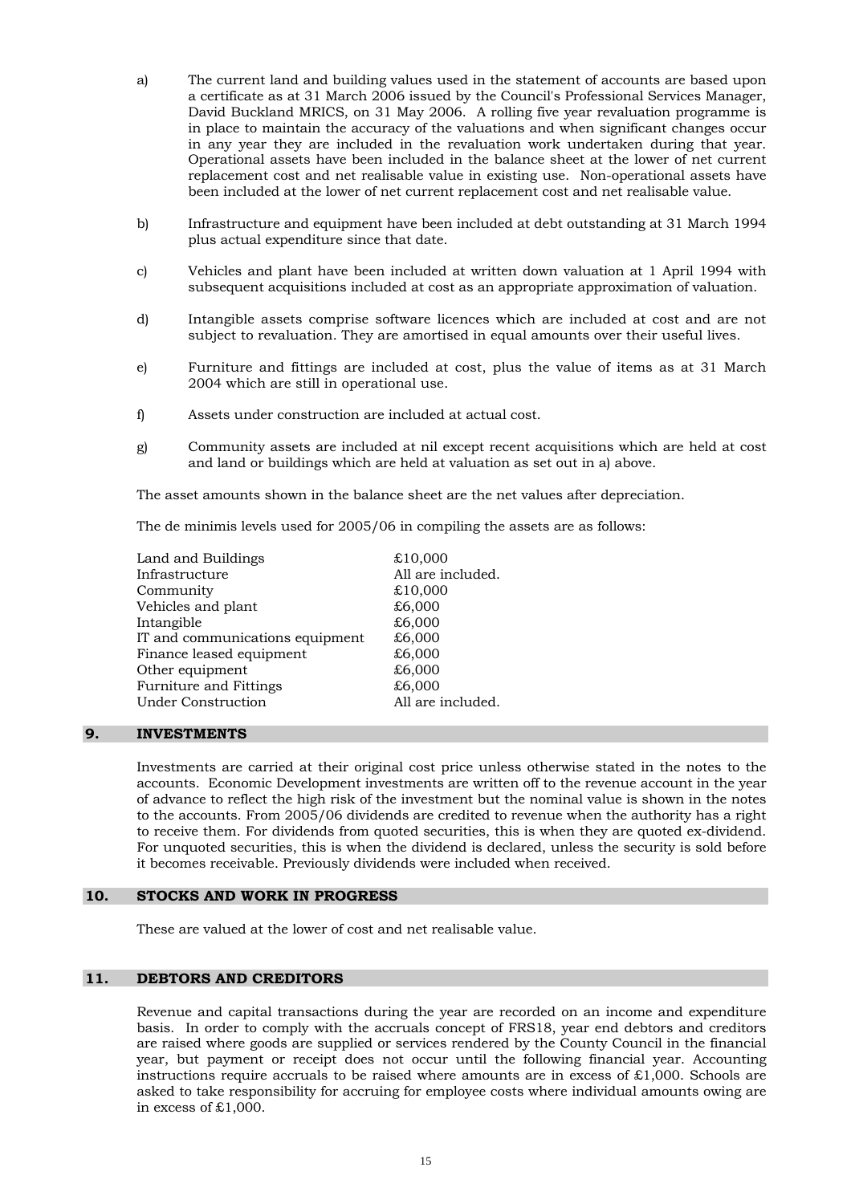a) The current land and building values used in the statement of accounts are based upon a certificate as at 31 March 2006 issued by the Council's Professional Services Manager, David Buckland MRICS, on 31 May 2006. A rolling five year revaluation programme is in place to maintain the accuracy of the valuations and when significant changes occur in any year they are included in the revaluation work undertaken during that year. Operational assets have been included in the balance sheet at the lower of net current replacement cost and net realisable value in existing use. Non-operational assets have been included at the lower of net current replacement cost and net realisable value.

b) Infrastructure and equipment have been included at debt outstanding at 31 March 1994 plus actual expenditure since that date.

c) Vehicles and plant have been included at written down valuation at 1 April 1994 with subsequent acquisitions included at cost as an appropriate approximation of valuation.

d) Intangible assets comprise software licences which are included at cost and are not subject to revaluation. They are amortised in equal amounts over their useful lives.

e) Furniture and fittings are included at cost, plus the value of items as at 31 March 2004 which are still in operational use.

f) Assets under construction are included at actual cost.

g) Community assets are included at nil except recent acquisitions which are held at cost and land or buildings which are held at valuation as set out in a) above.

The asset amounts shown in the balance sheet are the net values after depreciation.

The de minimis levels used for 2005/06 in compiling the assets are as follows:

| | |
|---|---|
| Land and Buildings | £10,000 |
| Infrastructure | All are included. |
| Community | £10,000 |
| Vehicles and plant | £6,000 |
| Intangible | £6,000 |
| IT and communications equipment | £6,000 |
| Finance leased equipment | £6,000 |
| Other equipment | £6,000 |
| Furniture and Fittings | £6,000 |
| Under Construction | All are included. |

## 9. INVESTMENTS

Investments are carried at their original cost price unless otherwise stated in the notes to the accounts. Economic Development investments are written off to the revenue account in the year of advance to reflect the high risk of the investment but the nominal value is shown in the notes to the accounts. From 2005/06 dividends are credited to revenue when the authority has a right to receive them. For dividends from quoted securities, this is when they are quoted ex-dividend. For unquoted securities, this is when the dividend is declared, unless the security is sold before it becomes receivable. Previously dividends were included when received.

## 10. STOCKS AND WORK IN PROGRESS

These are valued at the lower of cost and net realisable value.

## 11. DEBTORS AND CREDITORS

Revenue and capital transactions during the year are recorded on an income and expenditure basis. In order to comply with the accruals concept of FRS18, year end debtors and creditors are raised where goods are supplied or services rendered by the County Council in the financial year, but payment or receipt does not occur until the following financial year. Accounting instructions require accruals to be raised where amounts are in excess of £1,000. Schools are asked to take responsibility for accruing for employee costs where individual amounts owing are in excess of £1,000.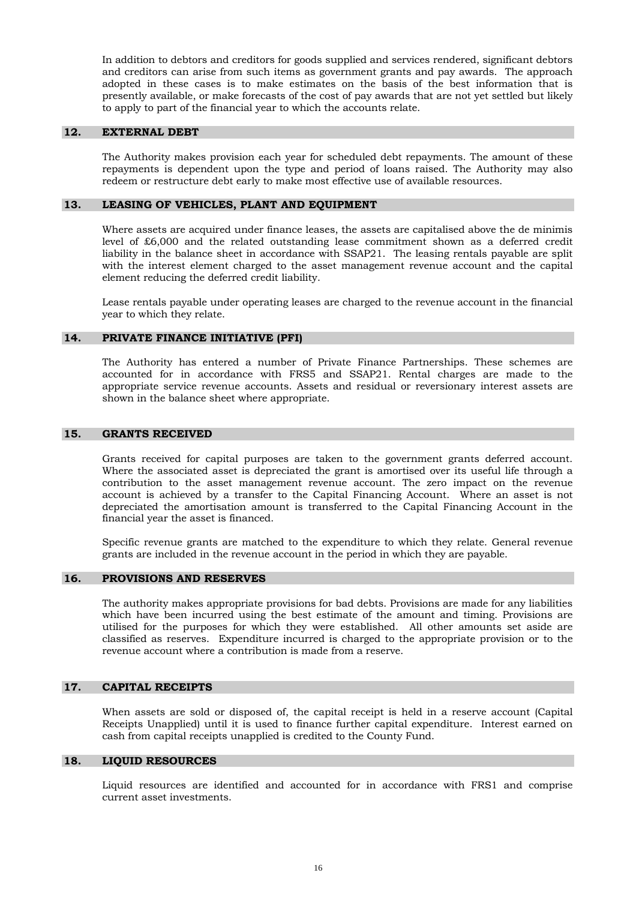In addition to debtors and creditors for goods supplied and services rendered, significant debtors and creditors can arise from such items as government grants and pay awards. The approach adopted in these cases is to make estimates on the basis of the best information that is presently available, or make forecasts of the cost of pay awards that are not yet settled but likely to apply to part of the financial year to which the accounts relate.

## 12. EXTERNAL DEBT

The Authority makes provision each year for scheduled debt repayments. The amount of these repayments is dependent upon the type and period of loans raised. The Authority may also redeem or restructure debt early to make most effective use of available resources.

## 13. LEASING OF VEHICLES, PLANT AND EQUIPMENT

Where assets are acquired under finance leases, the assets are capitalised above the de minimis level of £6,000 and the related outstanding lease commitment shown as a deferred credit liability in the balance sheet in accordance with SSAP21. The leasing rentals payable are split with the interest element charged to the asset management revenue account and the capital element reducing the deferred credit liability.

Lease rentals payable under operating leases are charged to the revenue account in the financial year to which they relate.

## 14. PRIVATE FINANCE INITIATIVE (PFI)

The Authority has entered a number of Private Finance Partnerships. These schemes are accounted for in accordance with FRS5 and SSAP21. Rental charges are made to the appropriate service revenue accounts. Assets and residual or reversionary interest assets are shown in the balance sheet where appropriate.

## 15. GRANTS RECEIVED

Grants received for capital purposes are taken to the government grants deferred account. Where the associated asset is depreciated the grant is amortised over its useful life through a contribution to the asset management revenue account. The zero impact on the revenue account is achieved by a transfer to the Capital Financing Account. Where an asset is not depreciated the amortisation amount is transferred to the Capital Financing Account in the financial year the asset is financed.

Specific revenue grants are matched to the expenditure to which they relate. General revenue grants are included in the revenue account in the period in which they are payable.

## 16. PROVISIONS AND RESERVES

The authority makes appropriate provisions for bad debts. Provisions are made for any liabilities which have been incurred using the best estimate of the amount and timing. Provisions are utilised for the purposes for which they were established. All other amounts set aside are classified as reserves. Expenditure incurred is charged to the appropriate provision or to the revenue account where a contribution is made from a reserve.

## 17. CAPITAL RECEIPTS

When assets are sold or disposed of, the capital receipt is held in a reserve account (Capital Receipts Unapplied) until it is used to finance further capital expenditure. Interest earned on cash from capital receipts unapplied is credited to the County Fund.

## 18. LIQUID RESOURCES

Liquid resources are identified and accounted for in accordance with FRS1 and comprise current asset investments.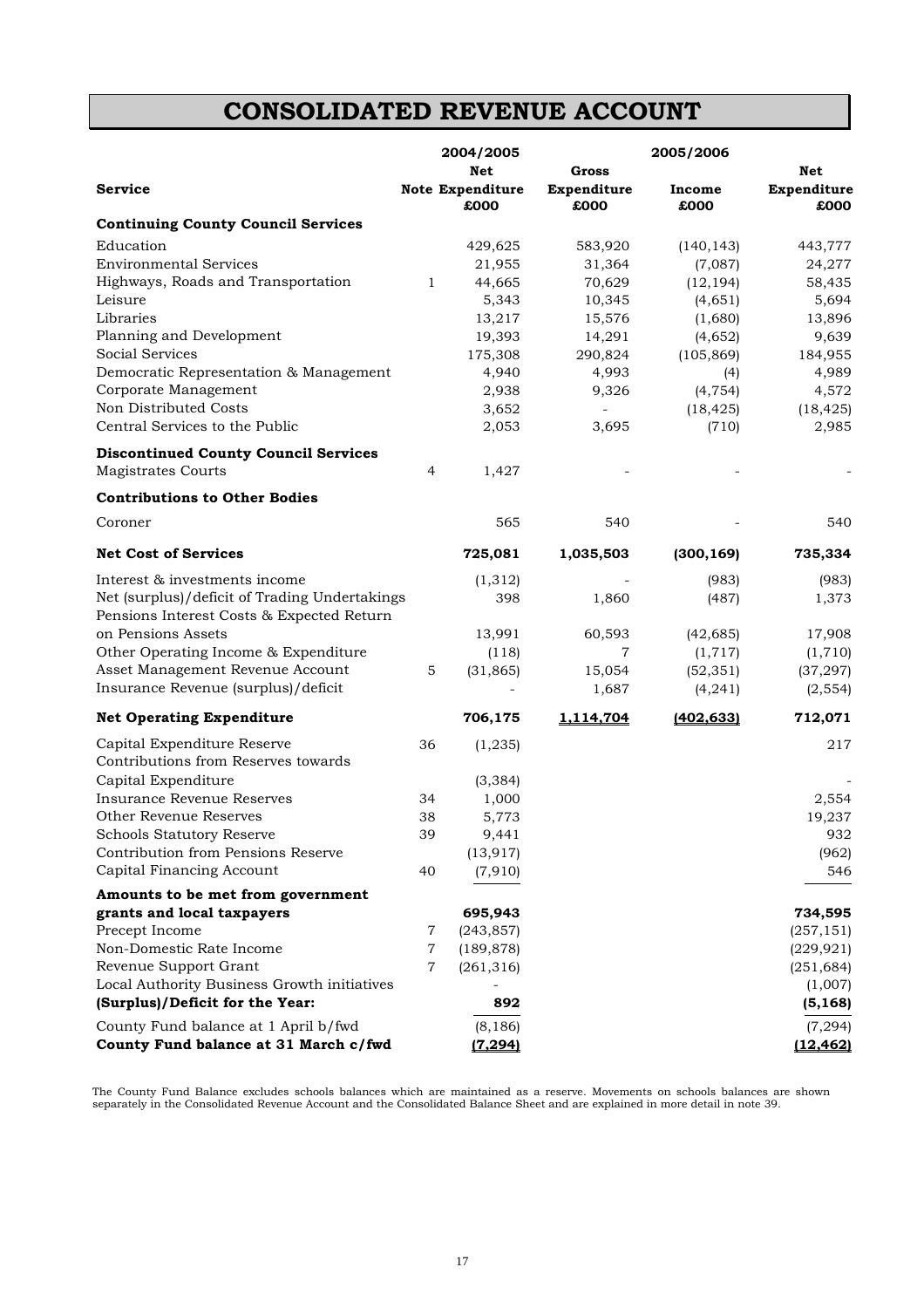# CONSOLIDATED REVENUE ACCOUNT

| Service | Note | 2004/2005 Net Expenditure £000 | 2005/2006 Gross Expenditure £000 | Income £000 | Net Expenditure £000 |
|---|---|---|---|---|---|
| **Continuing County Council Services** | | | | | |
| Education | | 429,625 | 583,920 | (140,143) | 443,777 |
| Environmental Services | | 21,955 | 31,364 | (7,087) | 24,277 |
| Highways, Roads and Transportation | 1 | 44,665 | 70,629 | (12,194) | 58,435 |
| Leisure | | 5,343 | 10,345 | (4,651) | 5,694 |
| Libraries | | 13,217 | 15,576 | (1,680) | 13,896 |
| Planning and Development | | 19,393 | 14,291 | (4,652) | 9,639 |
| Social Services | | 175,308 | 290,824 | (105,869) | 184,955 |
| Democratic Representation & Management | | 4,940 | 4,993 | (4) | 4,989 |
| Corporate Management | | 2,938 | 9,326 | (4,754) | 4,572 |
| Non Distributed Costs | | 3,652 | - | (18,425) | (18,425) |
| Central Services to the Public | | 2,053 | 3,695 | (710) | 2,985 |
| **Discontinued County Council Services** | | | | | |
| Magistrates Courts | 4 | 1,427 | - | - | - |
| **Contributions to Other Bodies** | | | | | |
| Coroner | | 565 | 540 | - | 540 |
| **Net Cost of Services** | | **725,081** | **1,035,503** | **(300,169)** | **735,334** |
| Interest & investments income | | (1,312) | - | (983) | (983) |
| Net (surplus)/deficit of Trading Undertakings | | 398 | 1,860 | (487) | 1,373 |
| Pensions Interest Costs & Expected Return on Pensions Assets | | 13,991 | 60,593 | (42,685) | 17,908 |
| Other Operating Income & Expenditure | | (118) | 7 | (1,717) | (1,710) |
| Asset Management Revenue Account | 5 | (31,865) | 15,054 | (52,351) | (37,297) |
| Insurance Revenue (surplus)/deficit | | - | 1,687 | (4,241) | (2,554) |
| **Net Operating Expenditure** | | **706,175** | **1,114,704** | **(402,633)** | **712,071** |
| Capital Expenditure Reserve | 36 | (1,235) | | | 217 |
| Contributions from Reserves towards Capital Expenditure | | (3,384) | | | - |
| Insurance Revenue Reserves | 34 | 1,000 | | | 2,554 |
| Other Revenue Reserves | 38 | 5,773 | | | 19,237 |
| Schools Statutory Reserve | 39 | 9,441 | | | 932 |
| Contribution from Pensions Reserve | | (13,917) | | | (962) |
| Capital Financing Account | 40 | (7,910) | | | 546 |
| **Amounts to be met from government grants and local taxpayers** | | **695,943** | | | **734,595** |
| Precept Income | 7 | (243,857) | | | (257,151) |
| Non-Domestic Rate Income | 7 | (189,878) | | | (229,921) |
| Revenue Support Grant | 7 | (261,316) | | | (251,684) |
| Local Authority Business Growth initiatives | | - | | | (1,007) |
| **(Surplus)/Deficit for the Year:** | | **892** | | | **(5,168)** |
| County Fund balance at 1 April b/fwd | | (8,186) | | | (7,294) |
| **County Fund balance at 31 March c/fwd** | | **(7,294)** | | | **(12,462)** |

The County Fund Balance excludes schools balances which are maintained as a reserve. Movements on schools balances are shown separately in the Consolidated Revenue Account and the Consolidated Balance Sheet and are explained in more detail in note 39.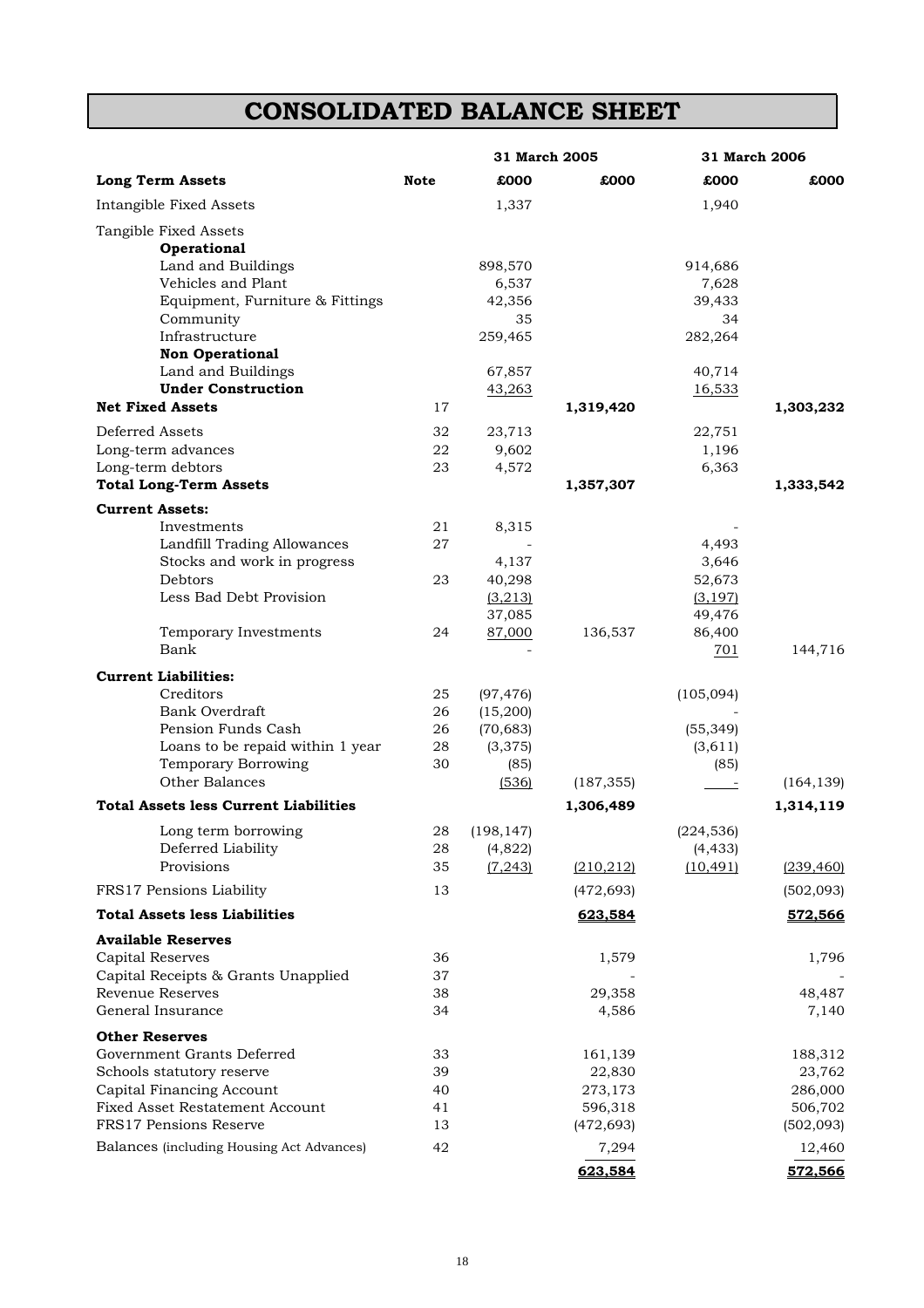# CONSOLIDATED BALANCE SHEET

| | | 31 March 2005 | | 31 March 2006 | |
|---|---|---|---|---|---|
| **Long Term Assets** | **Note** | **£000** | **£000** | **£000** | **£000** |
| Intangible Fixed Assets | | 1,337 | | 1,940 | |
| Tangible Fixed Assets | | | | | |
| **Operational** | | | | | |
| Land and Buildings | | 898,570 | | 914,686 | |
| Vehicles and Plant | | 6,537 | | 7,628 | |
| Equipment, Furniture & Fittings | | 42,356 | | 39,433 | |
| Community | | 35 | | 34 | |
| Infrastructure | | 259,465 | | 282,264 | |
| **Non Operational** | | | | | |
| Land and Buildings | | 67,857 | | 40,714 | |
| **Under Construction** | | 43,263 | | 16,533 | |
| **Net Fixed Assets** | 17 | | **1,319,420** | | **1,303,232** |
| Deferred Assets | 32 | 23,713 | | 22,751 | |
| Long-term advances | 22 | 9,602 | | 1,196 | |
| Long-term debtors | 23 | 4,572 | | 6,363 | |
| **Total Long-Term Assets** | | | **1,357,307** | | **1,333,542** |
| **Current Assets:** | | | | | |
| Investments | 21 | 8,315 | | - | |
| Landfill Trading Allowances | 27 | - | | 4,493 | |
| Stocks and work in progress | | 4,137 | | 3,646 | |
| Debtors | 23 | 40,298 | | 52,673 | |
| Less Bad Debt Provision | | (3,213) | | (3,197) | |
| | | 37,085 | | 49,476 | |
| Temporary Investments | 24 | 87,000 | 136,537 | 86,400 | |
| Bank | | - | | 701 | 144,716 |
| **Current Liabilities:** | | | | | |
| Creditors | 25 | (97,476) | | (105,094) | |
| Bank Overdraft | 26 | (15,200) | | - | |
| Pension Funds Cash | 26 | (70,683) | | (55,349) | |
| Loans to be repaid within 1 year | 28 | (3,375) | | (3,611) | |
| Temporary Borrowing | 30 | (85) | | (85) | |
| Other Balances | | (536) | (187,355) | - | (164,139) |
| **Total Assets less Current Liabilities** | | | **1,306,489** | | **1,314,119** |
| Long term borrowing | 28 | (198,147) | | (224,536) | |
| Deferred Liability | 28 | (4,822) | | (4,433) | |
| Provisions | 35 | (7,243) | (210,212) | (10,491) | (239,460) |
| FRS17 Pensions Liability | 13 | | (472,693) | | (502,093) |
| **Total Assets less Liabilities** | | | **623,584** | | **572,566** |
| **Available Reserves** | | | | | |
| Capital Reserves | 36 | | 1,579 | | 1,796 |
| Capital Receipts & Grants Unapplied | 37 | | - | | - |
| Revenue Reserves | 38 | | 29,358 | | 48,487 |
| General Insurance | 34 | | 4,586 | | 7,140 |
| **Other Reserves** | | | | | |
| Government Grants Deferred | 33 | | 161,139 | | 188,312 |
| Schools statutory reserve | 39 | | 22,830 | | 23,762 |
| Capital Financing Account | 40 | | 273,173 | | 286,000 |
| Fixed Asset Restatement Account | 41 | | 596,318 | | 506,702 |
| FRS17 Pensions Reserve | 13 | | (472,693) | | (502,093) |
| Balances (including Housing Act Advances) | 42 | | 7,294 | | 12,460 |
| | | | **623,584** | | **572,566** |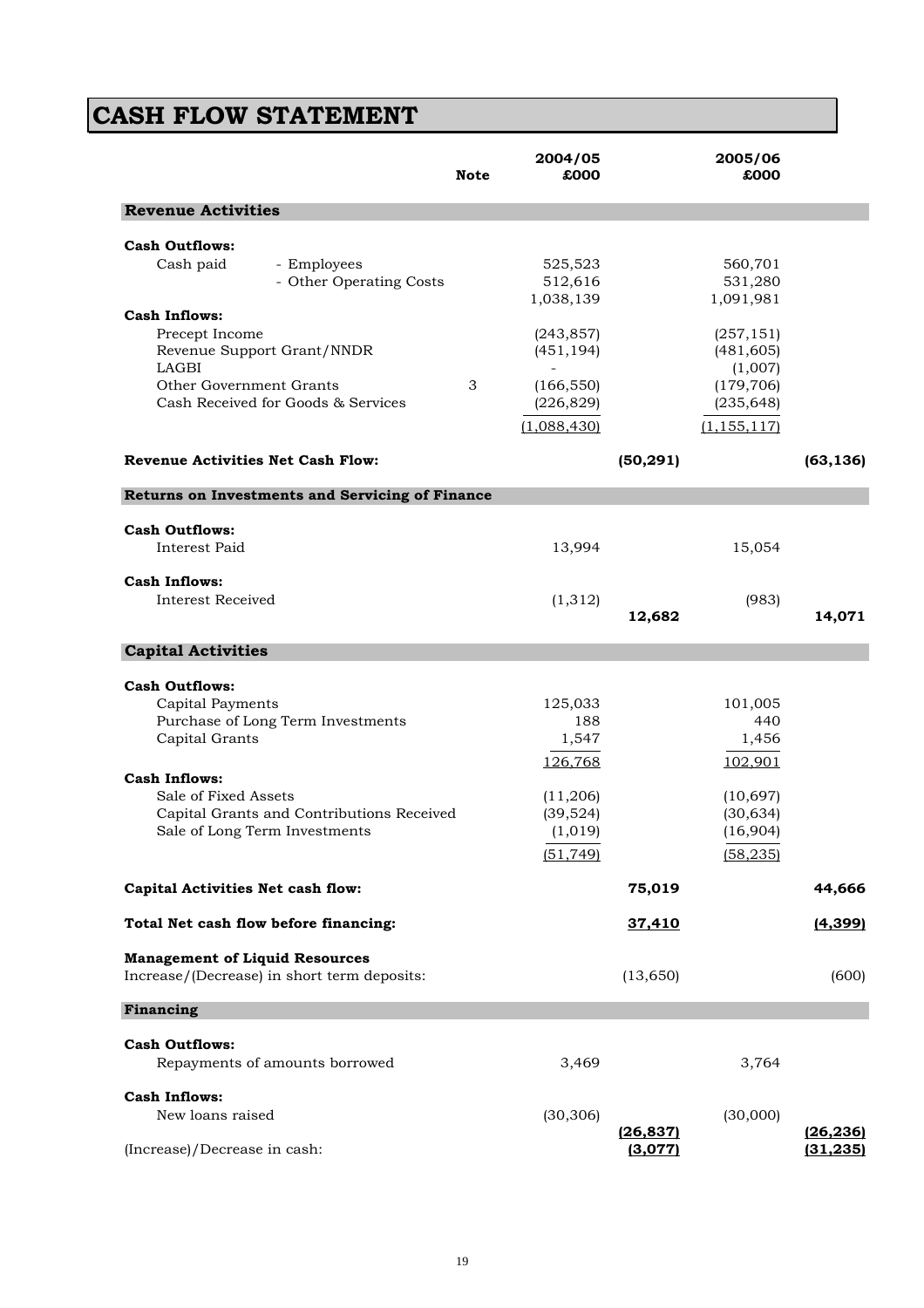# CASH FLOW STATEMENT

| | Note | 2004/05 £000 | | 2005/06 £000 | |
|---|---|---|---|---|---|
| **Revenue Activities** | | | | | |
| **Cash Outflows:** | | | | | |
| Cash paid - Employees | | 525,523 | | 560,701 | |
| - Other Operating Costs | | 512,616 | | 531,280 | |
| | | 1,038,139 | | 1,091,981 | |
| **Cash Inflows:** | | | | | |
| Precept Income | | (243,857) | | (257,151) | |
| Revenue Support Grant/NNDR | | (451,194) | | (481,605) | |
| LAGBI | | - | | (1,007) | |
| Other Government Grants | 3 | (166,550) | | (179,706) | |
| Cash Received for Goods & Services | | (226,829) | | (235,648) | |
| | | (1,088,430) | | (1,155,117) | |
| **Revenue Activities Net Cash Flow:** | | | **(50,291)** | | **(63,136)** |
| **Returns on Investments and Servicing of Finance** | | | | | |
| **Cash Outflows:** | | | | | |
| Interest Paid | | 13,994 | | 15,054 | |
| **Cash Inflows:** | | | | | |
| Interest Received | | (1,312) | | (983) | |
| | | | **12,682** | | **14,071** |
| **Capital Activities** | | | | | |
| **Cash Outflows:** | | | | | |
| Capital Payments | | 125,033 | | 101,005 | |
| Purchase of Long Term Investments | | 188 | | 440 | |
| Capital Grants | | 1,547 | | 1,456 | |
| | | 126,768 | | 102,901 | |
| **Cash Inflows:** | | | | | |
| Sale of Fixed Assets | | (11,206) | | (10,697) | |
| Capital Grants and Contributions Received | | (39,524) | | (30,634) | |
| Sale of Long Term Investments | | (1,019) | | (16,904) | |
| | | (51,749) | | (58,235) | |
| **Capital Activities Net cash flow:** | | | **75,019** | | **44,666** |
| **Total Net cash flow before financing:** | | | **37,410** | | **(4,399)** |
| **Management of Liquid Resources** | | | | | |
| Increase/(Decrease) in short term deposits: | | | (13,650) | | (600) |
| **Financing** | | | | | |
| **Cash Outflows:** | | | | | |
| Repayments of amounts borrowed | | 3,469 | | 3,764 | |
| **Cash Inflows:** | | | | | |
| New loans raised | | (30,306) | | (30,000) | |
| | | | **(26,837)** | | **(26,236)** |
| (Increase)/Decrease in cash: | | | **(3,077)** | | **(31,235)** |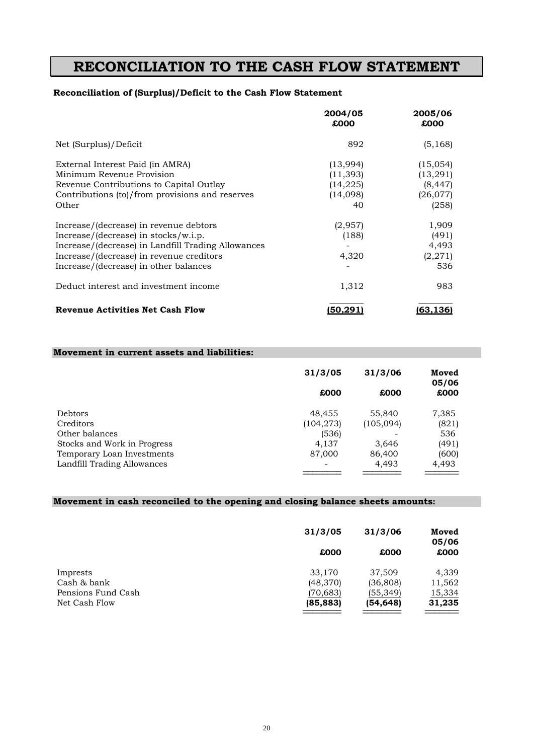# RECONCILIATION TO THE CASH FLOW STATEMENT

**Reconciliation of (Surplus)/Deficit to the Cash Flow Statement**

| | 2004/05 £000 | 2005/06 £000 |
|---|---|---|
| Net (Surplus)/Deficit | 892 | (5,168) |
| External Interest Paid (in AMRA) | (13,994) | (15,054) |
| Minimum Revenue Provision | (11,393) | (13,291) |
| Revenue Contributions to Capital Outlay | (14,225) | (8,447) |
| Contributions (to)/from provisions and reserves | (14,098) | (26,077) |
| Other | 40 | (258) |
| Increase/(decrease) in revenue debtors | (2,957) | 1,909 |
| Increase/(decrease) in stocks/w.i.p. | (188) | (491) |
| Increase/(decrease) in Landfill Trading Allowances | - | 4,493 |
| Increase/(decrease) in revenue creditors | 4,320 | (2,271) |
| Increase/(decrease) in other balances | - | 536 |
| Deduct interest and investment income | 1,312 | 983 |
| **Revenue Activities Net Cash Flow** | **(50,291)** | **(63,136)** |

**Movement in current assets and liabilities:**

| | 31/3/05 £000 | 31/3/06 £000 | Moved 05/06 £000 |
|---|---|---|---|
| Debtors | 48,455 | 55,840 | 7,385 |
| Creditors | (104,273) | (105,094) | (821) |
| Other balances | (536) | - | 536 |
| Stocks and Work in Progress | 4,137 | 3,646 | (491) |
| Temporary Loan Investments | 87,000 | 86,400 | (600) |
| Landfill Trading Allowances | - | 4,493 | 4,493 |

**Movement in cash reconciled to the opening and closing balance sheets amounts:**

| | 31/3/05 £000 | 31/3/06 £000 | Moved 05/06 £000 |
|---|---|---|---|
| Imprests | 33,170 | 37,509 | 4,339 |
| Cash & bank | (48,370) | (36,808) | 11,562 |
| Pensions Fund Cash | (70,683) | (55,349) | 15,334 |
| Net Cash Flow | **(85,883)** | **(54,648)** | **31,235** |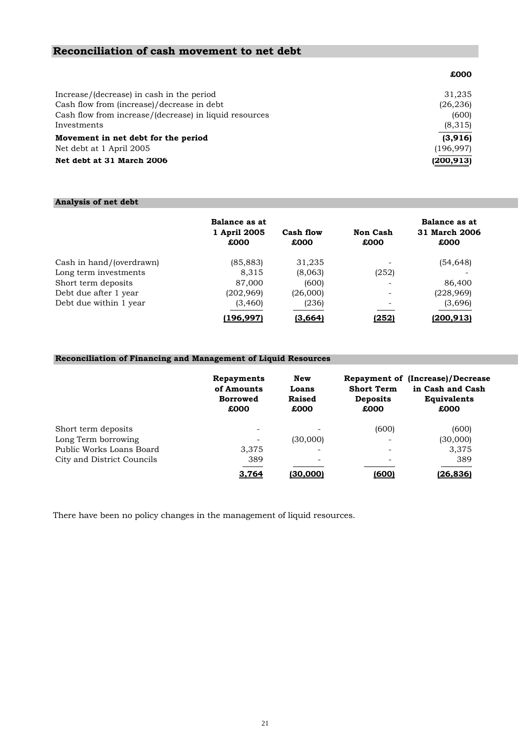## Reconciliation of cash movement to net debt

| | £000 |
|---|---|
| Increase/(decrease) in cash in the period | 31,235 |
| Cash flow from (increase)/decrease in debt | (26,236) |
| Cash flow from increase/(decrease) in liquid resources | (600) |
| Investments | (8,315) |
| **Movement in net debt for the period** | **(3,916)** |
| Net debt at 1 April 2005 | (196,997) |
| **Net debt at 31 March 2006** | **(200,913)** |

### Analysis of net debt

| | Balance as at 1 April 2005 £000 | Cash flow £000 | Non Cash £000 | Balance as at 31 March 2006 £000 |
|---|---|---|---|---|
| Cash in hand/(overdrawn) | (85,883) | 31,235 | - | (54,648) |
| Long term investments | 8,315 | (8,063) | (252) | - |
| Short term deposits | 87,000 | (600) | - | 86,400 |
| Debt due after 1 year | (202,969) | (26,000) | - | (228,969) |
| Debt due within 1 year | (3,460) | (236) | - | (3,696) |
| | **(196,997)** | **(3,664)** | **(252)** | **(200,913)** |

### Reconciliation of Financing and Management of Liquid Resources

| | Repayments of Amounts Borrowed £000 | New Loans Raised £000 | Repayment of Short Term Deposits £000 | (Increase)/Decrease in Cash and Cash Equivalents £000 |
|---|---|---|---|---|
| Short term deposits | - | - | (600) | (600) |
| Long Term borrowing | - | (30,000) | - | (30,000) |
| Public Works Loans Board | 3,375 | - | - | 3,375 |
| City and District Councils | 389 | - | - | 389 |
| | **3,764** | **(30,000)** | **(600)** | **(26,836)** |

There have been no policy changes in the management of liquid resources.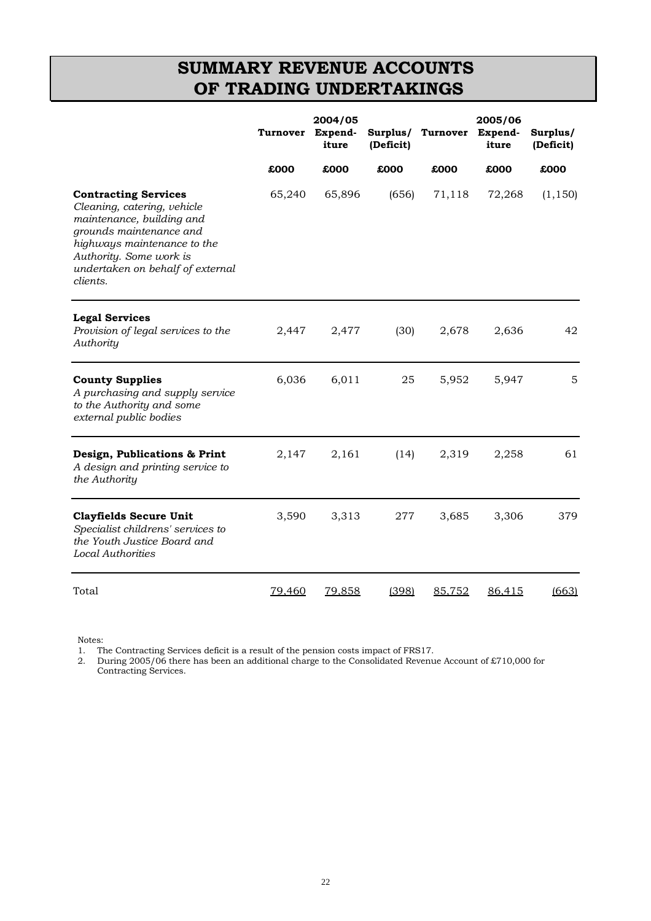# SUMMARY REVENUE ACCOUNTS OF TRADING UNDERTAKINGS

| | 2004/05 | | | 2005/06 | | |
|---|---|---|---|---|---|---|
| | Turnover | Expend-iture | Surplus/ (Deficit) | Turnover | Expend-iture | Surplus/ (Deficit) |
| | £000 | £000 | £000 | £000 | £000 | £000 |
| **Contracting Services** *Cleaning, catering, vehicle maintenance, building and grounds maintenance and highways maintenance to the Authority. Some work is undertaken on behalf of external clients.* | 65,240 | 65,896 | (656) | 71,118 | 72,268 | (1,150) |
| **Legal Services** *Provision of legal services to the Authority* | 2,447 | 2,477 | (30) | 2,678 | 2,636 | 42 |
| **County Supplies** *A purchasing and supply service to the Authority and some external public bodies* | 6,036 | 6,011 | 25 | 5,952 | 5,947 | 5 |
| **Design, Publications & Print** *A design and printing service to the Authority* | 2,147 | 2,161 | (14) | 2,319 | 2,258 | 61 |
| **Clayfields Secure Unit** *Specialist childrens' services to the Youth Justice Board and Local Authorities* | 3,590 | 3,313 | 277 | 3,685 | 3,306 | 379 |
| Total | 79,460 | 79,858 | (398) | 85,752 | 86,415 | (663) |

Notes:
1. The Contracting Services deficit is a result of the pension costs impact of FRS17.
2. During 2005/06 there has been an additional charge to the Consolidated Revenue Account of £710,000 for Contracting Services.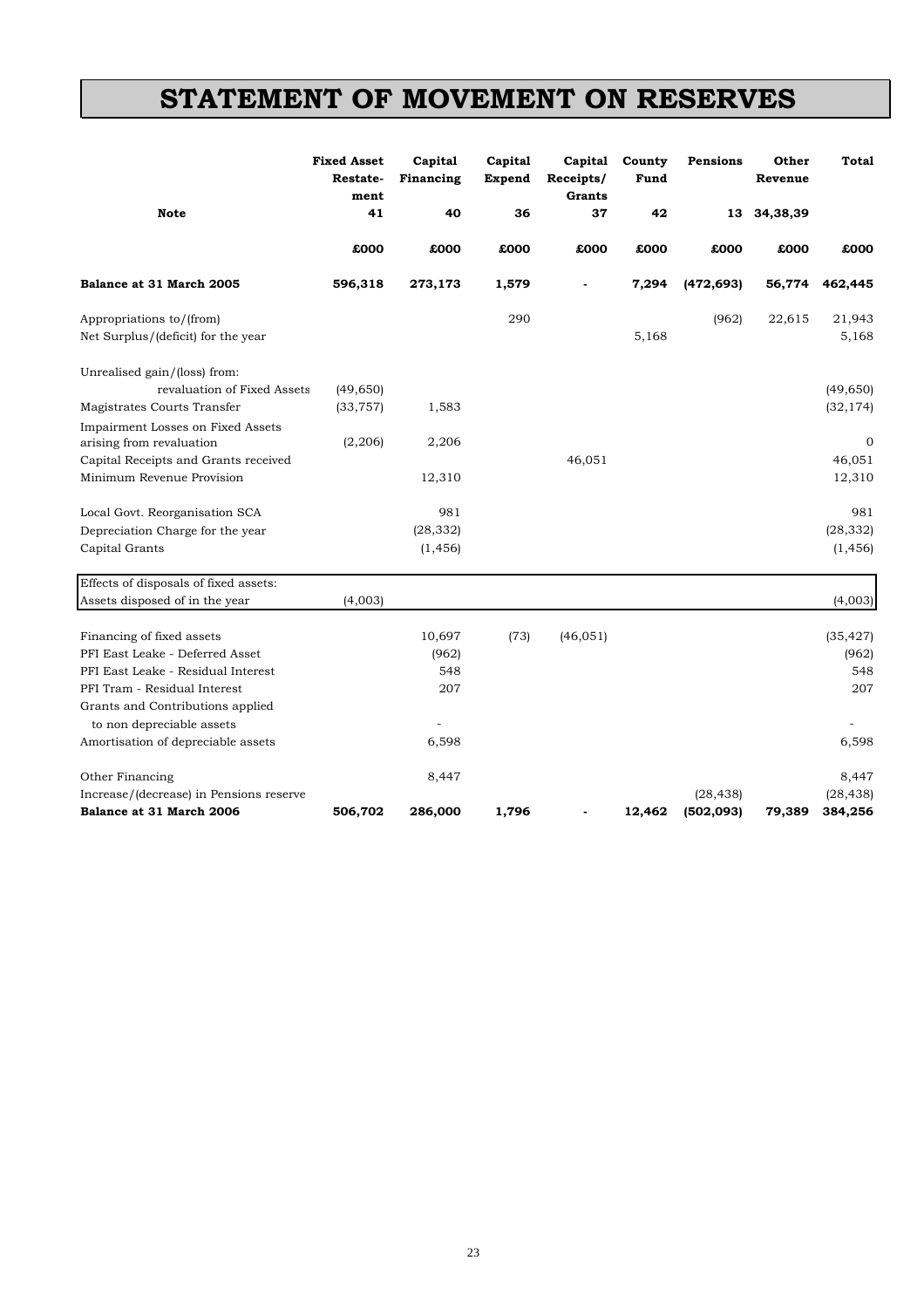# STATEMENT OF MOVEMENT ON RESERVES

| | Fixed Asset Restate-ment | Capital Financing | Capital Expend | Capital Receipts/ Grants | County Fund | Pensions | Other Revenue | Total |
|---|---|---|---|---|---|---|---|---|
| **Note** | **41** | **40** | **36** | **37** | **42** | **13** | **34,38,39** | |
| | **£000** | **£000** | **£000** | **£000** | **£000** | **£000** | **£000** | **£000** |
| **Balance at 31 March 2005** | **596,318** | **273,173** | **1,579** | **-** | **7,294** | **(472,693)** | **56,774** | **462,445** |
| Appropriations to/(from) | | | 290 | | | (962) | 22,615 | 21,943 |
| Net Surplus/(deficit) for the year | | | | | 5,168 | | | 5,168 |
| Unrealised gain/(loss) from: | | | | | | | | |
| revaluation of Fixed Assets | (49,650) | | | | | | | (49,650) |
| Magistrates Courts Transfer | (33,757) | 1,583 | | | | | | (32,174) |
| Impairment Losses on Fixed Assets arising from revaluation | (2,206) | 2,206 | | | | | | 0 |
| Capital Receipts and Grants received | | | | 46,051 | | | | 46,051 |
| Minimum Revenue Provision | | 12,310 | | | | | | 12,310 |
| Local Govt. Reorganisation SCA | | 981 | | | | | | 981 |
| Depreciation Charge for the year | | (28,332) | | | | | | (28,332) |
| Capital Grants | | (1,456) | | | | | | (1,456) |
| Effects of disposals of fixed assets: | | | | | | | | |
| Assets disposed of in the year | (4,003) | | | | | | | (4,003) |
| Financing of fixed assets | | 10,697 | (73) | (46,051) | | | | (35,427) |
| PFI East Leake - Deferred Asset | | (962) | | | | | | (962) |
| PFI East Leake - Residual Interest | | 548 | | | | | | 548 |
| PFI Tram - Residual Interest | | 207 | | | | | | 207 |
| Grants and Contributions applied to non depreciable assets | | - | | | | | | - |
| Amortisation of depreciable assets | | 6,598 | | | | | | 6,598 |
| Other Financing | | 8,447 | | | | | | 8,447 |
| Increase/(decrease) in Pensions reserve | | | | | | (28,438) | | (28,438) |
| **Balance at 31 March 2006** | **506,702** | **286,000** | **1,796** | **-** | **12,462** | **(502,093)** | **79,389** | **384,256** |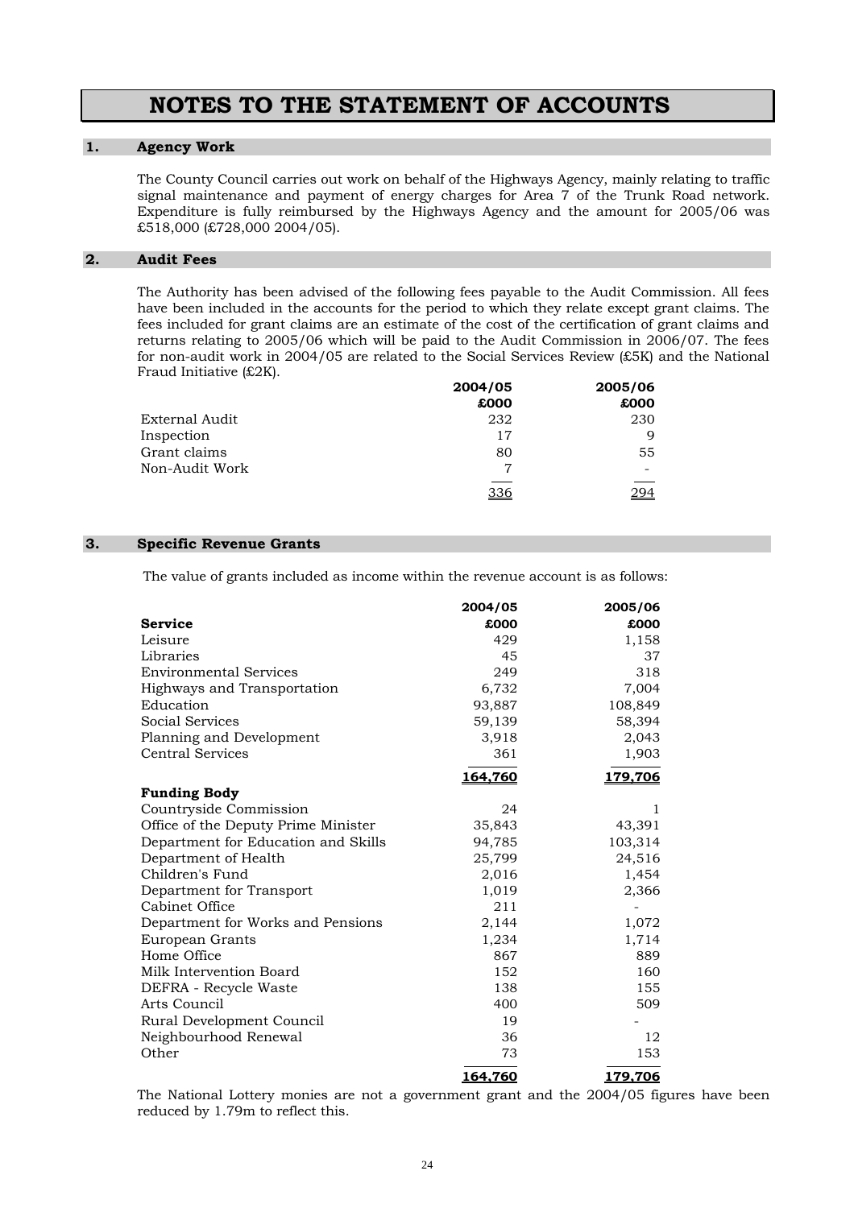# NOTES TO THE STATEMENT OF ACCOUNTS

## 1. Agency Work

The County Council carries out work on behalf of the Highways Agency, mainly relating to traffic signal maintenance and payment of energy charges for Area 7 of the Trunk Road network. Expenditure is fully reimbursed by the Highways Agency and the amount for 2005/06 was £518,000 (£728,000 2004/05).

## 2. Audit Fees

The Authority has been advised of the following fees payable to the Audit Commission. All fees have been included in the accounts for the period to which they relate except grant claims. The fees included for grant claims are an estimate of the cost of the certification of grant claims and returns relating to 2005/06 which will be paid to the Audit Commission in 2006/07. The fees for non-audit work in 2004/05 are related to the Social Services Review (£5K) and the National Fraud Initiative (£2K).

| | 2004/05 | 2005/06 |
|---|---|---|
| | £000 | £000 |
| External Audit | 232 | 230 |
| Inspection | 17 | 9 |
| Grant claims | 80 | 55 |
| Non-Audit Work | 7 | - |
| | 336 | 294 |

## 3. Specific Revenue Grants

The value of grants included as income within the revenue account is as follows:

| | 2004/05 | 2005/06 |
|---|---|---|
| **Service** | £000 | £000 |
| Leisure | 429 | 1,158 |
| Libraries | 45 | 37 |
| Environmental Services | 249 | 318 |
| Highways and Transportation | 6,732 | 7,004 |
| Education | 93,887 | 108,849 |
| Social Services | 59,139 | 58,394 |
| Planning and Development | 3,918 | 2,043 |
| Central Services | 361 | 1,903 |
| | **164,760** | **179,706** |
| **Funding Body** | | |
| Countryside Commission | 24 | 1 |
| Office of the Deputy Prime Minister | 35,843 | 43,391 |
| Department for Education and Skills | 94,785 | 103,314 |
| Department of Health | 25,799 | 24,516 |
| Children's Fund | 2,016 | 1,454 |
| Department for Transport | 1,019 | 2,366 |
| Cabinet Office | 211 | - |
| Department for Works and Pensions | 2,144 | 1,072 |
| European Grants | 1,234 | 1,714 |
| Home Office | 867 | 889 |
| Milk Intervention Board | 152 | 160 |
| DEFRA - Recycle Waste | 138 | 155 |
| Arts Council | 400 | 509 |
| Rural Development Council | 19 | - |
| Neighbourhood Renewal | 36 | 12 |
| Other | 73 | 153 |
| | **164,760** | **179,706** |

The National Lottery monies are not a government grant and the 2004/05 figures have been reduced by 1.79m to reflect this.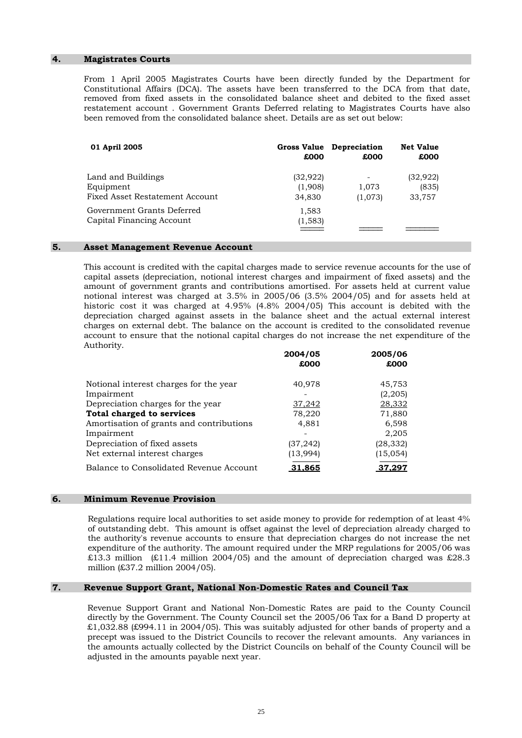## 4. Magistrates Courts

From 1 April 2005 Magistrates Courts have been directly funded by the Department for Constitutional Affairs (DCA). The assets have been transferred to the DCA from that date, removed from fixed assets in the consolidated balance sheet and debited to the fixed asset restatement account . Government Grants Deferred relating to Magistrates Courts have also been removed from the consolidated balance sheet. Details are as set out below:

| **01 April 2005** | **Gross Value £000** | **Depreciation £000** | **Net Value £000** |
|---|---|---|---|
| Land and Buildings | (32,922) | - | (32,922) |
| Equipment | (1,908) | 1,073 | (835) |
| Fixed Asset Restatement Account | 34,830 | (1,073) | 33,757 |
| Government Grants Deferred | 1,583 | | |
| Capital Financing Account | (1,583) | | |

## 5. Asset Management Revenue Account

This account is credited with the capital charges made to service revenue accounts for the use of capital assets (depreciation, notional interest charges and impairment of fixed assets) and the amount of government grants and contributions amortised. For assets held at current value notional interest was charged at 3.5% in 2005/06 (3.5% 2004/05) and for assets held at historic cost it was charged at 4.95% (4.8% 2004/05) This account is debited with the depreciation charged against assets in the balance sheet and the actual external interest charges on external debt. The balance on the account is credited to the consolidated revenue account to ensure that the notional capital charges do not increase the net expenditure of the Authority.

| | **2004/05 £000** | **2005/06 £000** |
|---|---|---|
| Notional interest charges for the year | 40,978 | 45,753 |
| Impairment | - | (2,205) |
| Depreciation charges for the year | 37,242 | 28,332 |
| **Total charged to services** | 78,220 | 71,880 |
| Amortisation of grants and contributions | 4,881 | 6,598 |
| Impairment | - | 2,205 |
| Depreciation of fixed assets | (37,242) | (28,332) |
| Net external interest charges | (13,994) | (15,054) |
| Balance to Consolidated Revenue Account | **31,865** | **37,297** |

## 6. Minimum Revenue Provision

Regulations require local authorities to set aside money to provide for redemption of at least 4% of outstanding debt. This amount is offset against the level of depreciation already charged to the authority's revenue accounts to ensure that depreciation charges do not increase the net expenditure of the authority. The amount required under the MRP regulations for 2005/06 was £13.3 million (£11.4 million 2004/05) and the amount of depreciation charged was £28.3 million (£37.2 million 2004/05).

## 7. Revenue Support Grant, National Non-Domestic Rates and Council Tax

Revenue Support Grant and National Non-Domestic Rates are paid to the County Council directly by the Government. The County Council set the 2005/06 Tax for a Band D property at £1,032.88 (£994.11 in 2004/05). This was suitably adjusted for other bands of property and a precept was issued to the District Councils to recover the relevant amounts. Any variances in the amounts actually collected by the District Councils on behalf of the County Council will be adjusted in the amounts payable next year.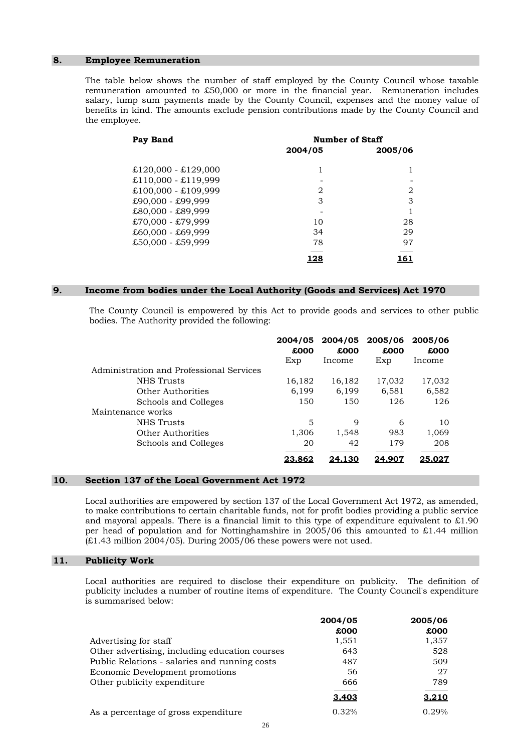## 8. Employee Remuneration

The table below shows the number of staff employed by the County Council whose taxable remuneration amounted to £50,000 or more in the financial year. Remuneration includes salary, lump sum payments made by the County Council, expenses and the money value of benefits in kind. The amounts exclude pension contributions made by the County Council and the employee.

| Pay Band | Number of Staff | |
|---|---|---|
| | 2004/05 | 2005/06 |
| £120,000 - £129,000 | 1 | 1 |
| £110,000 - £119,999 | - | - |
| £100,000 - £109,999 | 2 | 2 |
| £90,000 - £99,999 | 3 | 3 |
| £80,000 - £89,999 | - | 1 |
| £70,000 - £79,999 | 10 | 28 |
| £60,000 - £69,999 | 34 | 29 |
| £50,000 - £59,999 | 78 | 97 |
| | **128** | **161** |

## 9. Income from bodies under the Local Authority (Goods and Services) Act 1970

The County Council is empowered by this Act to provide goods and services to other public bodies. The Authority provided the following:

| | 2004/05 £000 Exp | 2004/05 £000 Income | 2005/06 £000 Exp | 2005/06 £000 Income |
|---|---|---|---|---|
| Administration and Professional Services | | | | |
| NHS Trusts | 16,182 | 16,182 | 17,032 | 17,032 |
| Other Authorities | 6,199 | 6,199 | 6,581 | 6,582 |
| Schools and Colleges | 150 | 150 | 126 | 126 |
| Maintenance works | | | | |
| NHS Trusts | 5 | 9 | 6 | 10 |
| Other Authorities | 1,306 | 1,548 | 983 | 1,069 |
| Schools and Colleges | 20 | 42 | 179 | 208 |
| | **23,862** | **24,130** | **24,907** | **25,027** |

## 10. Section 137 of the Local Government Act 1972

Local authorities are empowered by section 137 of the Local Government Act 1972, as amended, to make contributions to certain charitable funds, not for profit bodies providing a public service and mayoral appeals. There is a financial limit to this type of expenditure equivalent to £1.90 per head of population and for Nottinghamshire in 2005/06 this amounted to £1.44 million (£1.43 million 2004/05). During 2005/06 these powers were not used.

## 11. Publicity Work

Local authorities are required to disclose their expenditure on publicity. The definition of publicity includes a number of routine items of expenditure. The County Council's expenditure is summarised below:

| | 2004/05 £000 | 2005/06 £000 |
|---|---|---|
| Advertising for staff | 1,551 | 1,357 |
| Other advertising, including education courses | 643 | 528 |
| Public Relations - salaries and running costs | 487 | 509 |
| Economic Development promotions | 56 | 27 |
| Other publicity expenditure | 666 | 789 |
| | **3,403** | **3,210** |
| As a percentage of gross expenditure | 0.32% | 0.29% |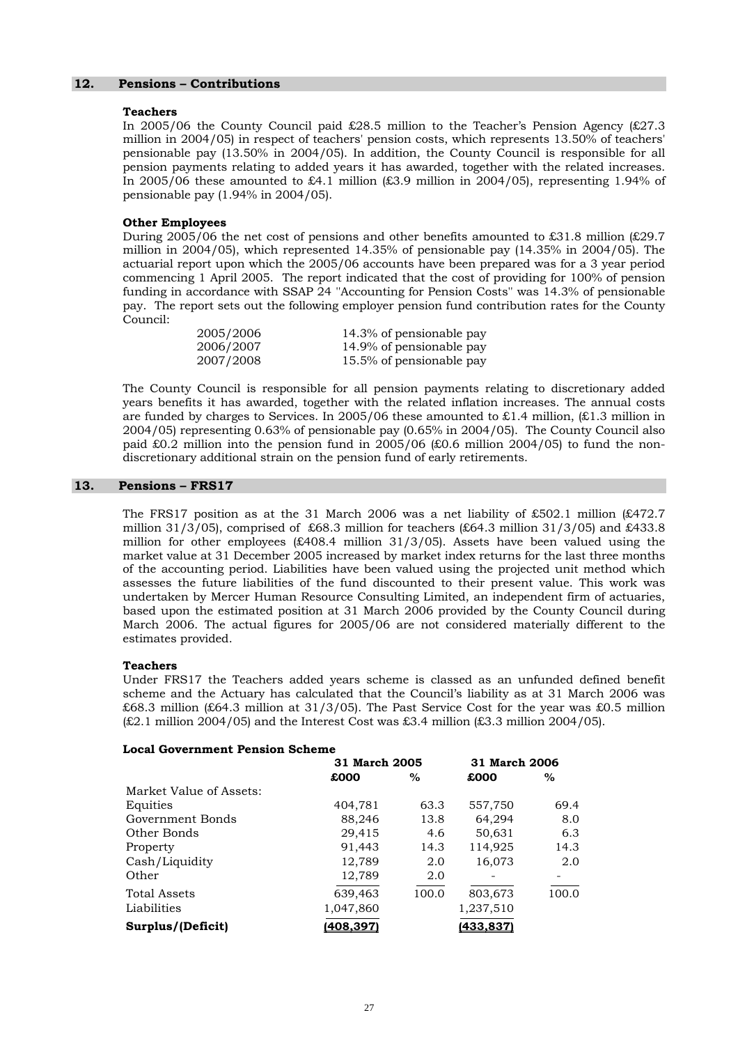## 12. Pensions – Contributions

**Teachers**

In 2005/06 the County Council paid £28.5 million to the Teacher's Pension Agency (£27.3 million in 2004/05) in respect of teachers' pension costs, which represents 13.50% of teachers' pensionable pay (13.50% in 2004/05). In addition, the County Council is responsible for all pension payments relating to added years it has awarded, together with the related increases. In 2005/06 these amounted to £4.1 million (£3.9 million in 2004/05), representing 1.94% of pensionable pay (1.94% in 2004/05).

**Other Employees**

During 2005/06 the net cost of pensions and other benefits amounted to £31.8 million (£29.7 million in 2004/05), which represented 14.35% of pensionable pay (14.35% in 2004/05). The actuarial report upon which the 2005/06 accounts have been prepared was for a 3 year period commencing 1 April 2005. The report indicated that the cost of providing for 100% of pension funding in accordance with SSAP 24 "Accounting for Pension Costs" was 14.3% of pensionable pay. The report sets out the following employer pension fund contribution rates for the County Council:

| | |
|---|---|
| 2005/2006 | 14.3% of pensionable pay |
| 2006/2007 | 14.9% of pensionable pay |
| 2007/2008 | 15.5% of pensionable pay |

The County Council is responsible for all pension payments relating to discretionary added years benefits it has awarded, together with the related inflation increases. The annual costs are funded by charges to Services. In 2005/06 these amounted to £1.4 million, (£1.3 million in 2004/05) representing 0.63% of pensionable pay (0.65% in 2004/05). The County Council also paid £0.2 million into the pension fund in 2005/06 (£0.6 million 2004/05) to fund the non-discretionary additional strain on the pension fund of early retirements.

## 13. Pensions – FRS17

The FRS17 position as at the 31 March 2006 was a net liability of £502.1 million (£472.7 million 31/3/05), comprised of £68.3 million for teachers (£64.3 million 31/3/05) and £433.8 million for other employees (£408.4 million 31/3/05). Assets have been valued using the market value at 31 December 2005 increased by market index returns for the last three months of the accounting period. Liabilities have been valued using the projected unit method which assesses the future liabilities of the fund discounted to their present value. This work was undertaken by Mercer Human Resource Consulting Limited, an independent firm of actuaries, based upon the estimated position at 31 March 2006 provided by the County Council during March 2006. The actual figures for 2005/06 are not considered materially different to the estimates provided.

**Teachers**

Under FRS17 the Teachers added years scheme is classed as an unfunded defined benefit scheme and the Actuary has calculated that the Council's liability as at 31 March 2006 was £68.3 million (£64.3 million at 31/3/05). The Past Service Cost for the year was £0.5 million (£2.1 million 2004/05) and the Interest Cost was £3.4 million (£3.3 million 2004/05).

**Local Government Pension Scheme**

| | 31 March 2005 | | 31 March 2006 | |
|---|---|---|---|---|
| | **£000** | **%** | **£000** | **%** |
| Market Value of Assets: | | | | |
| Equities | 404,781 | 63.3 | 557,750 | 69.4 |
| Government Bonds | 88,246 | 13.8 | 64,294 | 8.0 |
| Other Bonds | 29,415 | 4.6 | 50,631 | 6.3 |
| Property | 91,443 | 14.3 | 114,925 | 14.3 |
| Cash/Liquidity | 12,789 | 2.0 | 16,073 | 2.0 |
| Other | 12,789 | 2.0 | - | - |
| Total Assets | 639,463 | 100.0 | 803,673 | 100.0 |
| Liabilities | 1,047,860 | | 1,237,510 | |
| **Surplus/(Deficit)** | **(408,397)** | | **(433,837)** | |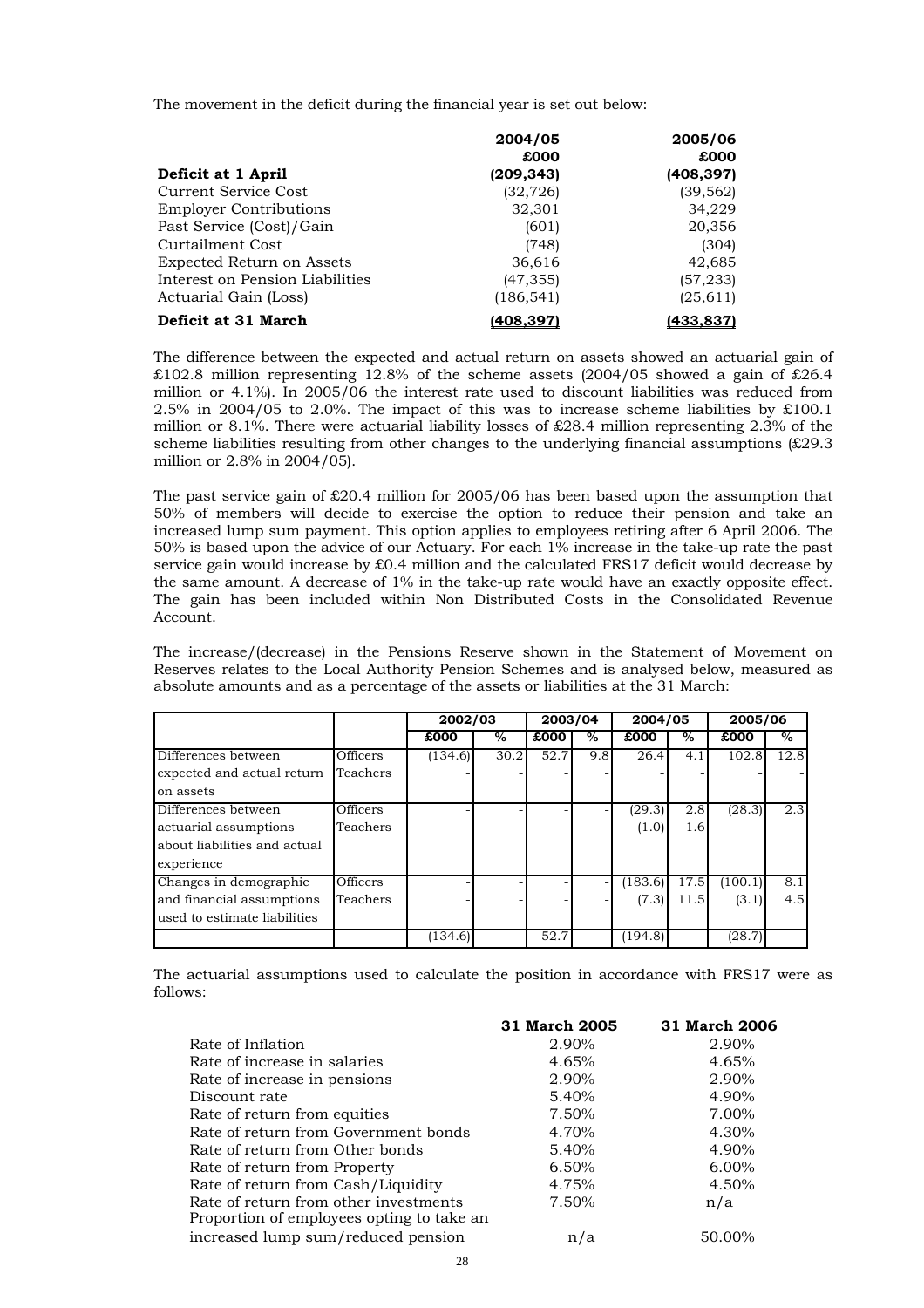The movement in the deficit during the financial year is set out below:

| | 2004/05 | 2005/06 |
|---|---|---|
| | £000 | £000 |
| **Deficit at 1 April** | **(209,343)** | **(408,397)** |
| Current Service Cost | (32,726) | (39,562) |
| Employer Contributions | 32,301 | 34,229 |
| Past Service (Cost)/Gain | (601) | 20,356 |
| Curtailment Cost | (748) | (304) |
| Expected Return on Assets | 36,616 | 42,685 |
| Interest on Pension Liabilities | (47,355) | (57,233) |
| Actuarial Gain (Loss) | (186,541) | (25,611) |
| **Deficit at 31 March** | **(408,397)** | **(433,837)** |

The difference between the expected and actual return on assets showed an actuarial gain of £102.8 million representing 12.8% of the scheme assets (2004/05 showed a gain of £26.4 million or 4.1%). In 2005/06 the interest rate used to discount liabilities was reduced from 2.5% in 2004/05 to 2.0%. The impact of this was to increase scheme liabilities by £100.1 million or 8.1%. There were actuarial liability losses of £28.4 million representing 2.3% of the scheme liabilities resulting from other changes to the underlying financial assumptions (£29.3 million or 2.8% in 2004/05).

The past service gain of £20.4 million for 2005/06 has been based upon the assumption that 50% of members will decide to exercise the option to reduce their pension and take an increased lump sum payment. This option applies to employees retiring after 6 April 2006. The 50% is based upon the advice of our Actuary. For each 1% increase in the take-up rate the past service gain would increase by £0.4 million and the calculated FRS17 deficit would decrease by the same amount. A decrease of 1% in the take-up rate would have an exactly opposite effect. The gain has been included within Non Distributed Costs in the Consolidated Revenue Account.

The increase/(decrease) in the Pensions Reserve shown in the Statement of Movement on Reserves relates to the Local Authority Pension Schemes and is analysed below, measured as absolute amounts and as a percentage of the assets or liabilities at the 31 March:

| | | 2002/03 | | 2003/04 | | 2004/05 | | 2005/06 | |
|---|---|---|---|---|---|---|---|---|---|
| | | £000 | % | £000 | % | £000 | % | £000 | % |
| Differences between expected and actual return on assets | Officers | (134.6) | 30.2 | 52.7 | 9.8 | 26.4 | 4.1 | 102.8 | 12.8 |
| | Teachers | - | - | - | - | - | - | - | - |
| Differences between actuarial assumptions about liabilities and actual experience | Officers | - | - | - | - | (29.3) | 2.8 | (28.3) | 2.3 |
| | Teachers | - | - | - | - | (1.0) | 1.6 | - | - |
| Changes in demographic and financial assumptions used to estimate liabilities | Officers | - | - | - | - | (183.6) | 17.5 | (100.1) | 8.1 |
| | Teachers | - | - | - | - | (7.3) | 11.5 | (3.1) | 4.5 |
| | | (134.6) | | 52.7 | | (194.8) | | (28.7) | |

The actuarial assumptions used to calculate the position in accordance with FRS17 were as follows:

| | 31 March 2005 | 31 March 2006 |
|---|---|---|
| Rate of Inflation | 2.90% | 2.90% |
| Rate of increase in salaries | 4.65% | 4.65% |
| Rate of increase in pensions | 2.90% | 2.90% |
| Discount rate | 5.40% | 4.90% |
| Rate of return from equities | 7.50% | 7.00% |
| Rate of return from Government bonds | 4.70% | 4.30% |
| Rate of return from Other bonds | 5.40% | 4.90% |
| Rate of return from Property | 6.50% | 6.00% |
| Rate of return from Cash/Liquidity | 4.75% | 4.50% |
| Rate of return from other investments | 7.50% | n/a |
| Proportion of employees opting to take an increased lump sum/reduced pension | n/a | 50.00% |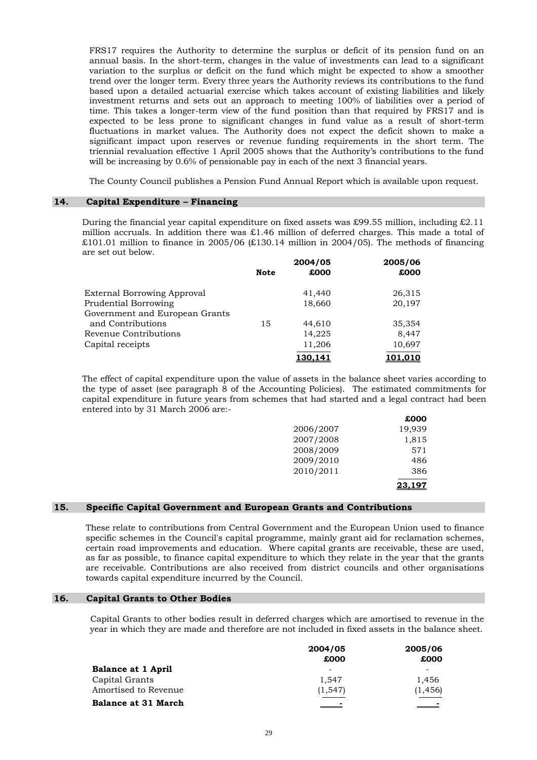FRS17 requires the Authority to determine the surplus or deficit of its pension fund on an annual basis. In the short-term, changes in the value of investments can lead to a significant variation to the surplus or deficit on the fund which might be expected to show a smoother trend over the longer term. Every three years the Authority reviews its contributions to the fund based upon a detailed actuarial exercise which takes account of existing liabilities and likely investment returns and sets out an approach to meeting 100% of liabilities over a period of time. This takes a longer-term view of the fund position than that required by FRS17 and is expected to be less prone to significant changes in fund value as a result of short-term fluctuations in market values. The Authority does not expect the deficit shown to make a significant impact upon reserves or revenue funding requirements in the short term. The triennial revaluation effective 1 April 2005 shows that the Authority's contributions to the fund will be increasing by 0.6% of pensionable pay in each of the next 3 financial years.

The County Council publishes a Pension Fund Annual Report which is available upon request.

## 14. Capital Expenditure – Financing

During the financial year capital expenditure on fixed assets was £99.55 million, including £2.11 million accruals. In addition there was £1.46 million of deferred charges. This made a total of £101.01 million to finance in 2005/06 (£130.14 million in 2004/05). The methods of financing are set out below.

| | Note | 2004/05 £000 | 2005/06 £000 |
|---|---|---|---|
| External Borrowing Approval | | 41,440 | 26,315 |
| Prudential Borrowing | | 18,660 | 20,197 |
| Government and European Grants and Contributions | 15 | 44,610 | 35,354 |
| Revenue Contributions | | 14,225 | 8,447 |
| Capital receipts | | 11,206 | 10,697 |
| | | **130,141** | **101,010** |

The effect of capital expenditure upon the value of assets in the balance sheet varies according to the type of asset (see paragraph 8 of the Accounting Policies). The estimated commitments for capital expenditure in future years from schemes that had started and a legal contract had been entered into by 31 March 2006 are:-

| | £000 |
|---|---|
| 2006/2007 | 19,939 |
| 2007/2008 | 1,815 |
| 2008/2009 | 571 |
| 2009/2010 | 486 |
| 2010/2011 | 386 |
| | **23,197** |

## 15. Specific Capital Government and European Grants and Contributions

These relate to contributions from Central Government and the European Union used to finance specific schemes in the Council's capital programme, mainly grant aid for reclamation schemes, certain road improvements and education. Where capital grants are receivable, these are used, as far as possible, to finance capital expenditure to which they relate in the year that the grants are receivable. Contributions are also received from district councils and other organisations towards capital expenditure incurred by the Council.

## 16. Capital Grants to Other Bodies

Capital Grants to other bodies result in deferred charges which are amortised to revenue in the year in which they are made and therefore are not included in fixed assets in the balance sheet.

| | 2004/05 £000 | 2005/06 £000 |
|---|---|---|
| **Balance at 1 April** | - | - |
| Capital Grants | 1,547 | 1,456 |
| Amortised to Revenue | (1,547) | (1,456) |
| **Balance at 31 March** | - | - |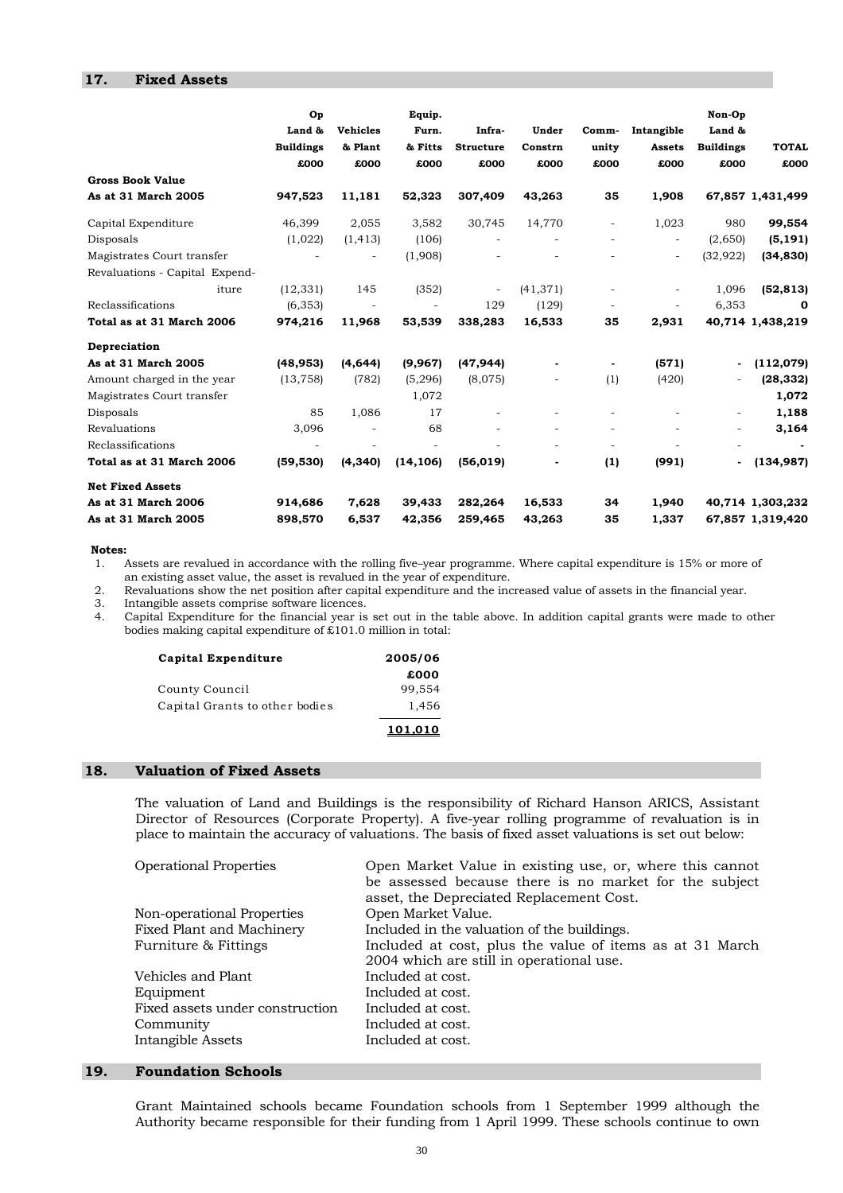## 17. Fixed Assets

| | Op Land & Buildings £000 | Vehicles & Plant £000 | Equip. Furn. & Fitts £000 | Infra-Structure £000 | Under Constrn £000 | Comm-unity £000 | Intangible Assets £000 | Non-Op Land & Buildings £000 | TOTAL £000 |
|---|---|---|---|---|---|---|---|---|---|
| **Gross Book Value** | | | | | | | | | |
| **As at 31 March 2005** | **947,523** | **11,181** | **52,323** | **307,409** | **43,263** | **35** | **1,908** | **67,857** | **1,431,499** |
| Capital Expenditure | 46,399 | 2,055 | 3,582 | 30,745 | 14,770 | - | 1,023 | 980 | **99,554** |
| Disposals | (1,022) | (1,413) | (106) | - | - | - | - | (2,650) | **(5,191)** |
| Magistrates Court transfer | - | - | (1,908) | - | - | - | - | (32,922) | **(34,830)** |
| Revaluations - Capital Expenditure | (12,331) | 145 | (352) | - | (41,371) | - | - | 1,096 | **(52,813)** |
| Reclassifications | (6,353) | - | - | 129 | (129) | - | - | 6,353 | **0** |
| **Total as at 31 March 2006** | **974,216** | **11,968** | **53,539** | **338,283** | **16,533** | **35** | **2,931** | **40,714** | **1,438,219** |
| **Depreciation** | | | | | | | | | |
| **As at 31 March 2005** | **(48,953)** | **(4,644)** | **(9,967)** | **(47,944)** | **-** | **-** | **(571)** | **-** | **(112,079)** |
| Amount charged in the year | (13,758) | (782) | (5,296) | (8,075) | - | (1) | (420) | - | **(28,332)** |
| Magistrates Court transfer | | | 1,072 | | | | | | **1,072** |
| Disposals | 85 | 1,086 | 17 | - | - | - | - | - | **1,188** |
| Revaluations | 3,096 | - | 68 | - | - | - | - | - | **3,164** |
| Reclassifications | - | - | - | - | - | - | - | - | **-** |
| **Total as at 31 March 2006** | **(59,530)** | **(4,340)** | **(14,106)** | **(56,019)** | **-** | **(1)** | **(991)** | **-** | **(134,987)** |
| **Net Fixed Assets** | | | | | | | | | |
| **As at 31 March 2006** | **914,686** | **7,628** | **39,433** | **282,264** | **16,533** | **34** | **1,940** | **40,714** | **1,303,232** |
| **As at 31 March 2005** | **898,570** | **6,537** | **42,356** | **259,465** | **43,263** | **35** | **1,337** | **67,857** | **1,319,420** |

**Notes:**

1. Assets are revalued in accordance with the rolling five–year programme. Where capital expenditure is 15% or more of an existing asset value, the asset is revalued in the year of expenditure.
2. Revaluations show the net position after capital expenditure and the increased value of assets in the financial year.
3. Intangible assets comprise software licences.
4. Capital Expenditure for the financial year is set out in the table above. In addition capital grants were made to other bodies making capital expenditure of £101.0 million in total:

| **Capital Expenditure** | **2005/06** **£000** |
|---|---|
| County Council | 99,554 |
| Capital Grants to other bodies | 1,456 |
| | **101,010** |

## 18. Valuation of Fixed Assets

The valuation of Land and Buildings is the responsibility of Richard Hanson ARICS, Assistant Director of Resources (Corporate Property). A five-year rolling programme of revaluation is in place to maintain the accuracy of valuations. The basis of fixed asset valuations is set out below:

| | |
|---|---|
| Operational Properties | Open Market Value in existing use, or, where this cannot be assessed because there is no market for the subject asset, the Depreciated Replacement Cost. |
| Non-operational Properties | Open Market Value. |
| Fixed Plant and Machinery | Included in the valuation of the buildings. |
| Furniture & Fittings | Included at cost, plus the value of items as at 31 March 2004 which are still in operational use. |
| Vehicles and Plant | Included at cost. |
| Equipment | Included at cost. |
| Fixed assets under construction | Included at cost. |
| Community | Included at cost. |
| Intangible Assets | Included at cost. |

## 19. Foundation Schools

Grant Maintained schools became Foundation schools from 1 September 1999 although the Authority became responsible for their funding from 1 April 1999. These schools continue to own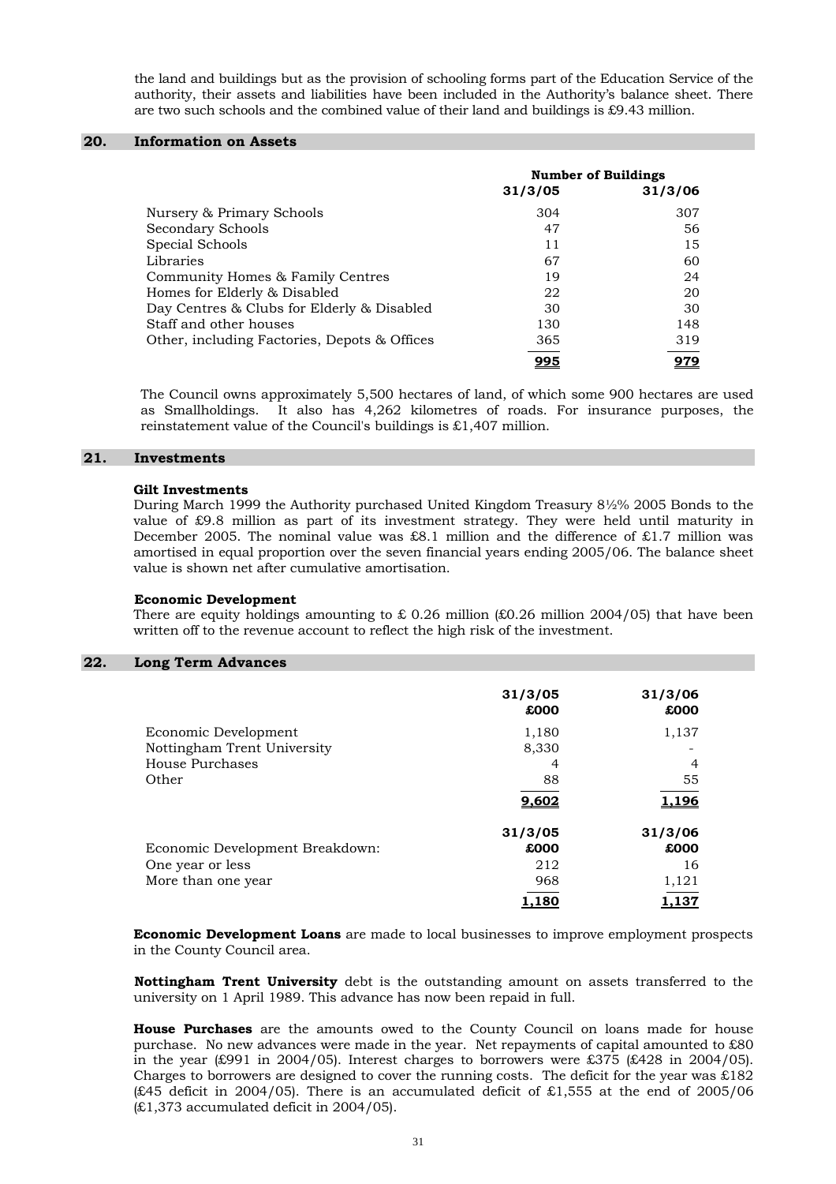the land and buildings but as the provision of schooling forms part of the Education Service of the authority, their assets and liabilities have been included in the Authority's balance sheet. There are two such schools and the combined value of their land and buildings is £9.43 million.

## 20. Information on Assets

| | Number of Buildings | |
|---|---|---|
| | **31/3/05** | **31/3/06** |
| Nursery & Primary Schools | 304 | 307 |
| Secondary Schools | 47 | 56 |
| Special Schools | 11 | 15 |
| Libraries | 67 | 60 |
| Community Homes & Family Centres | 19 | 24 |
| Homes for Elderly & Disabled | 22 | 20 |
| Day Centres & Clubs for Elderly & Disabled | 30 | 30 |
| Staff and other houses | 130 | 148 |
| Other, including Factories, Depots & Offices | 365 | 319 |
| | **995** | **979** |

The Council owns approximately 5,500 hectares of land, of which some 900 hectares are used as Smallholdings. It also has 4,262 kilometres of roads. For insurance purposes, the reinstatement value of the Council's buildings is £1,407 million.

## 21. Investments

**Gilt Investments**

During March 1999 the Authority purchased United Kingdom Treasury 8½% 2005 Bonds to the value of £9.8 million as part of its investment strategy. They were held until maturity in December 2005. The nominal value was £8.1 million and the difference of £1.7 million was amortised in equal proportion over the seven financial years ending 2005/06. The balance sheet value is shown net after cumulative amortisation.

**Economic Development**

There are equity holdings amounting to £ 0.26 million (£0.26 million 2004/05) that have been written off to the revenue account to reflect the high risk of the investment.

## 22. Long Term Advances

| | 31/3/05 | 31/3/06 |
|---|---|---|
| | **£000** | **£000** |
| Economic Development | 1,180 | 1,137 |
| Nottingham Trent University | 8,330 | - |
| House Purchases | 4 | 4 |
| Other | 88 | 55 |
| | **9,602** | **1,196** |

| | 31/3/05 | 31/3/06 |
|---|---|---|
| Economic Development Breakdown: | **£000** | **£000** |
| One year or less | 212 | 16 |
| More than one year | 968 | 1,121 |
| | **1,180** | **1,137** |

**Economic Development Loans** are made to local businesses to improve employment prospects in the County Council area.

**Nottingham Trent University** debt is the outstanding amount on assets transferred to the university on 1 April 1989. This advance has now been repaid in full.

**House Purchases** are the amounts owed to the County Council on loans made for house purchase. No new advances were made in the year. Net repayments of capital amounted to £80 in the year (£991 in 2004/05). Interest charges to borrowers were £375 (£428 in 2004/05). Charges to borrowers are designed to cover the running costs. The deficit for the year was £182 (£45 deficit in 2004/05). There is an accumulated deficit of £1,555 at the end of 2005/06 (£1,373 accumulated deficit in 2004/05).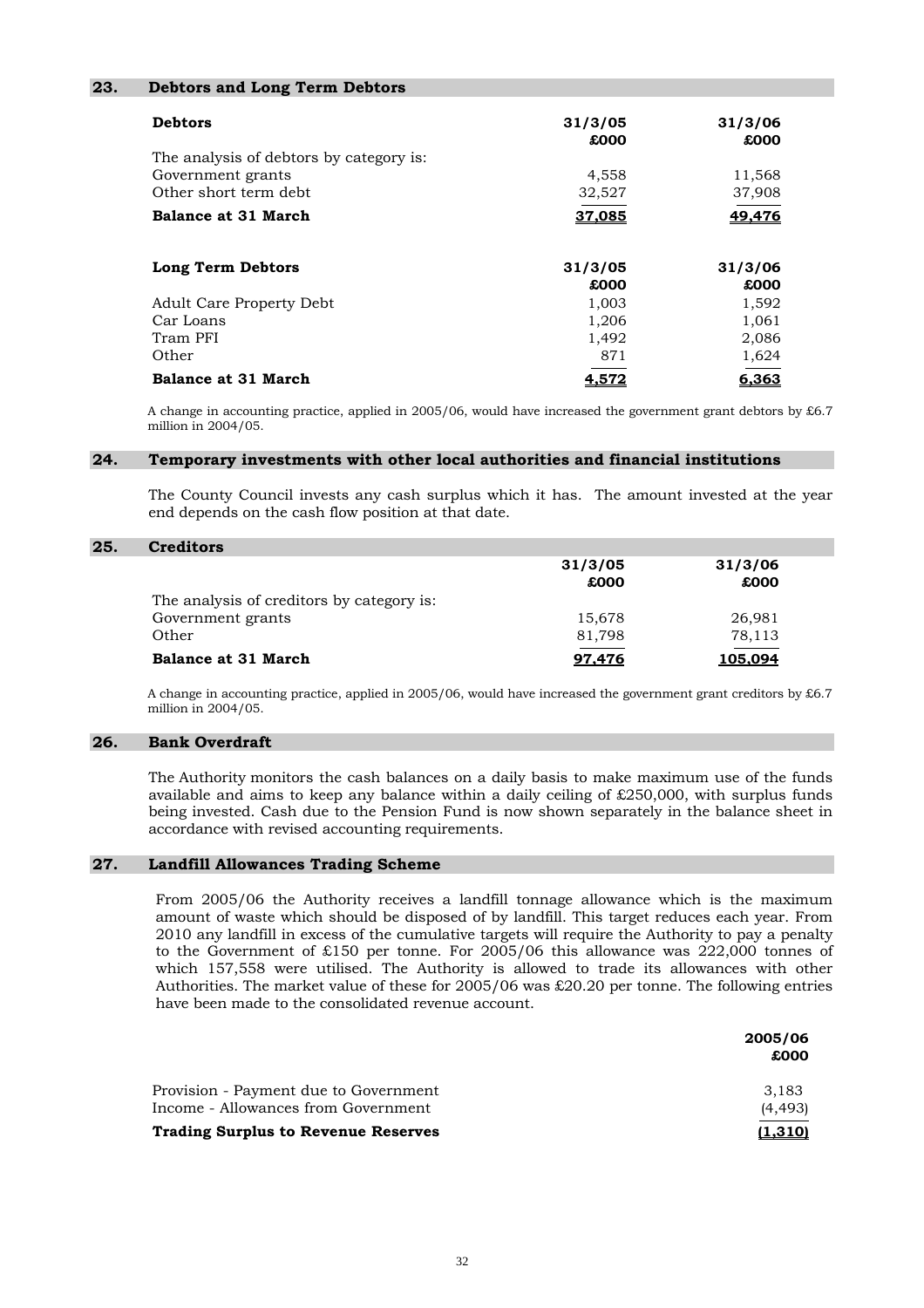## 23. Debtors and Long Term Debtors

| **Debtors** | **31/3/05 £000** | **31/3/06 £000** |
|---|---|---|
| The analysis of debtors by category is: | | |
| Government grants | 4,558 | 11,568 |
| Other short term debt | 32,527 | 37,908 |
| **Balance at 31 March** | **37,085** | **49,476** |

| **Long Term Debtors** | **31/3/05 £000** | **31/3/06 £000** |
|---|---|---|
| Adult Care Property Debt | 1,003 | 1,592 |
| Car Loans | 1,206 | 1,061 |
| Tram PFI | 1,492 | 2,086 |
| Other | 871 | 1,624 |
| **Balance at 31 March** | **4,572** | **6,363** |

A change in accounting practice, applied in 2005/06, would have increased the government grant debtors by £6.7 million in 2004/05.

## 24. Temporary investments with other local authorities and financial institutions

The County Council invests any cash surplus which it has. The amount invested at the year end depends on the cash flow position at that date.

## 25. Creditors

| | **31/3/05 £000** | **31/3/06 £000** |
|---|---|---|
| The analysis of creditors by category is: | | |
| Government grants | 15,678 | 26,981 |
| Other | 81,798 | 78,113 |
| **Balance at 31 March** | **97,476** | **105,094** |

A change in accounting practice, applied in 2005/06, would have increased the government grant creditors by £6.7 million in 2004/05.

## 26. Bank Overdraft

The Authority monitors the cash balances on a daily basis to make maximum use of the funds available and aims to keep any balance within a daily ceiling of £250,000, with surplus funds being invested. Cash due to the Pension Fund is now shown separately in the balance sheet in accordance with revised accounting requirements.

## 27. Landfill Allowances Trading Scheme

From 2005/06 the Authority receives a landfill tonnage allowance which is the maximum amount of waste which should be disposed of by landfill. This target reduces each year. From 2010 any landfill in excess of the cumulative targets will require the Authority to pay a penalty to the Government of £150 per tonne. For 2005/06 this allowance was 222,000 tonnes of which 157,558 were utilised. The Authority is allowed to trade its allowances with other Authorities. The market value of these for 2005/06 was £20.20 per tonne. The following entries have been made to the consolidated revenue account.

| | **2005/06 £000** |
|---|---|
| Provision - Payment due to Government | 3,183 |
| Income - Allowances from Government | (4,493) |
| **Trading Surplus to Revenue Reserves** | **(1,310)** |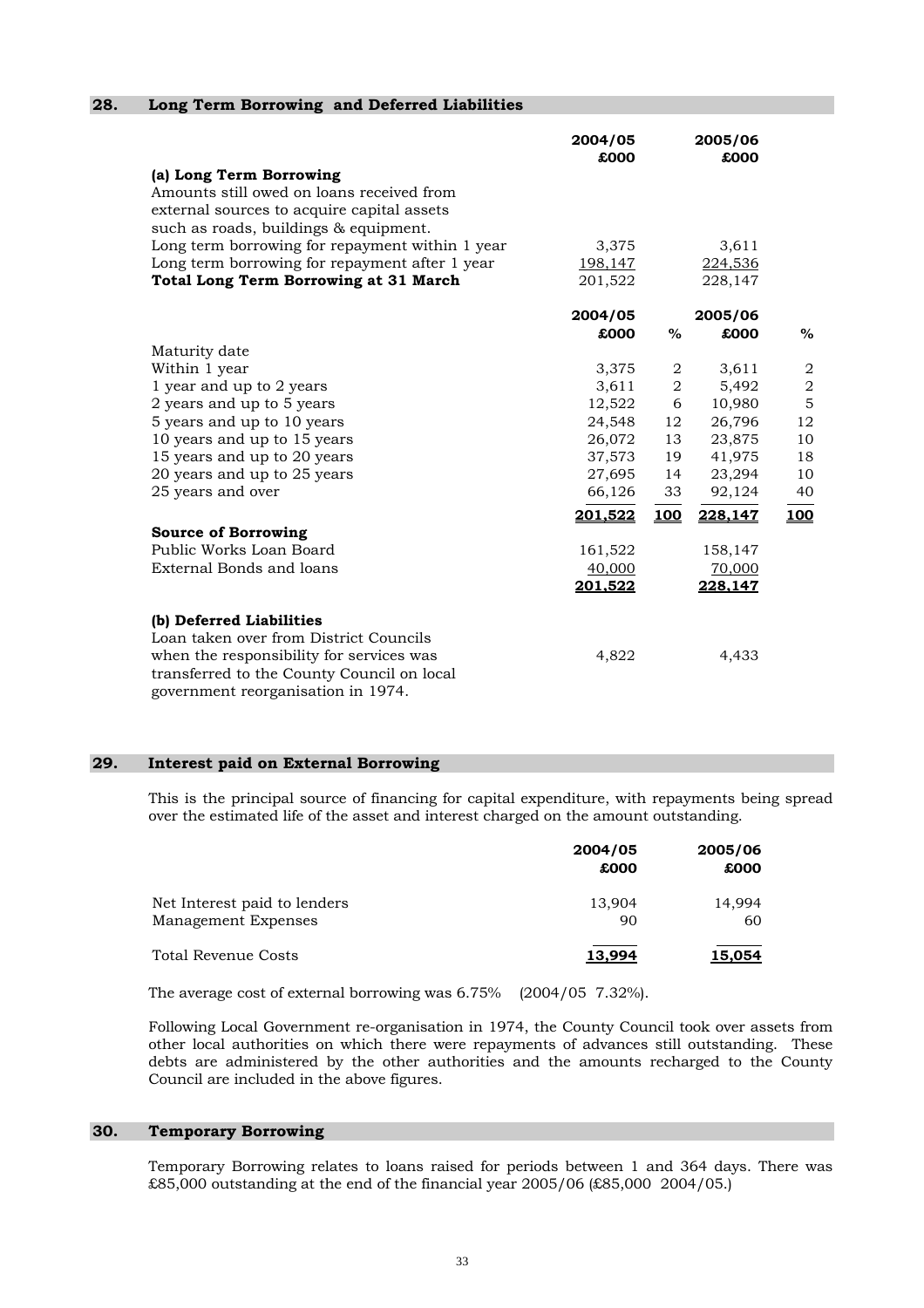## 28. Long Term Borrowing and Deferred Liabilities

| | 2004/05 £000 | 2005/06 £000 |
|---|---|---|
| **(a) Long Term Borrowing** | | |
| Amounts still owed on loans received from external sources to acquire capital assets such as roads, buildings & equipment. | | |
| Long term borrowing for repayment within 1 year | 3,375 | 3,611 |
| Long term borrowing for repayment after 1 year | 198,147 | 224,536 |
| **Total Long Term Borrowing at 31 March** | 201,522 | 228,147 |

| | 2004/05 £000 | % | 2005/06 £000 | % |
|---|---|---|---|---|
| Maturity date | | | | |
| Within 1 year | 3,375 | 2 | 3,611 | 2 |
| 1 year and up to 2 years | 3,611 | 2 | 5,492 | 2 |
| 2 years and up to 5 years | 12,522 | 6 | 10,980 | 5 |
| 5 years and up to 10 years | 24,548 | 12 | 26,796 | 12 |
| 10 years and up to 15 years | 26,072 | 13 | 23,875 | 10 |
| 15 years and up to 20 years | 37,573 | 19 | 41,975 | 18 |
| 20 years and up to 25 years | 27,695 | 14 | 23,294 | 10 |
| 25 years and over | 66,126 | 33 | 92,124 | 40 |
| | **201,522** | **100** | **228,147** | **100** |
| **Source of Borrowing** | | | | |
| Public Works Loan Board | 161,522 | | 158,147 | |
| External Bonds and loans | 40,000 | | 70,000 | |
| | **201,522** | | **228,147** | |

| | 2004/05 £000 | 2005/06 £000 |
|---|---|---|
| **(b) Deferred Liabilities** | | |
| Loan taken over from District Councils when the responsibility for services was transferred to the County Council on local government reorganisation in 1974. | 4,822 | 4,433 |

## 29. Interest paid on External Borrowing

This is the principal source of financing for capital expenditure, with repayments being spread over the estimated life of the asset and interest charged on the amount outstanding.

| | 2004/05 £000 | 2005/06 £000 |
|---|---|---|
| Net Interest paid to lenders | 13,904 | 14,994 |
| Management Expenses | 90 | 60 |
| Total Revenue Costs | **13,994** | **15,054** |

The average cost of external borrowing was 6.75% (2004/05 7.32%).

Following Local Government re-organisation in 1974, the County Council took over assets from other local authorities on which there were repayments of advances still outstanding. These debts are administered by the other authorities and the amounts recharged to the County Council are included in the above figures.

## 30. Temporary Borrowing

Temporary Borrowing relates to loans raised for periods between 1 and 364 days. There was £85,000 outstanding at the end of the financial year 2005/06 (£85,000 2004/05.)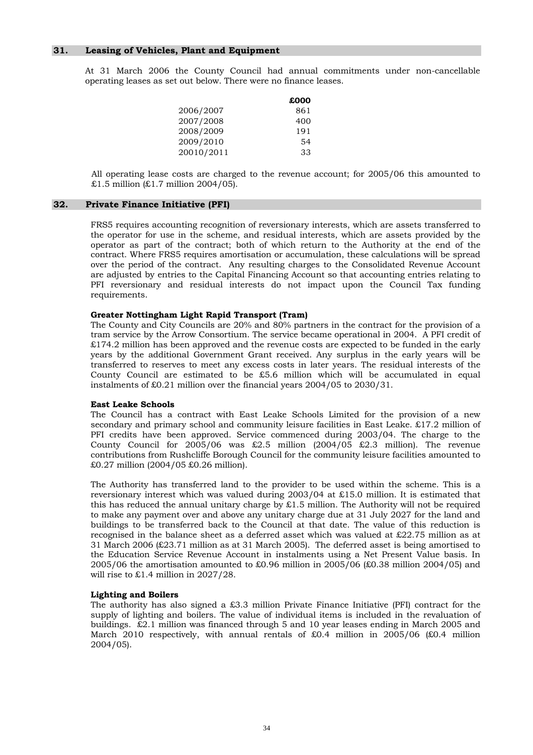## 31. Leasing of Vehicles, Plant and Equipment

At 31 March 2006 the County Council had annual commitments under non-cancellable operating leases as set out below. There were no finance leases.

| | £000 |
|---|---|
| 2006/2007 | 861 |
| 2007/2008 | 400 |
| 2008/2009 | 191 |
| 2009/2010 | 54 |
| 20010/2011 | 33 |

All operating lease costs are charged to the revenue account; for 2005/06 this amounted to £1.5 million (£1.7 million 2004/05).

## 32. Private Finance Initiative (PFI)

FRS5 requires accounting recognition of reversionary interests, which are assets transferred to the operator for use in the scheme, and residual interests, which are assets provided by the operator as part of the contract; both of which return to the Authority at the end of the contract. Where FRS5 requires amortisation or accumulation, these calculations will be spread over the period of the contract. Any resulting charges to the Consolidated Revenue Account are adjusted by entries to the Capital Financing Account so that accounting entries relating to PFI reversionary and residual interests do not impact upon the Council Tax funding requirements.

**Greater Nottingham Light Rapid Transport (Tram)**

The County and City Councils are 20% and 80% partners in the contract for the provision of a tram service by the Arrow Consortium. The service became operational in 2004. A PFI credit of £174.2 million has been approved and the revenue costs are expected to be funded in the early years by the additional Government Grant received. Any surplus in the early years will be transferred to reserves to meet any excess costs in later years. The residual interests of the County Council are estimated to be £5.6 million which will be accumulated in equal instalments of £0.21 million over the financial years 2004/05 to 2030/31.

**East Leake Schools**

The Council has a contract with East Leake Schools Limited for the provision of a new secondary and primary school and community leisure facilities in East Leake. £17.2 million of PFI credits have been approved. Service commenced during 2003/04. The charge to the County Council for 2005/06 was £2.5 million (2004/05 £2.3 million). The revenue contributions from Rushcliffe Borough Council for the community leisure facilities amounted to £0.27 million (2004/05 £0.26 million).

The Authority has transferred land to the provider to be used within the scheme. This is a reversionary interest which was valued during 2003/04 at £15.0 million. It is estimated that this has reduced the annual unitary charge by £1.5 million. The Authority will not be required to make any payment over and above any unitary charge due at 31 July 2027 for the land and buildings to be transferred back to the Council at that date. The value of this reduction is recognised in the balance sheet as a deferred asset which was valued at £22.75 million as at 31 March 2006 (£23.71 million as at 31 March 2005). The deferred asset is being amortised to the Education Service Revenue Account in instalments using a Net Present Value basis. In 2005/06 the amortisation amounted to £0.96 million in 2005/06 (£0.38 million 2004/05) and will rise to £1.4 million in 2027/28.

**Lighting and Boilers**

The authority has also signed a £3.3 million Private Finance Initiative (PFI) contract for the supply of lighting and boilers. The value of individual items is included in the revaluation of buildings. £2.1 million was financed through 5 and 10 year leases ending in March 2005 and March 2010 respectively, with annual rentals of £0.4 million in 2005/06 (£0.4 million 2004/05).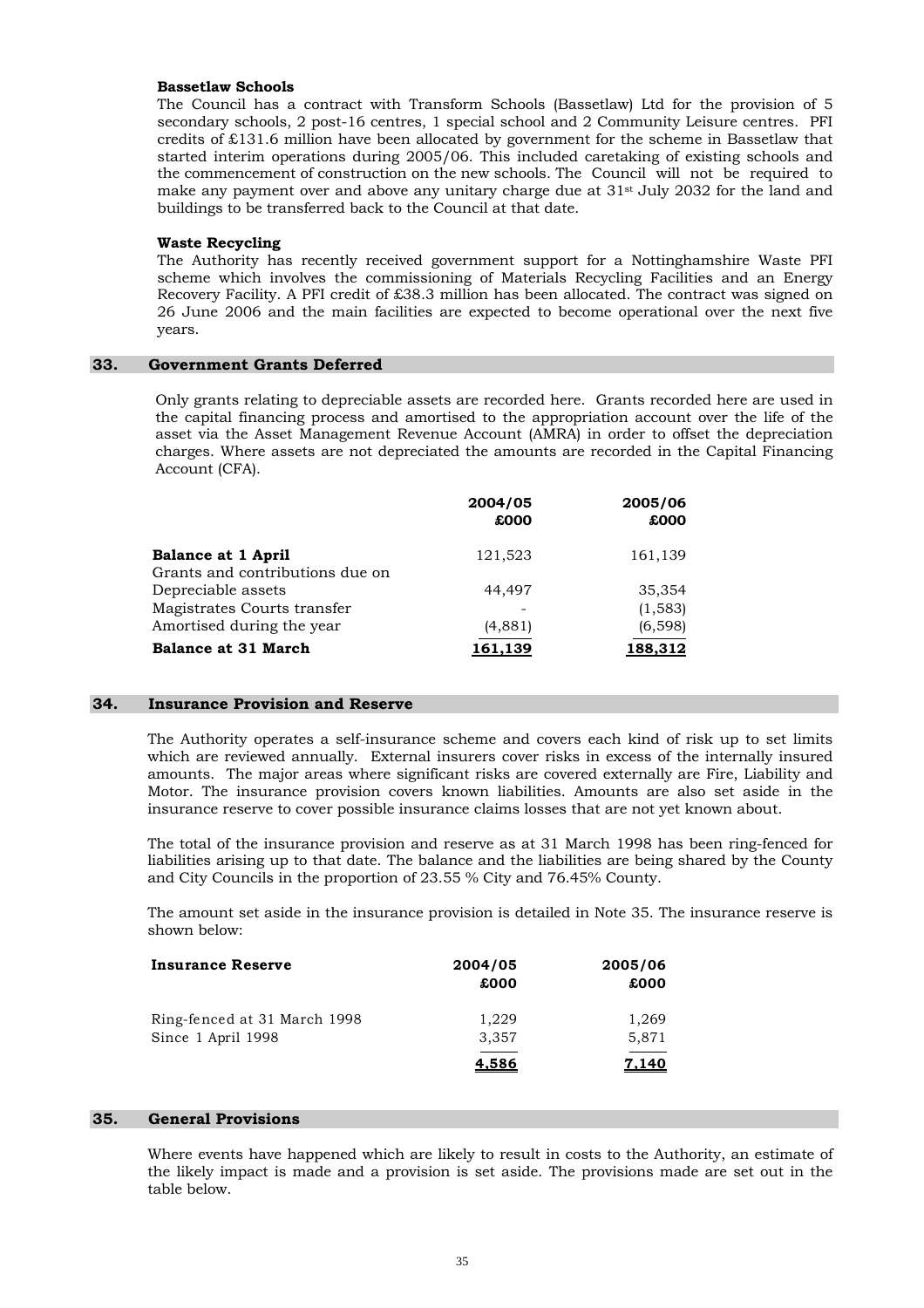**Bassetlaw Schools**

The Council has a contract with Transform Schools (Bassetlaw) Ltd for the provision of 5 secondary schools, 2 post-16 centres, 1 special school and 2 Community Leisure centres. PFI credits of £131.6 million have been allocated by government for the scheme in Bassetlaw that started interim operations during 2005/06. This included caretaking of existing schools and the commencement of construction on the new schools. The Council will not be required to make any payment over and above any unitary charge due at 31st July 2032 for the land and buildings to be transferred back to the Council at that date.

**Waste Recycling**

The Authority has recently received government support for a Nottinghamshire Waste PFI scheme which involves the commissioning of Materials Recycling Facilities and an Energy Recovery Facility. A PFI credit of £38.3 million has been allocated. The contract was signed on 26 June 2006 and the main facilities are expected to become operational over the next five years.

## 33. Government Grants Deferred

Only grants relating to depreciable assets are recorded here. Grants recorded here are used in the capital financing process and amortised to the appropriation account over the life of the asset via the Asset Management Revenue Account (AMRA) in order to offset the depreciation charges. Where assets are not depreciated the amounts are recorded in the Capital Financing Account (CFA).

| | 2004/05 £000 | 2005/06 £000 |
|---|---|---|
| **Balance at 1 April** | 121,523 | 161,139 |
| Grants and contributions due on Depreciable assets | 44,497 | 35,354 |
| Magistrates Courts transfer | - | (1,583) |
| Amortised during the year | (4,881) | (6,598) |
| **Balance at 31 March** | **161,139** | **188,312** |

## 34. Insurance Provision and Reserve

The Authority operates a self-insurance scheme and covers each kind of risk up to set limits which are reviewed annually. External insurers cover risks in excess of the internally insured amounts. The major areas where significant risks are covered externally are Fire, Liability and Motor. The insurance provision covers known liabilities. Amounts are also set aside in the insurance reserve to cover possible insurance claims losses that are not yet known about.

The total of the insurance provision and reserve as at 31 March 1998 has been ring-fenced for liabilities arising up to that date. The balance and the liabilities are being shared by the County and City Councils in the proportion of 23.55 % City and 76.45% County.

The amount set aside in the insurance provision is detailed in Note 35. The insurance reserve is shown below:

| **Insurance Reserve** | 2004/05 £000 | 2005/06 £000 |
|---|---|---|
| Ring-fenced at 31 March 1998 | 1,229 | 1,269 |
| Since 1 April 1998 | 3,357 | 5,871 |
| | **4,586** | **7,140** |

## 35. General Provisions

Where events have happened which are likely to result in costs to the Authority, an estimate of the likely impact is made and a provision is set aside. The provisions made are set out in the table below.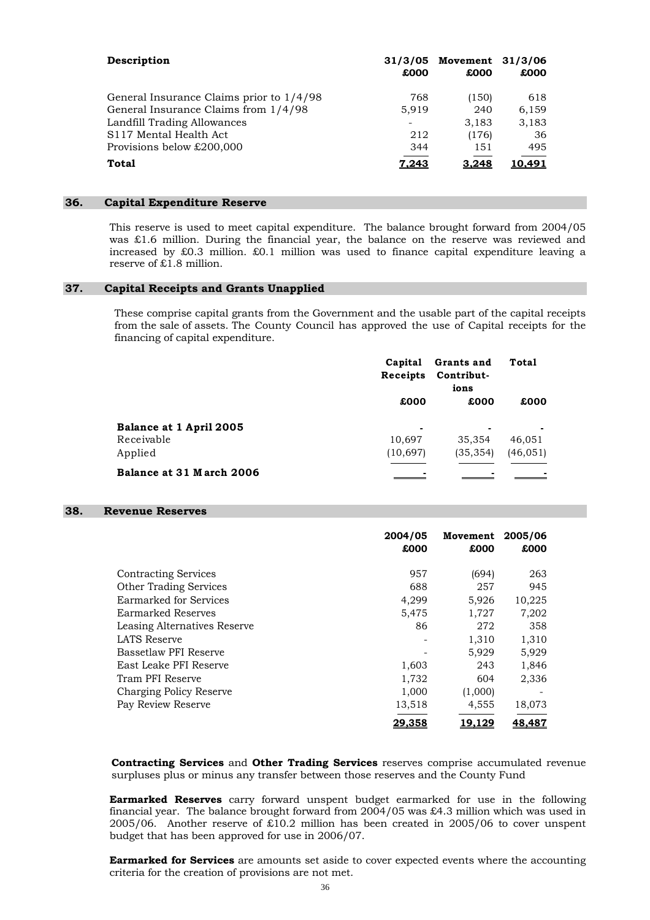| Description | 31/3/05 £000 | Movement £000 | 31/3/06 £000 |
|---|---|---|---|
| General Insurance Claims prior to 1/4/98 | 768 | (150) | 618 |
| General Insurance Claims from 1/4/98 | 5,919 | 240 | 6,159 |
| Landfill Trading Allowances | - | 3,183 | 3,183 |
| S117 Mental Health Act | 212 | (176) | 36 |
| Provisions below £200,000 | 344 | 151 | 495 |
| **Total** | **7,243** | **3,248** | **10,491** |

## 36. Capital Expenditure Reserve

This reserve is used to meet capital expenditure. The balance brought forward from 2004/05 was £1.6 million. During the financial year, the balance on the reserve was reviewed and increased by £0.3 million. £0.1 million was used to finance capital expenditure leaving a reserve of £1.8 million.

## 37. Capital Receipts and Grants Unapplied

These comprise capital grants from the Government and the usable part of the capital receipts from the sale of assets. The County Council has approved the use of Capital receipts for the financing of capital expenditure.

| | Capital Receipts £000 | Grants and Contributions £000 | Total £000 |
|---|---|---|---|
| **Balance at 1 April 2005** | - | - | - |
| Receivable | 10,697 | 35,354 | 46,051 |
| Applied | (10,697) | (35,354) | (46,051) |
| **Balance at 31 March 2006** | - | - | - |

## 38. Revenue Reserves

| | 2004/05 £000 | Movement £000 | 2005/06 £000 |
|---|---|---|---|
| Contracting Services | 957 | (694) | 263 |
| Other Trading Services | 688 | 257 | 945 |
| Earmarked for Services | 4,299 | 5,926 | 10,225 |
| Earmarked Reserves | 5,475 | 1,727 | 7,202 |
| Leasing Alternatives Reserve | 86 | 272 | 358 |
| LATS Reserve | - | 1,310 | 1,310 |
| Bassetlaw PFI Reserve | - | 5,929 | 5,929 |
| East Leake PFI Reserve | 1,603 | 243 | 1,846 |
| Tram PFI Reserve | 1,732 | 604 | 2,336 |
| Charging Policy Reserve | 1,000 | (1,000) | - |
| Pay Review Reserve | 13,518 | 4,555 | 18,073 |
| | **29,358** | **19,129** | **48,487** |

**Contracting Services** and **Other Trading Services** reserves comprise accumulated revenue surpluses plus or minus any transfer between those reserves and the County Fund

**Earmarked Reserves** carry forward unspent budget earmarked for use in the following financial year. The balance brought forward from 2004/05 was £4.3 million which was used in 2005/06. Another reserve of £10.2 million has been created in 2005/06 to cover unspent budget that has been approved for use in 2006/07.

**Earmarked for Services** are amounts set aside to cover expected events where the accounting criteria for the creation of provisions are not met.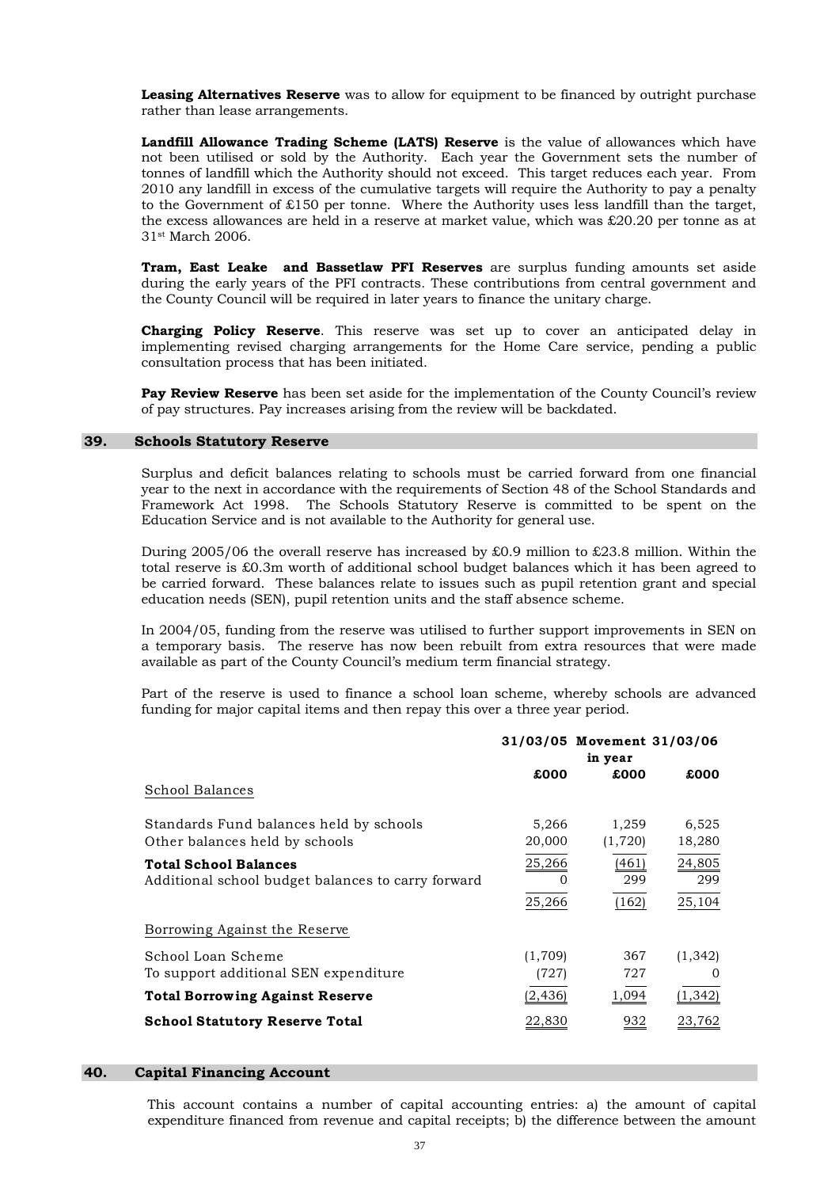**Leasing Alternatives Reserve** was to allow for equipment to be financed by outright purchase rather than lease arrangements.

**Landfill Allowance Trading Scheme (LATS) Reserve** is the value of allowances which have not been utilised or sold by the Authority. Each year the Government sets the number of tonnes of landfill which the Authority should not exceed. This target reduces each year. From 2010 any landfill in excess of the cumulative targets will require the Authority to pay a penalty to the Government of £150 per tonne. Where the Authority uses less landfill than the target, the excess allowances are held in a reserve at market value, which was £20.20 per tonne as at 31st March 2006.

**Tram, East Leake and Bassetlaw PFI Reserves** are surplus funding amounts set aside during the early years of the PFI contracts. These contributions from central government and the County Council will be required in later years to finance the unitary charge.

**Charging Policy Reserve**. This reserve was set up to cover an anticipated delay in implementing revised charging arrangements for the Home Care service, pending a public consultation process that has been initiated.

**Pay Review Reserve** has been set aside for the implementation of the County Council's review of pay structures. Pay increases arising from the review will be backdated.

## 39. Schools Statutory Reserve

Surplus and deficit balances relating to schools must be carried forward from one financial year to the next in accordance with the requirements of Section 48 of the School Standards and Framework Act 1998. The Schools Statutory Reserve is committed to be spent on the Education Service and is not available to the Authority for general use.

During 2005/06 the overall reserve has increased by £0.9 million to £23.8 million. Within the total reserve is £0.3m worth of additional school budget balances which it has been agreed to be carried forward. These balances relate to issues such as pupil retention grant and special education needs (SEN), pupil retention units and the staff absence scheme.

In 2004/05, funding from the reserve was utilised to further support improvements in SEN on a temporary basis. The reserve has now been rebuilt from extra resources that were made available as part of the County Council's medium term financial strategy.

Part of the reserve is used to finance a school loan scheme, whereby schools are advanced funding for major capital items and then repay this over a three year period.

| | 31/03/05 | Movement in year | 31/03/06 |
|---|---|---|---|
| | £000 | £000 | £000 |
| School Balances | | | |
| Standards Fund balances held by schools | 5,266 | 1,259 | 6,525 |
| Other balances held by schools | 20,000 | (1,720) | 18,280 |
| **Total School Balances** | 25,266 | (461) | 24,805 |
| Additional school budget balances to carry forward | 0 | 299 | 299 |
| | 25,266 | (162) | 25,104 |
| Borrowing Against the Reserve | | | |
| School Loan Scheme | (1,709) | 367 | (1,342) |
| To support additional SEN expenditure | (727) | 727 | 0 |
| **Total Borrowing Against Reserve** | (2,436) | 1,094 | (1,342) |
| **School Statutory Reserve Total** | 22,830 | 932 | 23,762 |

## 40. Capital Financing Account

This account contains a number of capital accounting entries: a) the amount of capital expenditure financed from revenue and capital receipts; b) the difference between the amount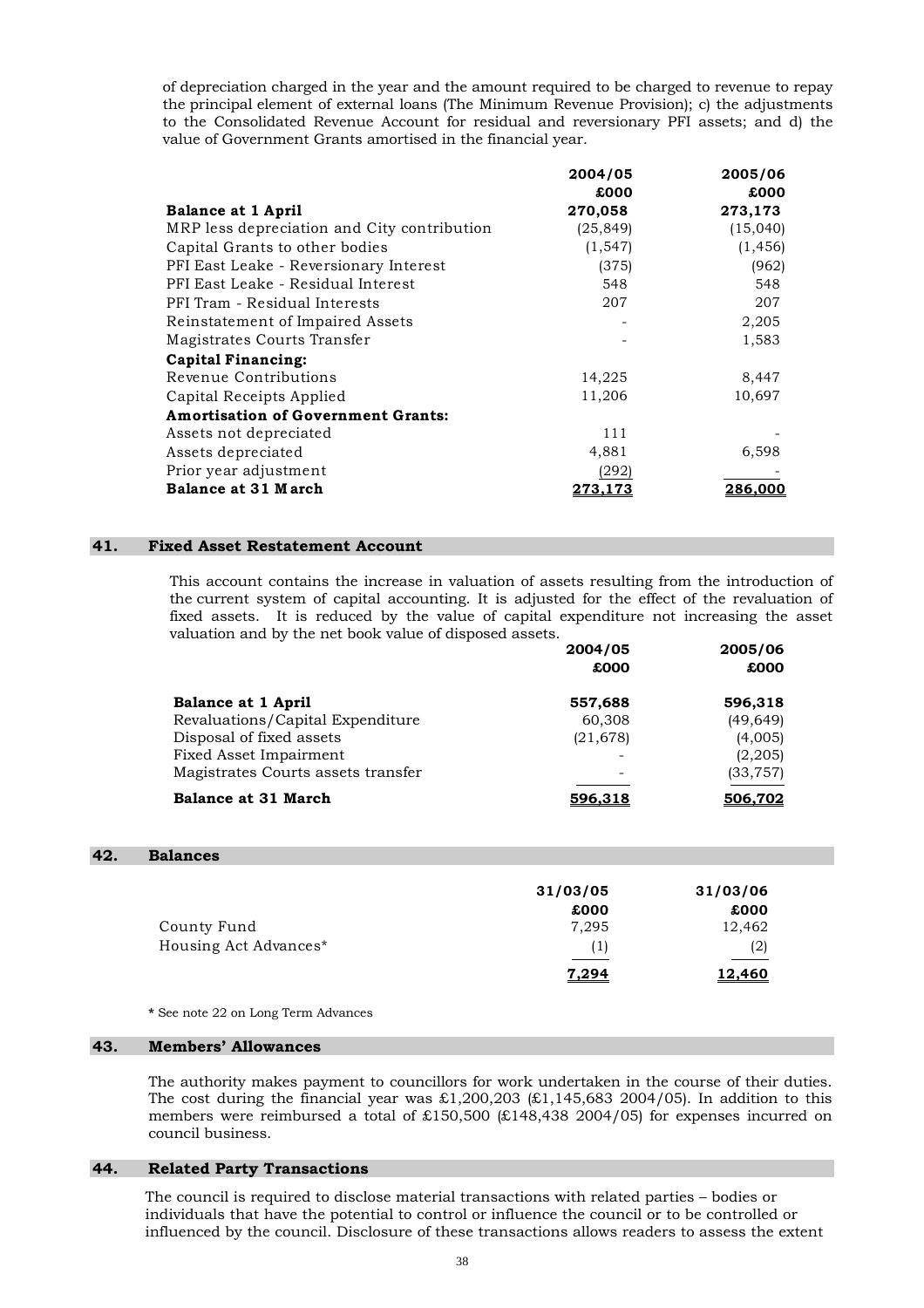of depreciation charged in the year and the amount required to be charged to revenue to repay the principal element of external loans (The Minimum Revenue Provision); c) the adjustments to the Consolidated Revenue Account for residual and reversionary PFI assets; and d) the value of Government Grants amortised in the financial year.

| | 2004/05 | 2005/06 |
|---|---|---|
| | £000 | £000 |
| **Balance at 1 April** | **270,058** | **273,173** |
| MRP less depreciation and City contribution | (25,849) | (15,040) |
| Capital Grants to other bodies | (1,547) | (1,456) |
| PFI East Leake - Reversionary Interest | (375) | (962) |
| PFI East Leake - Residual Interest | 548 | 548 |
| PFI Tram - Residual Interests | 207 | 207 |
| Reinstatement of Impaired Assets | - | 2,205 |
| Magistrates Courts Transfer | - | 1,583 |
| **Capital Financing:** | | |
| Revenue Contributions | 14,225 | 8,447 |
| Capital Receipts Applied | 11,206 | 10,697 |
| **Amortisation of Government Grants:** | | |
| Assets not depreciated | 111 | - |
| Assets depreciated | 4,881 | 6,598 |
| Prior year adjustment | (292) | - |
| **Balance at 31 March** | **273,173** | **286,000** |

## 41. Fixed Asset Restatement Account

This account contains the increase in valuation of assets resulting from the introduction of the current system of capital accounting. It is adjusted for the effect of the revaluation of fixed assets. It is reduced by the value of capital expenditure not increasing the asset valuation and by the net book value of disposed assets.

| | 2004/05 | 2005/06 |
|---|---|---|
| | £000 | £000 |
| **Balance at 1 April** | **557,688** | **596,318** |
| Revaluations/Capital Expenditure | 60,308 | (49,649) |
| Disposal of fixed assets | (21,678) | (4,005) |
| Fixed Asset Impairment | - | (2,205) |
| Magistrates Courts assets transfer | - | (33,757) |
| **Balance at 31 March** | **596,318** | **506,702** |

## 42. Balances

| | 31/03/05 | 31/03/06 |
|---|---|---|
| | £000 | £000 |
| County Fund | 7,295 | 12,462 |
| Housing Act Advances* | (1) | (2) |
| | **7,294** | **12,460** |

**\*** See note 22 on Long Term Advances

## 43. Members' Allowances

The authority makes payment to councillors for work undertaken in the course of their duties. The cost during the financial year was £1,200,203 (£1,145,683 2004/05). In addition to this members were reimbursed a total of £150,500 (£148,438 2004/05) for expenses incurred on council business.

## 44. Related Party Transactions

The council is required to disclose material transactions with related parties – bodies or individuals that have the potential to control or influence the council or to be controlled or influenced by the council. Disclosure of these transactions allows readers to assess the extent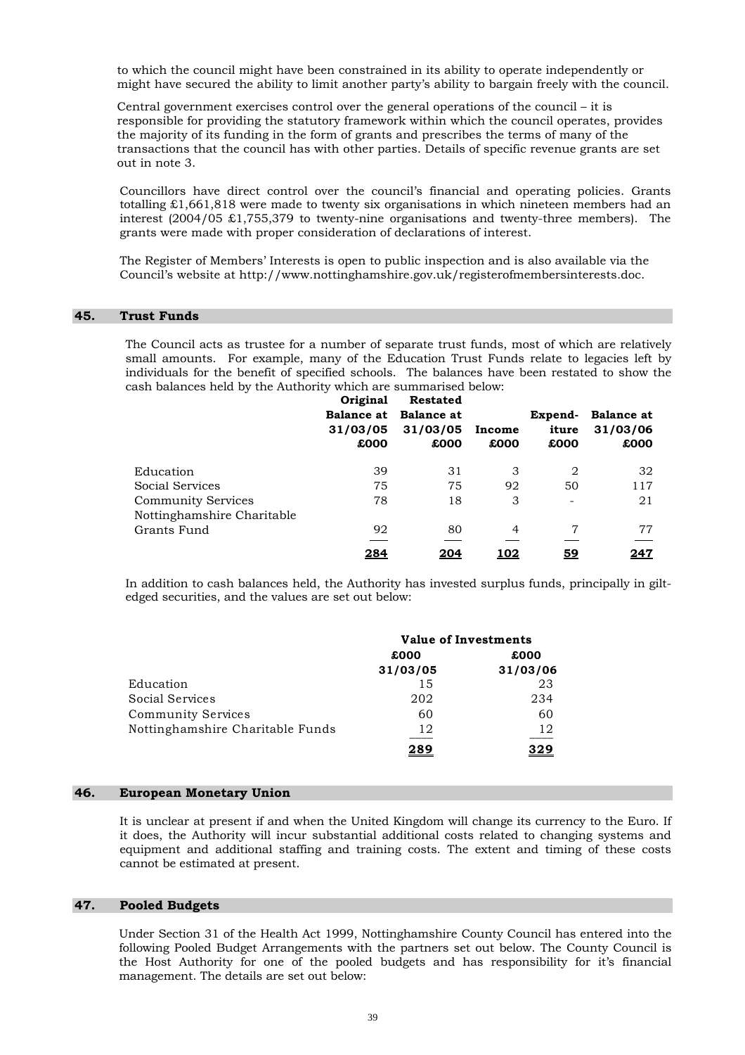to which the council might have been constrained in its ability to operate independently or might have secured the ability to limit another party's ability to bargain freely with the council.

Central government exercises control over the general operations of the council – it is responsible for providing the statutory framework within which the council operates, provides the majority of its funding in the form of grants and prescribes the terms of many of the transactions that the council has with other parties. Details of specific revenue grants are set out in note 3.

Councillors have direct control over the council's financial and operating policies. Grants totalling £1,661,818 were made to twenty six organisations in which nineteen members had an interest (2004/05 £1,755,379 to twenty-nine organisations and twenty-three members). The grants were made with proper consideration of declarations of interest.

The Register of Members' Interests is open to public inspection and is also available via the Council's website at http://www.nottinghamshire.gov.uk/registerofmembersinterests.doc.

## 45. Trust Funds

The Council acts as trustee for a number of separate trust funds, most of which are relatively small amounts. For example, many of the Education Trust Funds relate to legacies left by individuals for the benefit of specified schools. The balances have been restated to show the cash balances held by the Authority which are summarised below:

| | Original Balance at 31/03/05 £000 | Restated Balance at 31/03/05 £000 | Income £000 | Expend-iture £000 | Balance at 31/03/06 £000 |
|---|---|---|---|---|---|
| Education | 39 | 31 | 3 | 2 | 32 |
| Social Services | 75 | 75 | 92 | 50 | 117 |
| Community Services | 78 | 18 | 3 | - | 21 |
| Nottinghamshire Charitable Grants Fund | 92 | 80 | 4 | 7 | 77 |
| | **284** | **204** | **102** | **59** | **247** |

In addition to cash balances held, the Authority has invested surplus funds, principally in gilt-edged securities, and the values are set out below:

| | Value of Investments | |
|---|---|---|
| | £000 31/03/05 | £000 31/03/06 |
| Education | 15 | 23 |
| Social Services | 202 | 234 |
| Community Services | 60 | 60 |
| Nottinghamshire Charitable Funds | 12 | 12 |
| | **289** | **329** |

## 46. European Monetary Union

It is unclear at present if and when the United Kingdom will change its currency to the Euro. If it does, the Authority will incur substantial additional costs related to changing systems and equipment and additional staffing and training costs. The extent and timing of these costs cannot be estimated at present.

## 47. Pooled Budgets

Under Section 31 of the Health Act 1999, Nottinghamshire County Council has entered into the following Pooled Budget Arrangements with the partners set out below. The County Council is the Host Authority for one of the pooled budgets and has responsibility for it's financial management. The details are set out below: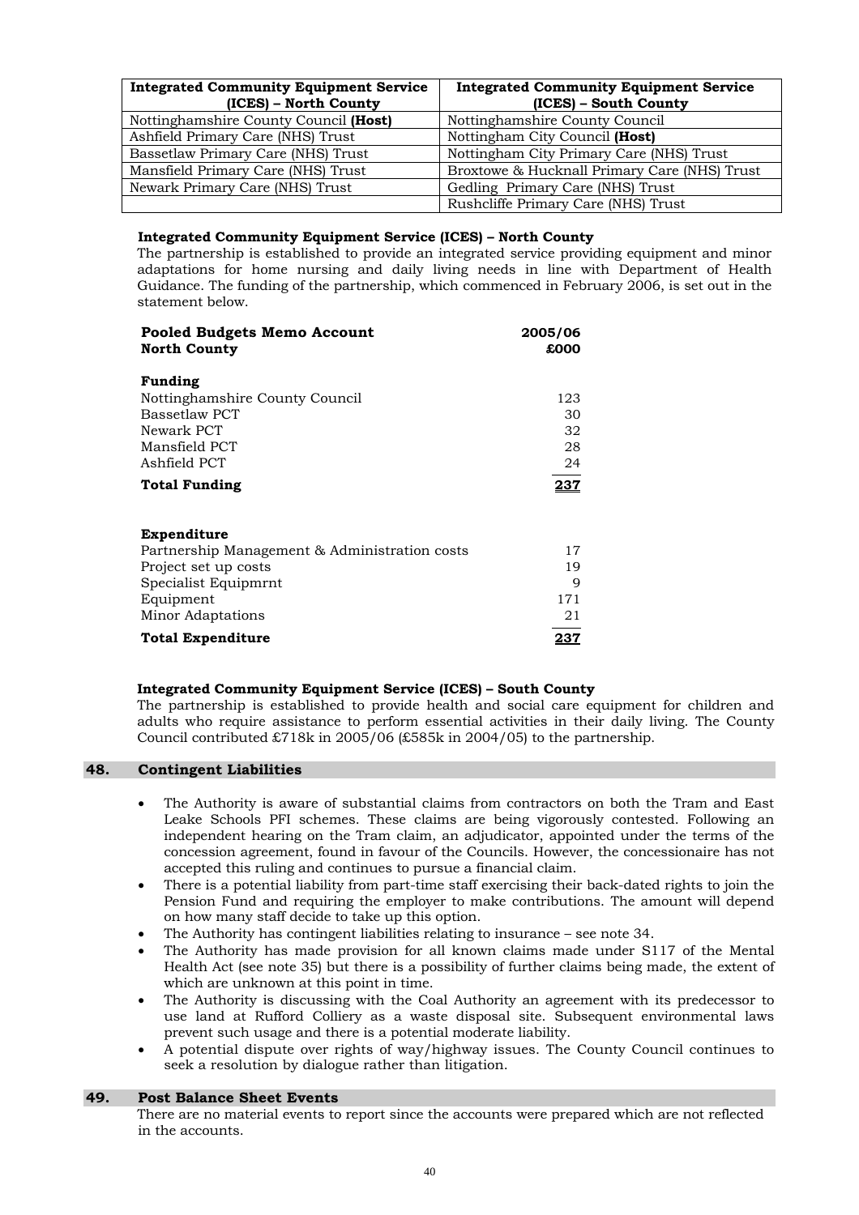| Integrated Community Equipment Service (ICES) – North County | Integrated Community Equipment Service (ICES) – South County |
|---|---|
| Nottinghamshire County Council **(Host)** | Nottinghamshire County Council |
| Ashfield Primary Care (NHS) Trust | Nottingham City Council **(Host)** |
| Bassetlaw Primary Care (NHS) Trust | Nottingham City Primary Care (NHS) Trust |
| Mansfield Primary Care (NHS) Trust | Broxtowe & Hucknall Primary Care (NHS) Trust |
| Newark Primary Care (NHS) Trust | Gedling Primary Care (NHS) Trust |
| | Rushcliffe Primary Care (NHS) Trust |

**Integrated Community Equipment Service (ICES) – North County**

The partnership is established to provide an integrated service providing equipment and minor adaptations for home nursing and daily living needs in line with Department of Health Guidance. The funding of the partnership, which commenced in February 2006, is set out in the statement below.

| **Pooled Budgets Memo Account North County** | **2005/06 £000** |
|---|---|
| **Funding** | |
| Nottinghamshire County Council | 123 |
| Bassetlaw PCT | 30 |
| Newark PCT | 32 |
| Mansfield PCT | 28 |
| Ashfield PCT | 24 |
| **Total Funding** | **237** |
| | |
| **Expenditure** | |
| Partnership Management & Administration costs | 17 |
| Project set up costs | 19 |
| Specialist Equipmrnt | 9 |
| Equipment | 171 |
| Minor Adaptations | 21 |
| **Total Expenditure** | **237** |

**Integrated Community Equipment Service (ICES) – South County**

The partnership is established to provide health and social care equipment for children and adults who require assistance to perform essential activities in their daily living. The County Council contributed £718k in 2005/06 (£585k in 2004/05) to the partnership.

## 48. Contingent Liabilities

- The Authority is aware of substantial claims from contractors on both the Tram and East Leake Schools PFI schemes. These claims are being vigorously contested. Following an independent hearing on the Tram claim, an adjudicator, appointed under the terms of the concession agreement, found in favour of the Councils. However, the concessionaire has not accepted this ruling and continues to pursue a financial claim.
- There is a potential liability from part-time staff exercising their back-dated rights to join the Pension Fund and requiring the employer to make contributions. The amount will depend on how many staff decide to take up this option.
- The Authority has contingent liabilities relating to insurance – see note 34.
- The Authority has made provision for all known claims made under S117 of the Mental Health Act (see note 35) but there is a possibility of further claims being made, the extent of which are unknown at this point in time.
- The Authority is discussing with the Coal Authority an agreement with its predecessor to use land at Rufford Colliery as a waste disposal site. Subsequent environmental laws prevent such usage and there is a potential moderate liability.
- A potential dispute over rights of way/highway issues. The County Council continues to seek a resolution by dialogue rather than litigation.

## 49. Post Balance Sheet Events

There are no material events to report since the accounts were prepared which are not reflected in the accounts.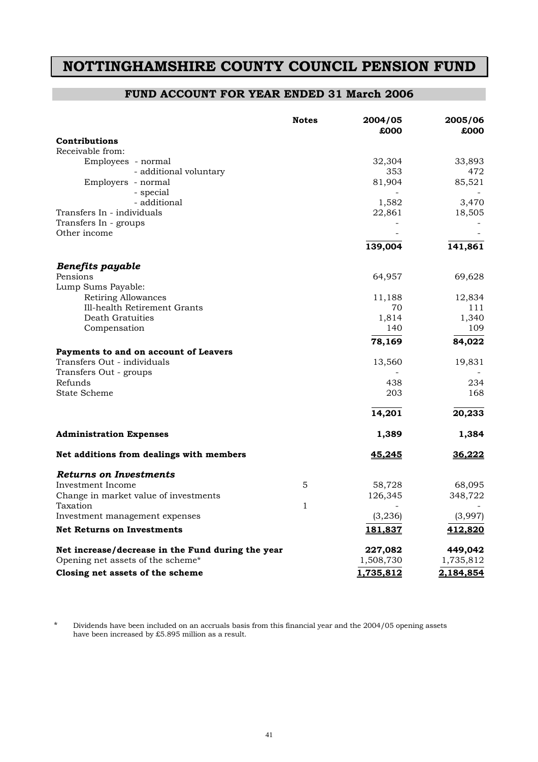# NOTTINGHAMSHIRE COUNTY COUNCIL PENSION FUND

## FUND ACCOUNT FOR YEAR ENDED 31 March 2006

| | Notes | 2004/05 £000 | 2005/06 £000 |
|---|---|---|---|
| **Contributions** | | | |
| Receivable from: | | | |
| Employees - normal | | 32,304 | 33,893 |
| - additional voluntary | | 353 | 472 |
| Employers - normal | | 81,904 | 85,521 |
| - special | | - | - |
| - additional | | 1,582 | 3,470 |
| Transfers In - individuals | | 22,861 | 18,505 |
| Transfers In - groups | | - | - |
| Other income | | - | - |
| | | **139,004** | **141,861** |
| ***Benefits payable*** | | | |
| Pensions | | 64,957 | 69,628 |
| Lump Sums Payable: | | | |
| Retiring Allowances | | 11,188 | 12,834 |
| Ill-health Retirement Grants | | 70 | 111 |
| Death Gratuities | | 1,814 | 1,340 |
| Compensation | | 140 | 109 |
| | | **78,169** | **84,022** |
| **Payments to and on account of Leavers** | | | |
| Transfers Out - individuals | | 13,560 | 19,831 |
| Transfers Out - groups | | - | - |
| Refunds | | 438 | 234 |
| State Scheme | | 203 | 168 |
| | | **14,201** | **20,233** |
| **Administration Expenses** | | **1,389** | **1,384** |
| **Net additions from dealings with members** | | **45,245** | **36,222** |
| ***Returns on Investments*** | | | |
| Investment Income | 5 | 58,728 | 68,095 |
| Change in market value of investments | | 126,345 | 348,722 |
| Taxation | 1 | - | - |
| Investment management expenses | | (3,236) | (3,997) |
| **Net Returns on Investments** | | **181,837** | **412,820** |
| **Net increase/decrease in the Fund during the year** | | **227,082** | **449,042** |
| Opening net assets of the scheme* | | 1,508,730 | 1,735,812 |
| **Closing net assets of the scheme** | | **1,735,812** | **2,184,854** |

\* Dividends have been included on an accruals basis from this financial year and the 2004/05 opening assets have been increased by £5.895 million as a result.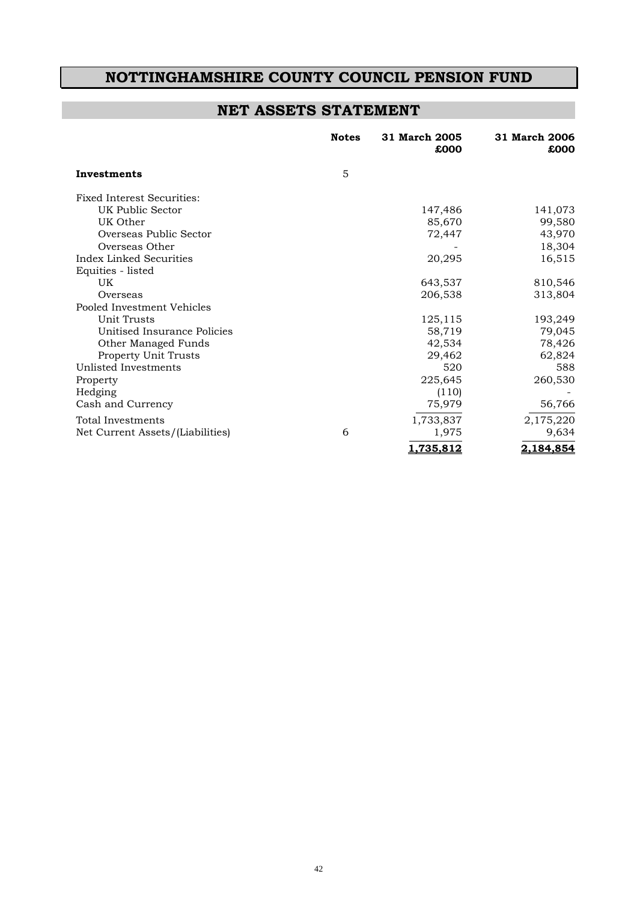# NOTTINGHAMSHIRE COUNTY COUNCIL PENSION FUND

## NET ASSETS STATEMENT

| | Notes | 31 March 2005 £000 | 31 March 2006 £000 |
|---|---|---|---|
| **Investments** | 5 | | |
| Fixed Interest Securities: | | | |
| UK Public Sector | | 147,486 | 141,073 |
| UK Other | | 85,670 | 99,580 |
| Overseas Public Sector | | 72,447 | 43,970 |
| Overseas Other | | - | 18,304 |
| Index Linked Securities | | 20,295 | 16,515 |
| Equities - listed | | | |
| UK | | 643,537 | 810,546 |
| Overseas | | 206,538 | 313,804 |
| Pooled Investment Vehicles | | | |
| Unit Trusts | | 125,115 | 193,249 |
| Unitised Insurance Policies | | 58,719 | 79,045 |
| Other Managed Funds | | 42,534 | 78,426 |
| Property Unit Trusts | | 29,462 | 62,824 |
| Unlisted Investments | | 520 | 588 |
| Property | | 225,645 | 260,530 |
| Hedging | | (110) | - |
| Cash and Currency | | 75,979 | 56,766 |
| Total Investments | | 1,733,837 | 2,175,220 |
| Net Current Assets/(Liabilities) | 6 | 1,975 | 9,634 |
| | | **1,735,812** | **2,184,854** |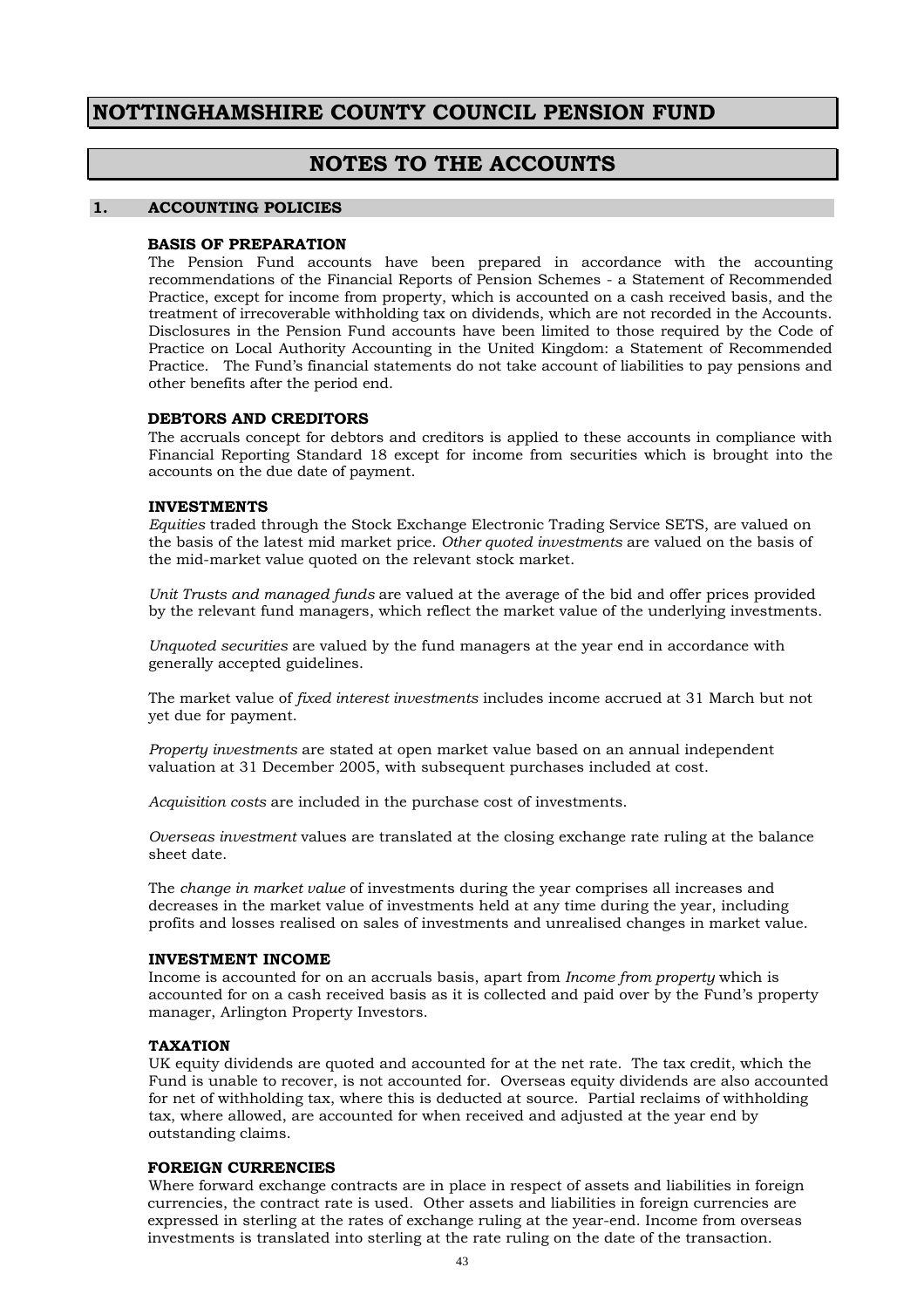# NOTTINGHAMSHIRE COUNTY COUNCIL PENSION FUND

## NOTES TO THE ACCOUNTS

### 1. ACCOUNTING POLICIES

**BASIS OF PREPARATION**

The Pension Fund accounts have been prepared in accordance with the accounting recommendations of the Financial Reports of Pension Schemes - a Statement of Recommended Practice, except for income from property, which is accounted on a cash received basis, and the treatment of irrecoverable withholding tax on dividends, which are not recorded in the Accounts. Disclosures in the Pension Fund accounts have been limited to those required by the Code of Practice on Local Authority Accounting in the United Kingdom: a Statement of Recommended Practice. The Fund's financial statements do not take account of liabilities to pay pensions and other benefits after the period end.

**DEBTORS AND CREDITORS**

The accruals concept for debtors and creditors is applied to these accounts in compliance with Financial Reporting Standard 18 except for income from securities which is brought into the accounts on the due date of payment.

**INVESTMENTS**

*Equities* traded through the Stock Exchange Electronic Trading Service SETS, are valued on the basis of the latest mid market price. *Other quoted investments* are valued on the basis of the mid-market value quoted on the relevant stock market.

*Unit Trusts and managed funds* are valued at the average of the bid and offer prices provided by the relevant fund managers, which reflect the market value of the underlying investments.

*Unquoted securities* are valued by the fund managers at the year end in accordance with generally accepted guidelines.

The market value of *fixed interest investments* includes income accrued at 31 March but not yet due for payment.

*Property investments* are stated at open market value based on an annual independent valuation at 31 December 2005, with subsequent purchases included at cost.

*Acquisition costs* are included in the purchase cost of investments.

*Overseas investment* values are translated at the closing exchange rate ruling at the balance sheet date.

The *change in market value* of investments during the year comprises all increases and decreases in the market value of investments held at any time during the year, including profits and losses realised on sales of investments and unrealised changes in market value.

**INVESTMENT INCOME**

Income is accounted for on an accruals basis, apart from *Income from property* which is accounted for on a cash received basis as it is collected and paid over by the Fund's property manager, Arlington Property Investors.

**TAXATION**

UK equity dividends are quoted and accounted for at the net rate. The tax credit, which the Fund is unable to recover, is not accounted for. Overseas equity dividends are also accounted for net of withholding tax, where this is deducted at source. Partial reclaims of withholding tax, where allowed, are accounted for when received and adjusted at the year end by outstanding claims.

**FOREIGN CURRENCIES**

Where forward exchange contracts are in place in respect of assets and liabilities in foreign currencies, the contract rate is used. Other assets and liabilities in foreign currencies are expressed in sterling at the rates of exchange ruling at the year-end. Income from overseas investments is translated into sterling at the rate ruling on the date of the transaction.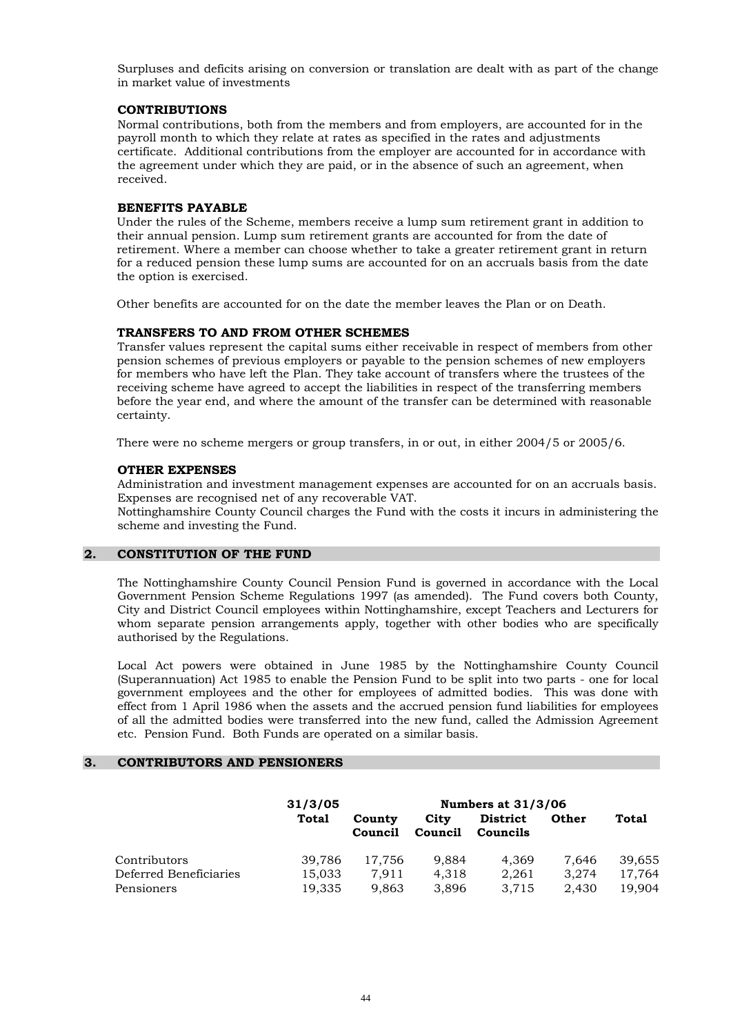Surpluses and deficits arising on conversion or translation are dealt with as part of the change in market value of investments

### CONTRIBUTIONS

Normal contributions, both from the members and from employers, are accounted for in the payroll month to which they relate at rates as specified in the rates and adjustments certificate. Additional contributions from the employer are accounted for in accordance with the agreement under which they are paid, or in the absence of such an agreement, when received.

### BENEFITS PAYABLE

Under the rules of the Scheme, members receive a lump sum retirement grant in addition to their annual pension. Lump sum retirement grants are accounted for from the date of retirement. Where a member can choose whether to take a greater retirement grant in return for a reduced pension these lump sums are accounted for on an accruals basis from the date the option is exercised.

Other benefits are accounted for on the date the member leaves the Plan or on Death.

### TRANSFERS TO AND FROM OTHER SCHEMES

Transfer values represent the capital sums either receivable in respect of members from other pension schemes of previous employers or payable to the pension schemes of new employers for members who have left the Plan. They take account of transfers where the trustees of the receiving scheme have agreed to accept the liabilities in respect of the transferring members before the year end, and where the amount of the transfer can be determined with reasonable certainty.

There were no scheme mergers or group transfers, in or out, in either 2004/5 or 2005/6.

### OTHER EXPENSES

Administration and investment management expenses are accounted for on an accruals basis. Expenses are recognised net of any recoverable VAT.

Nottinghamshire County Council charges the Fund with the costs it incurs in administering the scheme and investing the Fund.

## 2. CONSTITUTION OF THE FUND

The Nottinghamshire County Council Pension Fund is governed in accordance with the Local Government Pension Scheme Regulations 1997 (as amended). The Fund covers both County, City and District Council employees within Nottinghamshire, except Teachers and Lecturers for whom separate pension arrangements apply, together with other bodies who are specifically authorised by the Regulations.

Local Act powers were obtained in June 1985 by the Nottinghamshire County Council (Superannuation) Act 1985 to enable the Pension Fund to be split into two parts - one for local government employees and the other for employees of admitted bodies. This was done with effect from 1 April 1986 when the assets and the accrued pension fund liabilities for employees of all the admitted bodies were transferred into the new fund, called the Admission Agreement etc. Pension Fund. Both Funds are operated on a similar basis.

## 3. CONTRIBUTORS AND PENSIONERS

| | 31/3/05 | Numbers at 31/3/06 | | | | |
|---|---|---|---|---|---|---|
| | Total | County Council | City Council | District Councils | Other | Total |
| Contributors | 39,786 | 17,756 | 9,884 | 4,369 | 7,646 | 39,655 |
| Deferred Beneficiaries | 15,033 | 7,911 | 4,318 | 2,261 | 3,274 | 17,764 |
| Pensioners | 19,335 | 9,863 | 3,896 | 3,715 | 2,430 | 19,904 |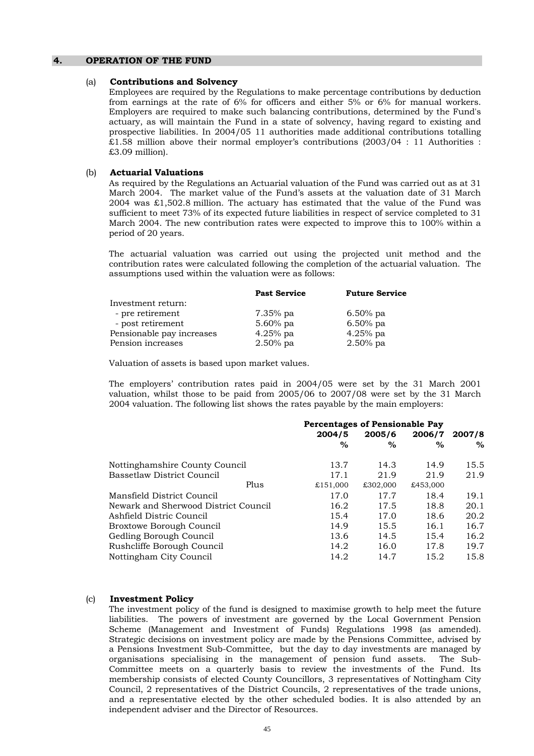## 4. OPERATION OF THE FUND

### (a) Contributions and Solvency

Employees are required by the Regulations to make percentage contributions by deduction from earnings at the rate of 6% for officers and either 5% or 6% for manual workers. Employers are required to make such balancing contributions, determined by the Fund's actuary, as will maintain the Fund in a state of solvency, having regard to existing and prospective liabilities. In 2004/05 11 authorities made additional contributions totalling £1.58 million above their normal employer's contributions (2003/04 : 11 Authorities : £3.09 million).

### (b) Actuarial Valuations

As required by the Regulations an Actuarial valuation of the Fund was carried out as at 31 March 2004. The market value of the Fund's assets at the valuation date of 31 March 2004 was £1,502.8 million. The actuary has estimated that the value of the Fund was sufficient to meet 73% of its expected future liabilities in respect of service completed to 31 March 2004. The new contribution rates were expected to improve this to 100% within a period of 20 years.

The actuarial valuation was carried out using the projected unit method and the contribution rates were calculated following the completion of the actuarial valuation. The assumptions used within the valuation were as follows:

| | Past Service | Future Service |
|---|---|---|
| Investment return: | | |
| - pre retirement | 7.35% pa | 6.50% pa |
| - post retirement | 5.60% pa | 6.50% pa |
| Pensionable pay increases | 4.25% pa | 4.25% pa |
| Pension increases | 2.50% pa | 2.50% pa |

Valuation of assets is based upon market values.

The employers' contribution rates paid in 2004/05 were set by the 31 March 2001 valuation, whilst those to be paid from 2005/06 to 2007/08 were set by the 31 March 2004 valuation. The following list shows the rates payable by the main employers:

| | Percentages of Pensionable Pay | | | |
|---|---|---|---|---|
| | 2004/5 % | 2005/6 % | 2006/7 % | 2007/8 % |
| Nottinghamshire County Council | 13.7 | 14.3 | 14.9 | 15.5 |
| Bassetlaw District Council | 17.1 | 21.9 | 21.9 | 21.9 |
| Plus | £151,000 | £302,000 | £453,000 | |
| Mansfield District Council | 17.0 | 17.7 | 18.4 | 19.1 |
| Newark and Sherwood District Council | 16.2 | 17.5 | 18.8 | 20.1 |
| Ashfield Distric Council | 15.4 | 17.0 | 18.6 | 20.2 |
| Broxtowe Borough Council | 14.9 | 15.5 | 16.1 | 16.7 |
| Gedling Borough Council | 13.6 | 14.5 | 15.4 | 16.2 |
| Rushcliffe Borough Council | 14.2 | 16.0 | 17.8 | 19.7 |
| Nottingham City Council | 14.2 | 14.7 | 15.2 | 15.8 |

### (c) Investment Policy

The investment policy of the fund is designed to maximise growth to help meet the future liabilities. The powers of investment are governed by the Local Government Pension Scheme (Management and Investment of Funds) Regulations 1998 (as amended). Strategic decisions on investment policy are made by the Pensions Committee, advised by a Pensions Investment Sub-Committee, but the day to day investments are managed by organisations specialising in the management of pension fund assets. The Sub-Committee meets on a quarterly basis to review the investments of the Fund. Its membership consists of elected County Councillors, 3 representatives of Nottingham City Council, 2 representatives of the District Councils, 2 representatives of the trade unions, and a representative elected by the other scheduled bodies. It is also attended by an independent adviser and the Director of Resources.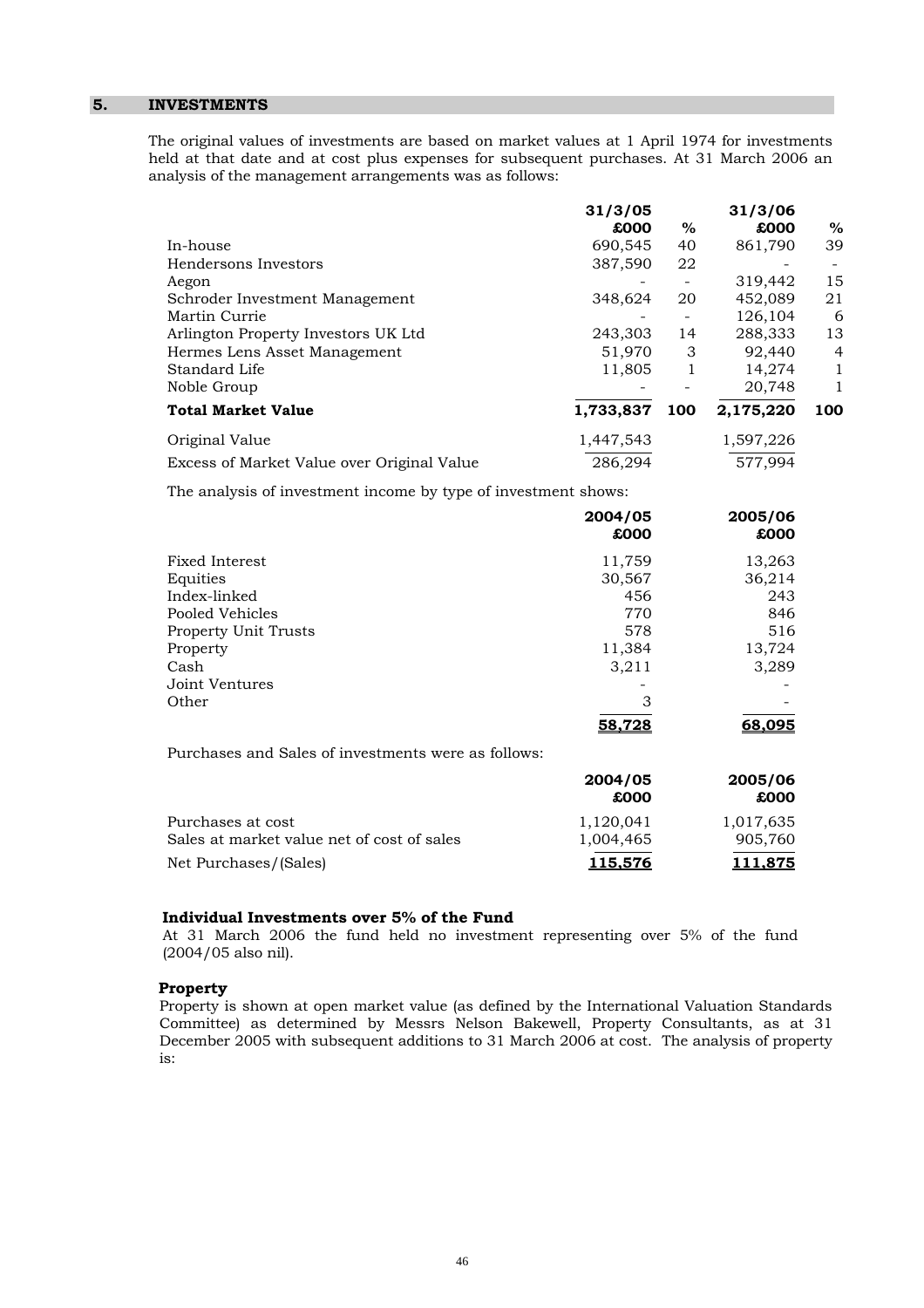## 5. INVESTMENTS

The original values of investments are based on market values at 1 April 1974 for investments held at that date and at cost plus expenses for subsequent purchases. At 31 March 2006 an analysis of the management arrangements was as follows:

| | 31/3/05 £000 | % | 31/3/06 £000 | % |
|---|---|---|---|---|
| In-house | 690,545 | 40 | 861,790 | 39 |
| Hendersons Investors | 387,590 | 22 | - | - |
| Aegon | - | - | 319,442 | 15 |
| Schroder Investment Management | 348,624 | 20 | 452,089 | 21 |
| Martin Currie | - | - | 126,104 | 6 |
| Arlington Property Investors UK Ltd | 243,303 | 14 | 288,333 | 13 |
| Hermes Lens Asset Management | 51,970 | 3 | 92,440 | 4 |
| Standard Life | 11,805 | 1 | 14,274 | 1 |
| Noble Group | - | - | 20,748 | 1 |
| **Total Market Value** | **1,733,837** | **100** | **2,175,220** | **100** |
| Original Value | 1,447,543 | | 1,597,226 | |
| Excess of Market Value over Original Value | 286,294 | | 577,994 | |

The analysis of investment income by type of investment shows:

| | 2004/05 £000 | 2005/06 £000 |
|---|---|---|
| Fixed Interest | 11,759 | 13,263 |
| Equities | 30,567 | 36,214 |
| Index-linked | 456 | 243 |
| Pooled Vehicles | 770 | 846 |
| Property Unit Trusts | 578 | 516 |
| Property | 11,384 | 13,724 |
| Cash | 3,211 | 3,289 |
| Joint Ventures | - | - |
| Other | 3 | - |
| | **58,728** | **68,095** |

Purchases and Sales of investments were as follows:

| | 2004/05 £000 | 2005/06 £000 |
|---|---|---|
| Purchases at cost | 1,120,041 | 1,017,635 |
| Sales at market value net of cost of sales | 1,004,465 | 905,760 |
| Net Purchases/(Sales) | **115,576** | **111,875** |

**Individual Investments over 5% of the Fund**

At 31 March 2006 the fund held no investment representing over 5% of the fund (2004/05 also nil).

**Property**

Property is shown at open market value (as defined by the International Valuation Standards Committee) as determined by Messrs Nelson Bakewell, Property Consultants, as at 31 December 2005 with subsequent additions to 31 March 2006 at cost. The analysis of property is: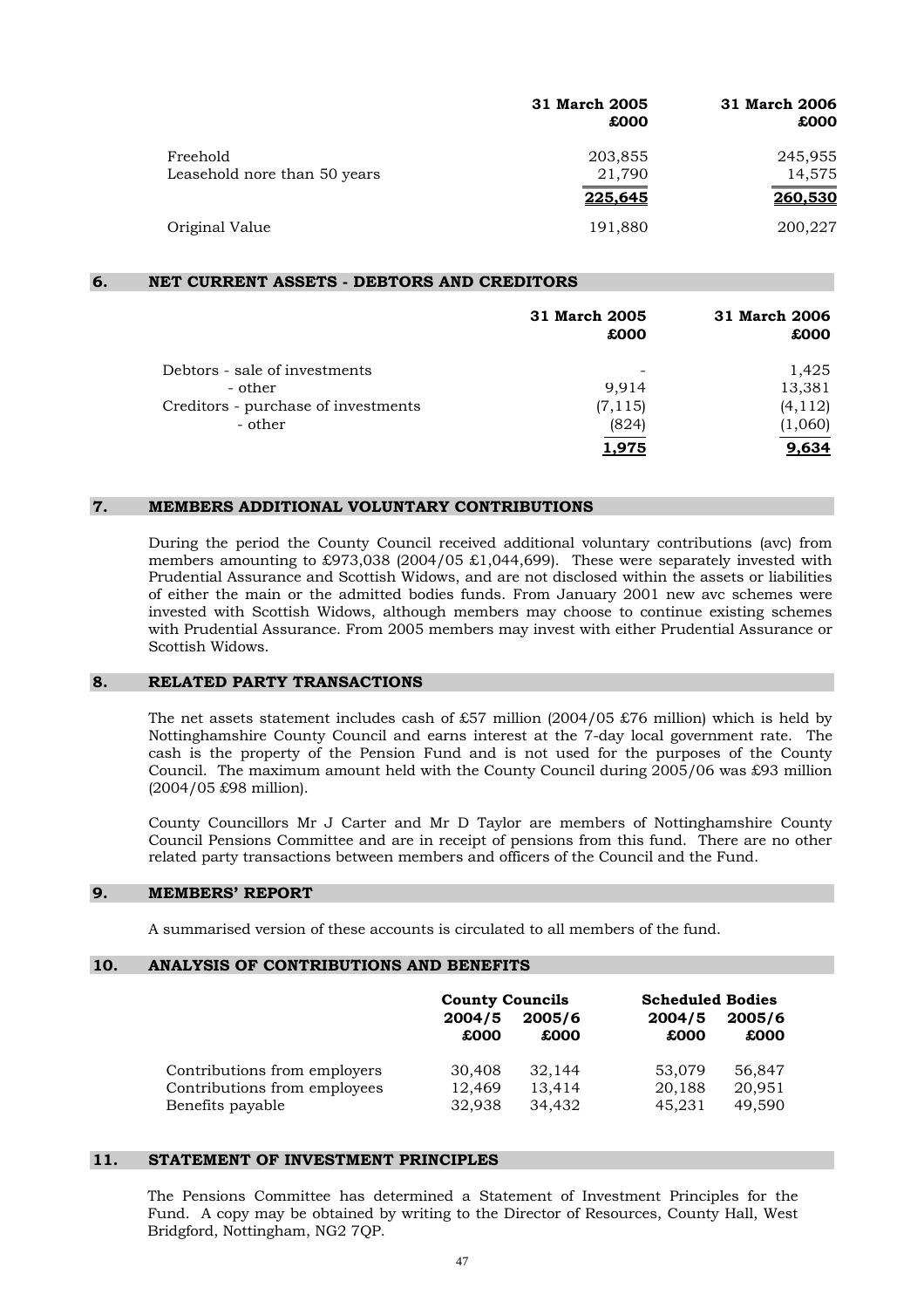| | 31 March 2005 £000 | 31 March 2006 £000 |
|---|---|---|
| Freehold | 203,855 | 245,955 |
| Leasehold nore than 50 years | 21,790 | 14,575 |
| | **225,645** | **260,530** |
| Original Value | 191,880 | 200,227 |

## 6. NET CURRENT ASSETS - DEBTORS AND CREDITORS

| | 31 March 2005 £000 | 31 March 2006 £000 |
|---|---|---|
| Debtors - sale of investments | - | 1,425 |
| - other | 9,914 | 13,381 |
| Creditors - purchase of investments | (7,115) | (4,112) |
| - other | (824) | (1,060) |
| | **1,975** | **9,634** |

## 7. MEMBERS ADDITIONAL VOLUNTARY CONTRIBUTIONS

During the period the County Council received additional voluntary contributions (avc) from members amounting to £973,038 (2004/05 £1,044,699). These were separately invested with Prudential Assurance and Scottish Widows, and are not disclosed within the assets or liabilities of either the main or the admitted bodies funds. From January 2001 new avc schemes were invested with Scottish Widows, although members may choose to continue existing schemes with Prudential Assurance. From 2005 members may invest with either Prudential Assurance or Scottish Widows.

## 8. RELATED PARTY TRANSACTIONS

The net assets statement includes cash of £57 million (2004/05 £76 million) which is held by Nottinghamshire County Council and earns interest at the 7-day local government rate. The cash is the property of the Pension Fund and is not used for the purposes of the County Council. The maximum amount held with the County Council during 2005/06 was £93 million (2004/05 £98 million).

County Councillors Mr J Carter and Mr D Taylor are members of Nottinghamshire County Council Pensions Committee and are in receipt of pensions from this fund. There are no other related party transactions between members and officers of the Council and the Fund.

## 9. MEMBERS' REPORT

A summarised version of these accounts is circulated to all members of the fund.

## 10. ANALYSIS OF CONTRIBUTIONS AND BENEFITS

| | County Councils | | Scheduled Bodies | |
|---|---|---|---|---|
| | 2004/5 £000 | 2005/6 £000 | 2004/5 £000 | 2005/6 £000 |
| Contributions from employers | 30,408 | 32,144 | 53,079 | 56,847 |
| Contributions from employees | 12,469 | 13,414 | 20,188 | 20,951 |
| Benefits payable | 32,938 | 34,432 | 45,231 | 49,590 |

## 11. STATEMENT OF INVESTMENT PRINCIPLES

The Pensions Committee has determined a Statement of Investment Principles for the Fund. A copy may be obtained by writing to the Director of Resources, County Hall, West Bridgford, Nottingham, NG2 7QP.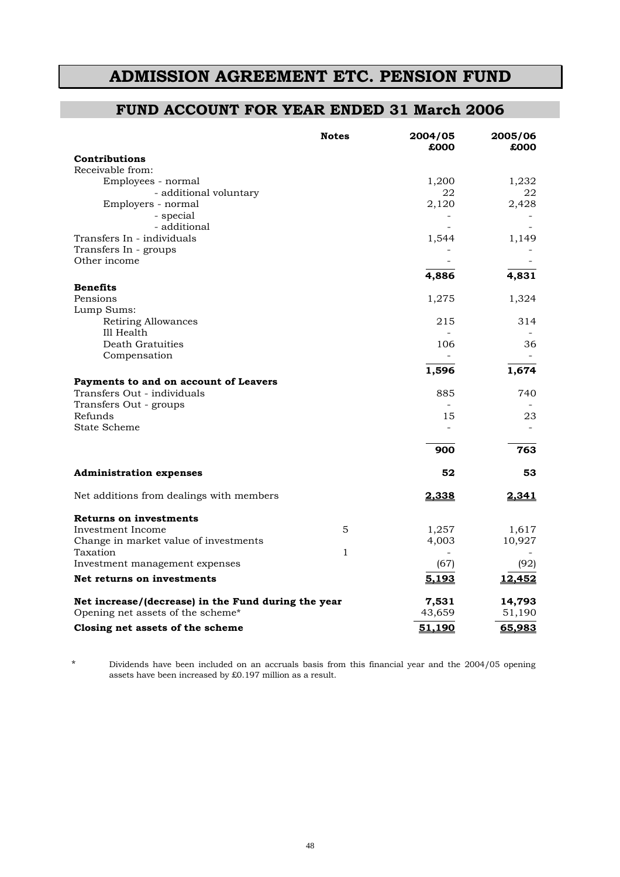# ADMISSION AGREEMENT ETC. PENSION FUND

## FUND ACCOUNT FOR YEAR ENDED 31 March 2006

| | Notes | 2004/05 £000 | 2005/06 £000 |
|---|---|---|---|
| **Contributions** | | | |
| Receivable from: | | | |
| Employees - normal | | 1,200 | 1,232 |
| - additional voluntary | | 22 | 22 |
| Employers - normal | | 2,120 | 2,428 |
| - special | | - | - |
| - additional | | - | - |
| Transfers In - individuals | | 1,544 | 1,149 |
| Transfers In - groups | | - | - |
| Other income | | - | - |
| | | **4,886** | **4,831** |
| **Benefits** | | | |
| Pensions | | 1,275 | 1,324 |
| Lump Sums: | | | |
| Retiring Allowances | | 215 | 314 |
| Ill Health | | - | - |
| Death Gratuities | | 106 | 36 |
| Compensation | | - | - |
| | | **1,596** | **1,674** |
| **Payments to and on account of Leavers** | | | |
| Transfers Out - individuals | | 885 | 740 |
| Transfers Out - groups | | - | - |
| Refunds | | 15 | 23 |
| State Scheme | | - | - |
| | | **900** | **763** |
| **Administration expenses** | | **52** | **53** |
| Net additions from dealings with members | | **2,338** | **2,341** |
| **Returns on investments** | | | |
| Investment Income | 5 | 1,257 | 1,617 |
| Change in market value of investments | | 4,003 | 10,927 |
| Taxation | 1 | - | - |
| Investment management expenses | | (67) | (92) |
| **Net returns on investments** | | **5,193** | **12,452** |
| **Net increase/(decrease) in the Fund during the year** | | **7,531** | **14,793** |
| Opening net assets of the scheme* | | 43,659 | 51,190 |
| **Closing net assets of the scheme** | | **51,190** | **65,983** |

\* Dividends have been included on an accruals basis from this financial year and the 2004/05 opening assets have been increased by £0.197 million as a result.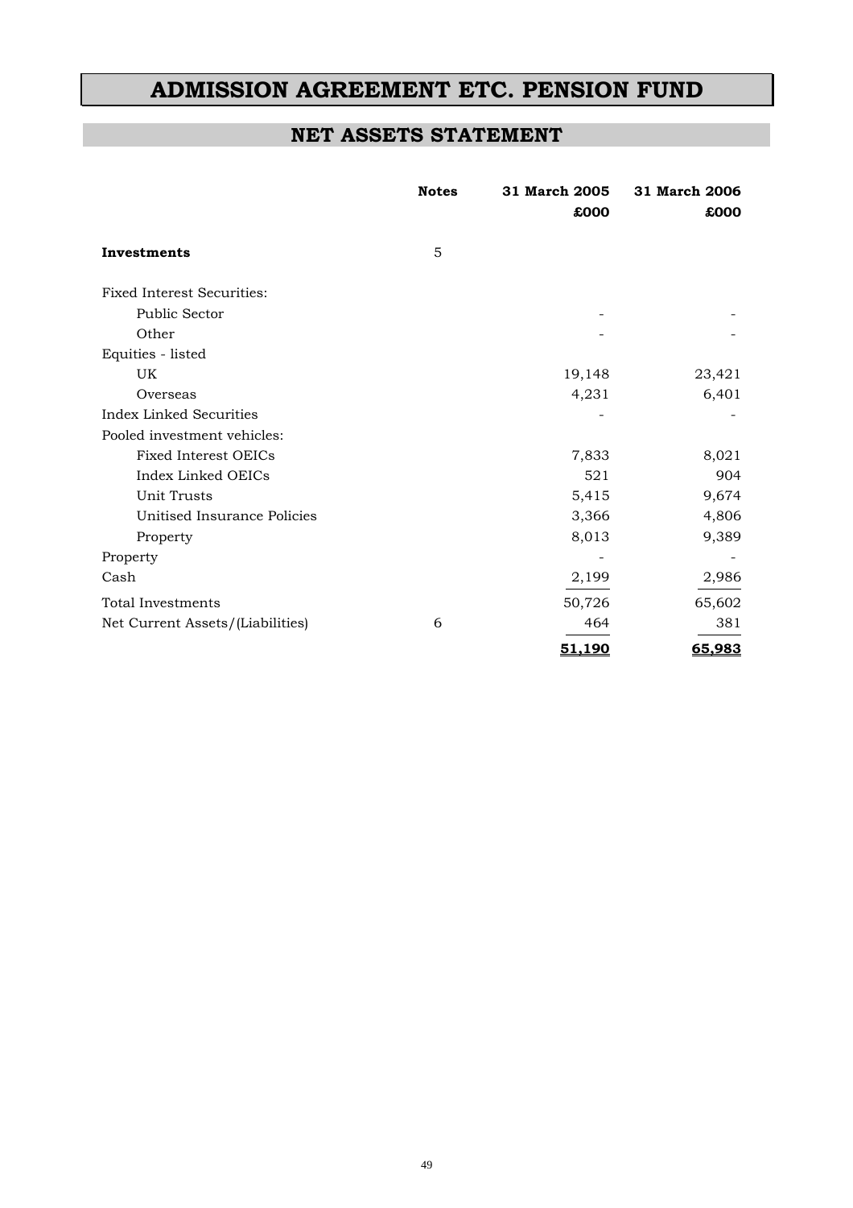# ADMISSION AGREEMENT ETC. PENSION FUND

## NET ASSETS STATEMENT

| | Notes | 31 March 2005 £000 | 31 March 2006 £000 |
|---|---|---|---|
| **Investments** | 5 | | |
| Fixed Interest Securities: | | | |
| Public Sector | | - | - |
| Other | | - | - |
| Equities - listed | | | |
| UK | | 19,148 | 23,421 |
| Overseas | | 4,231 | 6,401 |
| Index Linked Securities | | - | - |
| Pooled investment vehicles: | | | |
| Fixed Interest OEICs | | 7,833 | 8,021 |
| Index Linked OEICs | | 521 | 904 |
| Unit Trusts | | 5,415 | 9,674 |
| Unitised Insurance Policies | | 3,366 | 4,806 |
| Property | | 8,013 | 9,389 |
| Property | | - | - |
| Cash | | 2,199 | 2,986 |
| Total Investments | | 50,726 | 65,602 |
| Net Current Assets/(Liabilities) | 6 | 464 | 381 |
| | | **51,190** | **65,983** |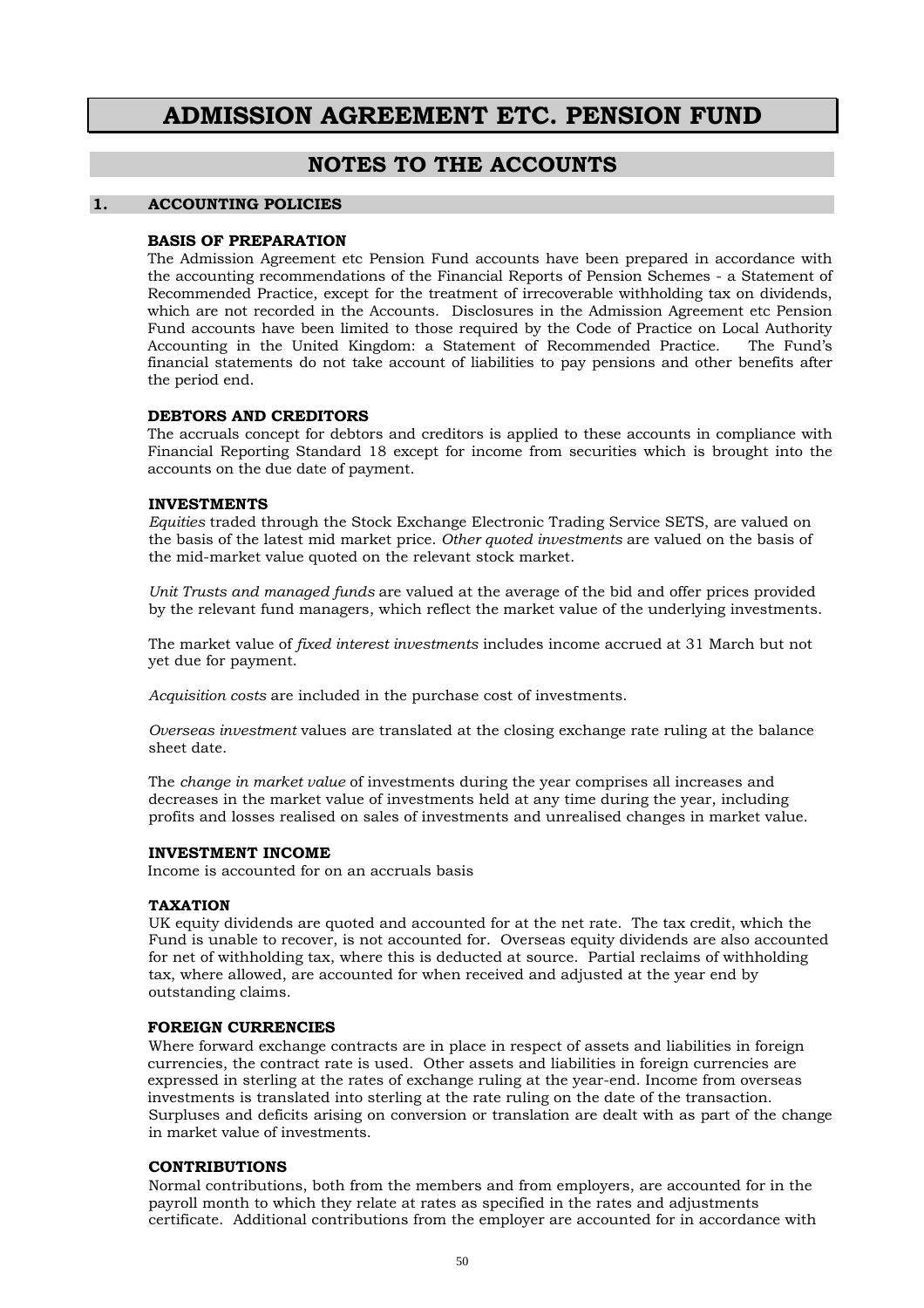# ADMISSION AGREEMENT ETC. PENSION FUND

## NOTES TO THE ACCOUNTS

### 1. ACCOUNTING POLICIES

**BASIS OF PREPARATION**

The Admission Agreement etc Pension Fund accounts have been prepared in accordance with the accounting recommendations of the Financial Reports of Pension Schemes - a Statement of Recommended Practice, except for the treatment of irrecoverable withholding tax on dividends, which are not recorded in the Accounts. Disclosures in the Admission Agreement etc Pension Fund accounts have been limited to those required by the Code of Practice on Local Authority Accounting in the United Kingdom: a Statement of Recommended Practice. The Fund's financial statements do not take account of liabilities to pay pensions and other benefits after the period end.

**DEBTORS AND CREDITORS**

The accruals concept for debtors and creditors is applied to these accounts in compliance with Financial Reporting Standard 18 except for income from securities which is brought into the accounts on the due date of payment.

**INVESTMENTS**

*Equities* traded through the Stock Exchange Electronic Trading Service SETS, are valued on the basis of the latest mid market price. *Other quoted investments* are valued on the basis of the mid-market value quoted on the relevant stock market.

*Unit Trusts and managed funds* are valued at the average of the bid and offer prices provided by the relevant fund managers, which reflect the market value of the underlying investments.

The market value of *fixed interest investments* includes income accrued at 31 March but not yet due for payment.

*Acquisition costs* are included in the purchase cost of investments.

*Overseas investment* values are translated at the closing exchange rate ruling at the balance sheet date.

The *change in market value* of investments during the year comprises all increases and decreases in the market value of investments held at any time during the year, including profits and losses realised on sales of investments and unrealised changes in market value.

**INVESTMENT INCOME**

Income is accounted for on an accruals basis

**TAXATION**

UK equity dividends are quoted and accounted for at the net rate. The tax credit, which the Fund is unable to recover, is not accounted for. Overseas equity dividends are also accounted for net of withholding tax, where this is deducted at source. Partial reclaims of withholding tax, where allowed, are accounted for when received and adjusted at the year end by outstanding claims.

**FOREIGN CURRENCIES**

Where forward exchange contracts are in place in respect of assets and liabilities in foreign currencies, the contract rate is used. Other assets and liabilities in foreign currencies are expressed in sterling at the rates of exchange ruling at the year-end. Income from overseas investments is translated into sterling at the rate ruling on the date of the transaction. Surpluses and deficits arising on conversion or translation are dealt with as part of the change in market value of investments.

**CONTRIBUTIONS**

Normal contributions, both from the members and from employers, are accounted for in the payroll month to which they relate at rates as specified in the rates and adjustments certificate. Additional contributions from the employer are accounted for in accordance with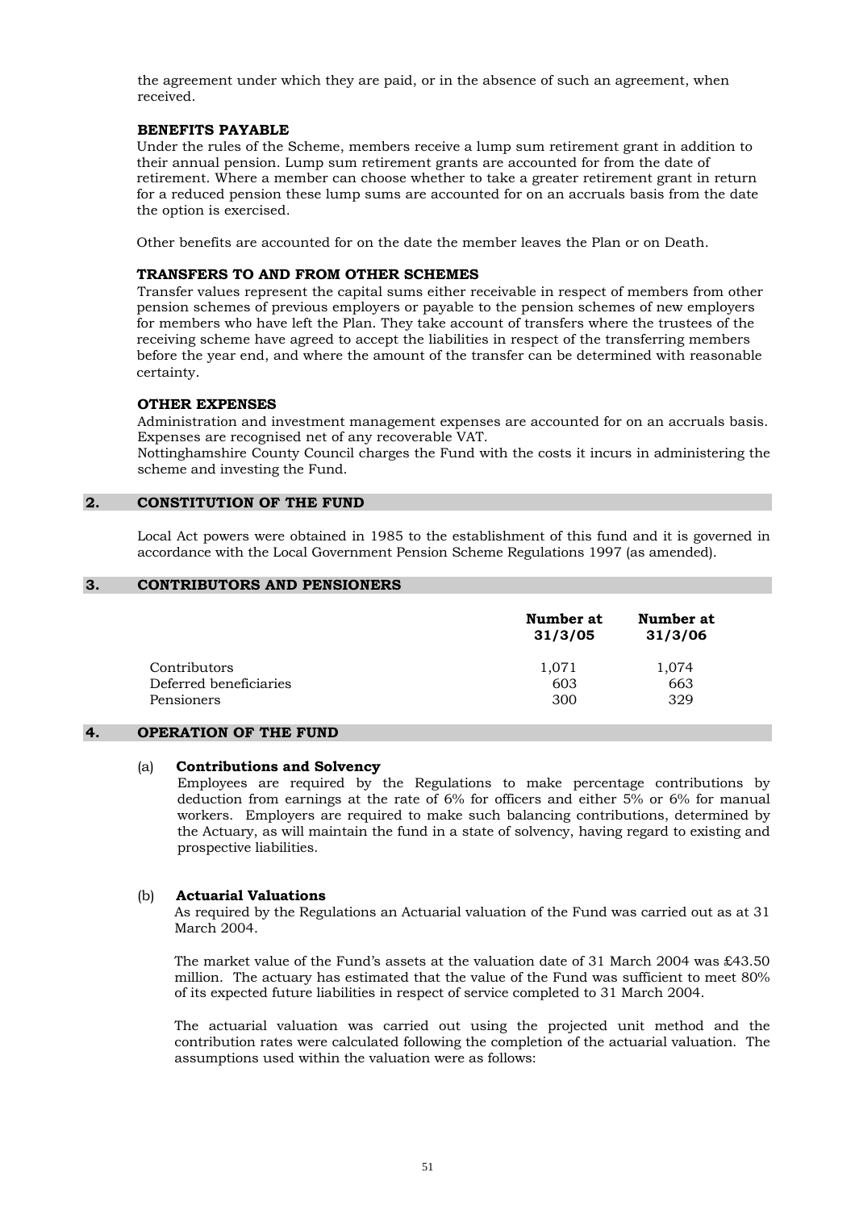the agreement under which they are paid, or in the absence of such an agreement, when received.

**BENEFITS PAYABLE**

Under the rules of the Scheme, members receive a lump sum retirement grant in addition to their annual pension. Lump sum retirement grants are accounted for from the date of retirement. Where a member can choose whether to take a greater retirement grant in return for a reduced pension these lump sums are accounted for on an accruals basis from the date the option is exercised.

Other benefits are accounted for on the date the member leaves the Plan or on Death.

**TRANSFERS TO AND FROM OTHER SCHEMES**

Transfer values represent the capital sums either receivable in respect of members from other pension schemes of previous employers or payable to the pension schemes of new employers for members who have left the Plan. They take account of transfers where the trustees of the receiving scheme have agreed to accept the liabilities in respect of the transferring members before the year end, and where the amount of the transfer can be determined with reasonable certainty.

**OTHER EXPENSES**

Administration and investment management expenses are accounted for on an accruals basis. Expenses are recognised net of any recoverable VAT.
Nottinghamshire County Council charges the Fund with the costs it incurs in administering the scheme and investing the Fund.

## 2. CONSTITUTION OF THE FUND

Local Act powers were obtained in 1985 to the establishment of this fund and it is governed in accordance with the Local Government Pension Scheme Regulations 1997 (as amended).

## 3. CONTRIBUTORS AND PENSIONERS

| | Number at 31/3/05 | Number at 31/3/06 |
|---|---|---|
| Contributors | 1,071 | 1,074 |
| Deferred beneficiaries | 603 | 663 |
| Pensioners | 300 | 329 |

## 4. OPERATION OF THE FUND

(a) **Contributions and Solvency**

Employees are required by the Regulations to make percentage contributions by deduction from earnings at the rate of 6% for officers and either 5% or 6% for manual workers. Employers are required to make such balancing contributions, determined by the Actuary, as will maintain the fund in a state of solvency, having regard to existing and prospective liabilities.

(b) **Actuarial Valuations**

As required by the Regulations an Actuarial valuation of the Fund was carried out as at 31 March 2004.

The market value of the Fund's assets at the valuation date of 31 March 2004 was £43.50 million. The actuary has estimated that the value of the Fund was sufficient to meet 80% of its expected future liabilities in respect of service completed to 31 March 2004.

The actuarial valuation was carried out using the projected unit method and the contribution rates were calculated following the completion of the actuarial valuation. The assumptions used within the valuation were as follows: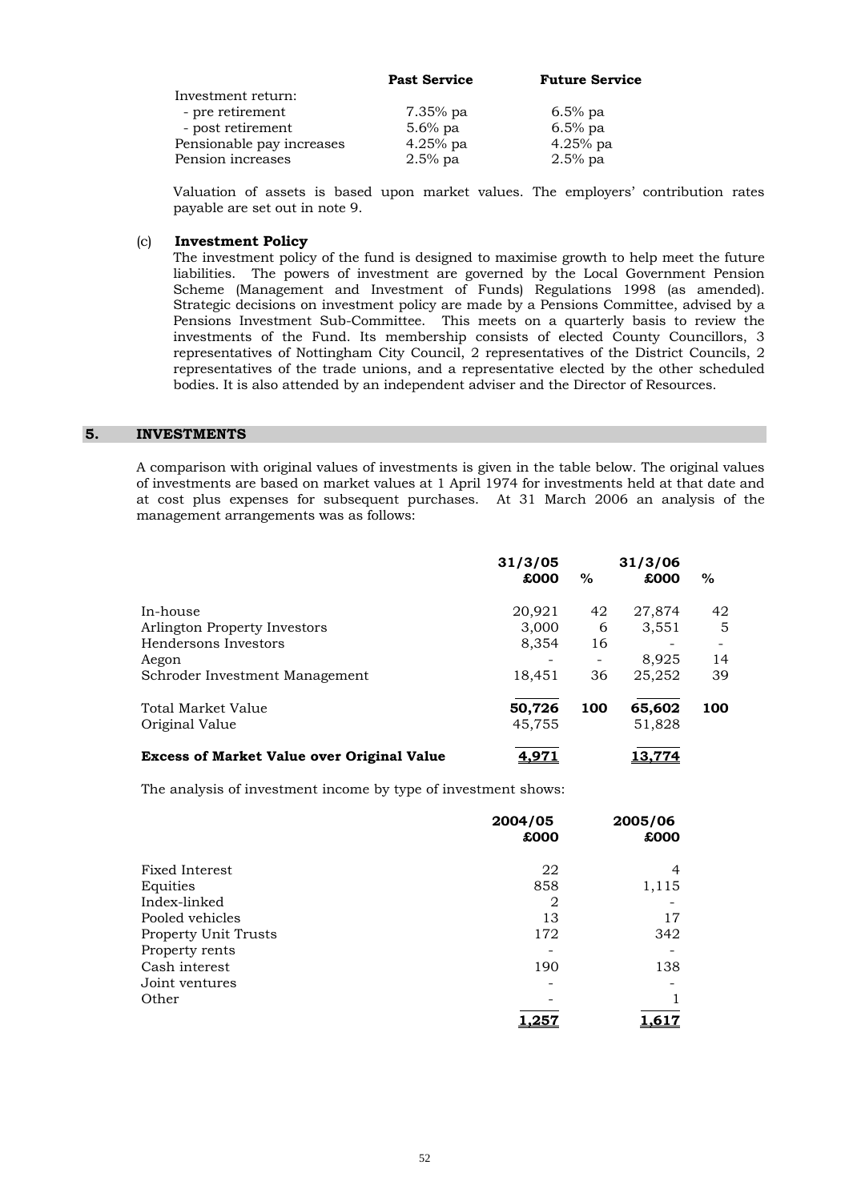| | Past Service | Future Service |
|---|---|---|
| Investment return: | | |
| - pre retirement | 7.35% pa | 6.5% pa |
| - post retirement | 5.6% pa | 6.5% pa |
| Pensionable pay increases | 4.25% pa | 4.25% pa |
| Pension increases | 2.5% pa | 2.5% pa |

Valuation of assets is based upon market values. The employers' contribution rates payable are set out in note 9.

(c) **Investment Policy**

The investment policy of the fund is designed to maximise growth to help meet the future liabilities. The powers of investment are governed by the Local Government Pension Scheme (Management and Investment of Funds) Regulations 1998 (as amended). Strategic decisions on investment policy are made by a Pensions Committee, advised by a Pensions Investment Sub-Committee. This meets on a quarterly basis to review the investments of the Fund. Its membership consists of elected County Councillors, 3 representatives of Nottingham City Council, 2 representatives of the District Councils, 2 representatives of the trade unions, and a representative elected by the other scheduled bodies. It is also attended by an independent adviser and the Director of Resources.

## 5. INVESTMENTS

A comparison with original values of investments is given in the table below. The original values of investments are based on market values at 1 April 1974 for investments held at that date and at cost plus expenses for subsequent purchases. At 31 March 2006 an analysis of the management arrangements was as follows:

| | 31/3/05 £000 | % | 31/3/06 £000 | % |
|---|---|---|---|---|
| In-house | 20,921 | 42 | 27,874 | 42 |
| Arlington Property Investors | 3,000 | 6 | 3,551 | 5 |
| Hendersons Investors | 8,354 | 16 | - | - |
| Aegon | - | - | 8,925 | 14 |
| Schroder Investment Management | 18,451 | 36 | 25,252 | 39 |
| Total Market Value | **50,726** | **100** | **65,602** | **100** |
| Original Value | 45,755 | | 51,828 | |
| **Excess of Market Value over Original Value** | **4,971** | | **13,774** | |

The analysis of investment income by type of investment shows:

| | 2004/05 £000 | 2005/06 £000 |
|---|---|---|
| Fixed Interest | 22 | 4 |
| Equities | 858 | 1,115 |
| Index-linked | 2 | - |
| Pooled vehicles | 13 | 17 |
| Property Unit Trusts | 172 | 342 |
| Property rents | - | - |
| Cash interest | 190 | 138 |
| Joint ventures | - | - |
| Other | - | 1 |
| | **1,257** | **1,617** |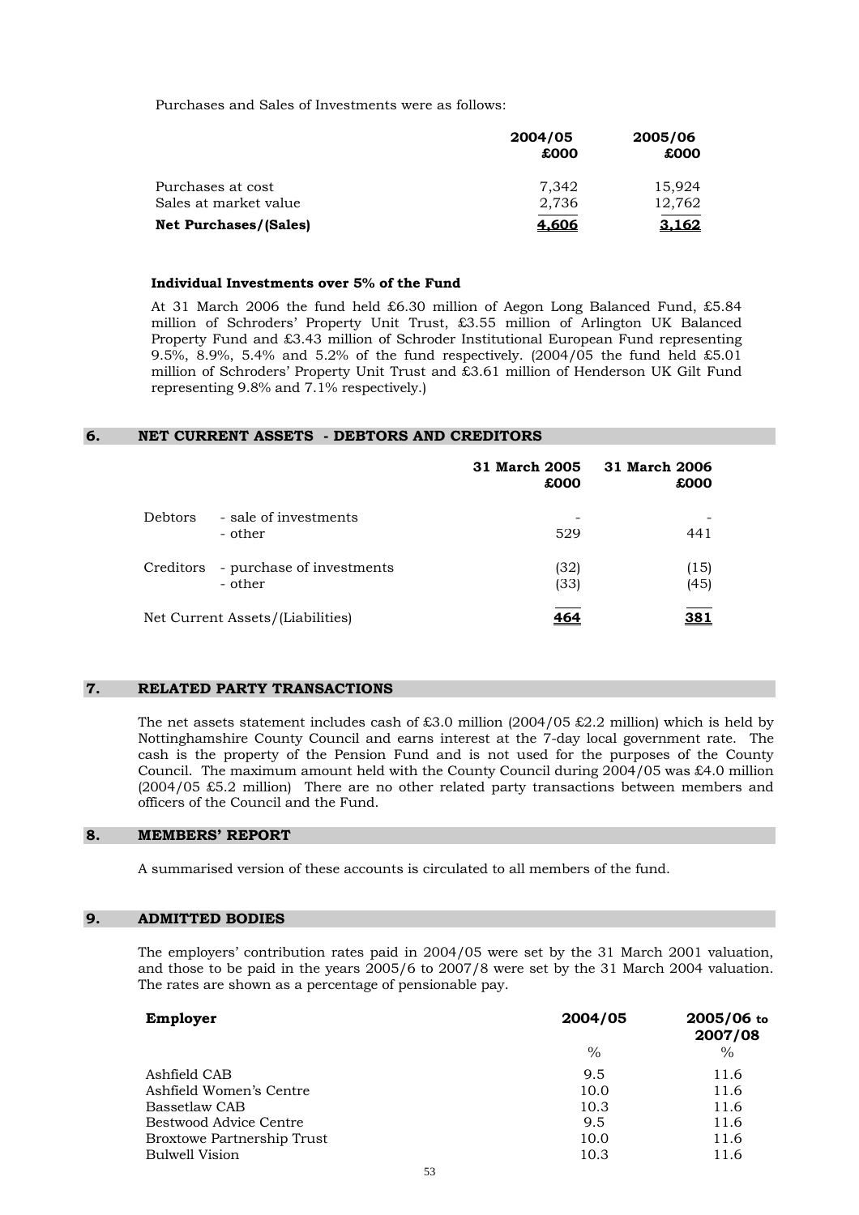Purchases and Sales of Investments were as follows:

| | 2004/05 £000 | 2005/06 £000 |
|---|---|---|
| Purchases at cost | 7,342 | 15,924 |
| Sales at market value | 2,736 | 12,762 |
| **Net Purchases/(Sales)** | **4,606** | **3,162** |

**Individual Investments over 5% of the Fund**

At 31 March 2006 the fund held £6.30 million of Aegon Long Balanced Fund, £5.84 million of Schroders' Property Unit Trust, £3.55 million of Arlington UK Balanced Property Fund and £3.43 million of Schroder Institutional European Fund representing 9.5%, 8.9%, 5.4% and 5.2% of the fund respectively. (2004/05 the fund held £5.01 million of Schroders' Property Unit Trust and £3.61 million of Henderson UK Gilt Fund representing 9.8% and 7.1% respectively.)

## 6. NET CURRENT ASSETS - DEBTORS AND CREDITORS

| | | 31 March 2005 £000 | 31 March 2006 £000 |
|---|---|---|---|
| Debtors | - sale of investments | - | - |
| | - other | 529 | 441 |
| Creditors | - purchase of investments | (32) | (15) |
| | - other | (33) | (45) |
| Net Current Assets/(Liabilities) | | **464** | **381** |

## 7. RELATED PARTY TRANSACTIONS

The net assets statement includes cash of £3.0 million (2004/05 £2.2 million) which is held by Nottinghamshire County Council and earns interest at the 7-day local government rate. The cash is the property of the Pension Fund and is not used for the purposes of the County Council. The maximum amount held with the County Council during 2004/05 was £4.0 million (2004/05 £5.2 million) There are no other related party transactions between members and officers of the Council and the Fund.

## 8. MEMBERS' REPORT

A summarised version of these accounts is circulated to all members of the fund.

## 9. ADMITTED BODIES

The employers' contribution rates paid in 2004/05 were set by the 31 March 2001 valuation, and those to be paid in the years 2005/6 to 2007/8 were set by the 31 March 2004 valuation. The rates are shown as a percentage of pensionable pay.

| Employer | 2004/05 % | 2005/06 to 2007/08 % |
|---|---|---|
| Ashfield CAB | 9.5 | 11.6 |
| Ashfield Women's Centre | 10.0 | 11.6 |
| Bassetlaw CAB | 10.3 | 11.6 |
| Bestwood Advice Centre | 9.5 | 11.6 |
| Broxtowe Partnership Trust | 10.0 | 11.6 |
| Bulwell Vision | 10.3 | 11.6 |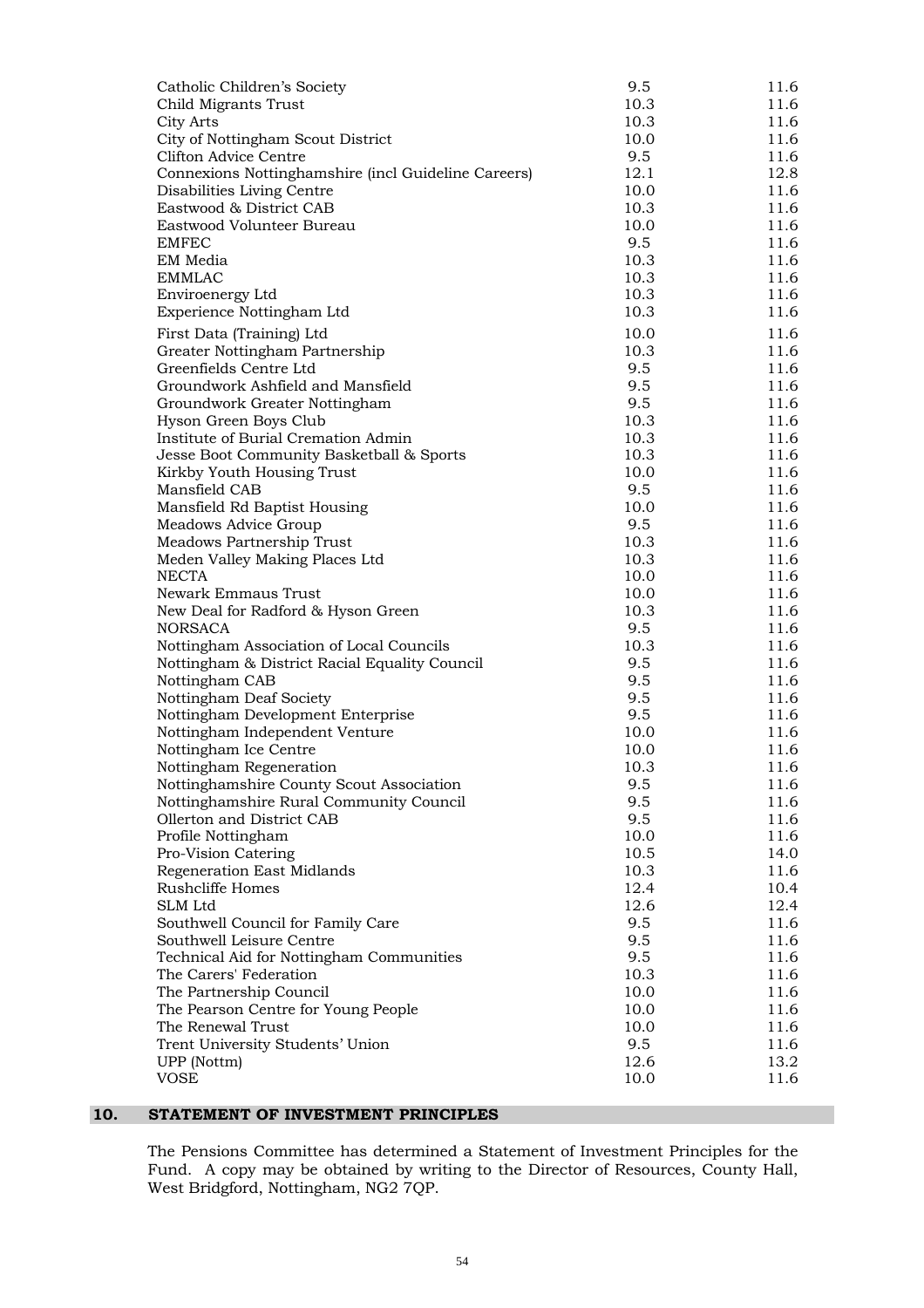| | | |
|---|---|---|
| Catholic Children's Society | 9.5 | 11.6 |
| Child Migrants Trust | 10.3 | 11.6 |
| City Arts | 10.3 | 11.6 |
| City of Nottingham Scout District | 10.0 | 11.6 |
| Clifton Advice Centre | 9.5 | 11.6 |
| Connexions Nottinghamshire (incl Guideline Careers) | 12.1 | 12.8 |
| Disabilities Living Centre | 10.0 | 11.6 |
| Eastwood & District CAB | 10.3 | 11.6 |
| Eastwood Volunteer Bureau | 10.0 | 11.6 |
| EMFEC | 9.5 | 11.6 |
| EM Media | 10.3 | 11.6 |
| EMMLAC | 10.3 | 11.6 |
| Enviroenergy Ltd | 10.3 | 11.6 |
| Experience Nottingham Ltd | 10.3 | 11.6 |
| First Data (Training) Ltd | 10.0 | 11.6 |
| Greater Nottingham Partnership | 10.3 | 11.6 |
| Greenfields Centre Ltd | 9.5 | 11.6 |
| Groundwork Ashfield and Mansfield | 9.5 | 11.6 |
| Groundwork Greater Nottingham | 9.5 | 11.6 |
| Hyson Green Boys Club | 10.3 | 11.6 |
| Institute of Burial Cremation Admin | 10.3 | 11.6 |
| Jesse Boot Community Basketball & Sports | 10.3 | 11.6 |
| Kirkby Youth Housing Trust | 10.0 | 11.6 |
| Mansfield CAB | 9.5 | 11.6 |
| Mansfield Rd Baptist Housing | 10.0 | 11.6 |
| Meadows Advice Group | 9.5 | 11.6 |
| Meadows Partnership Trust | 10.3 | 11.6 |
| Meden Valley Making Places Ltd | 10.3 | 11.6 |
| NECTA | 10.0 | 11.6 |
| Newark Emmaus Trust | 10.0 | 11.6 |
| New Deal for Radford & Hyson Green | 10.3 | 11.6 |
| NORSACA | 9.5 | 11.6 |
| Nottingham Association of Local Councils | 10.3 | 11.6 |
| Nottingham & District Racial Equality Council | 9.5 | 11.6 |
| Nottingham CAB | 9.5 | 11.6 |
| Nottingham Deaf Society | 9.5 | 11.6 |
| Nottingham Development Enterprise | 9.5 | 11.6 |
| Nottingham Independent Venture | 10.0 | 11.6 |
| Nottingham Ice Centre | 10.0 | 11.6 |
| Nottingham Regeneration | 10.3 | 11.6 |
| Nottinghamshire County Scout Association | 9.5 | 11.6 |
| Nottinghamshire Rural Community Council | 9.5 | 11.6 |
| Ollerton and District CAB | 9.5 | 11.6 |
| Profile Nottingham | 10.0 | 11.6 |
| Pro-Vision Catering | 10.5 | 14.0 |
| Regeneration East Midlands | 10.3 | 11.6 |
| Rushcliffe Homes | 12.4 | 10.4 |
| SLM Ltd | 12.6 | 12.4 |
| Southwell Council for Family Care | 9.5 | 11.6 |
| Southwell Leisure Centre | 9.5 | 11.6 |
| Technical Aid for Nottingham Communities | 9.5 | 11.6 |
| The Carers' Federation | 10.3 | 11.6 |
| The Partnership Council | 10.0 | 11.6 |
| The Pearson Centre for Young People | 10.0 | 11.6 |
| The Renewal Trust | 10.0 | 11.6 |
| Trent University Students' Union | 9.5 | 11.6 |
| UPP (Nottm) | 12.6 | 13.2 |
| VOSE | 10.0 | 11.6 |

## 10. STATEMENT OF INVESTMENT PRINCIPLES

The Pensions Committee has determined a Statement of Investment Principles for the Fund. A copy may be obtained by writing to the Director of Resources, County Hall, West Bridgford, Nottingham, NG2 7QP.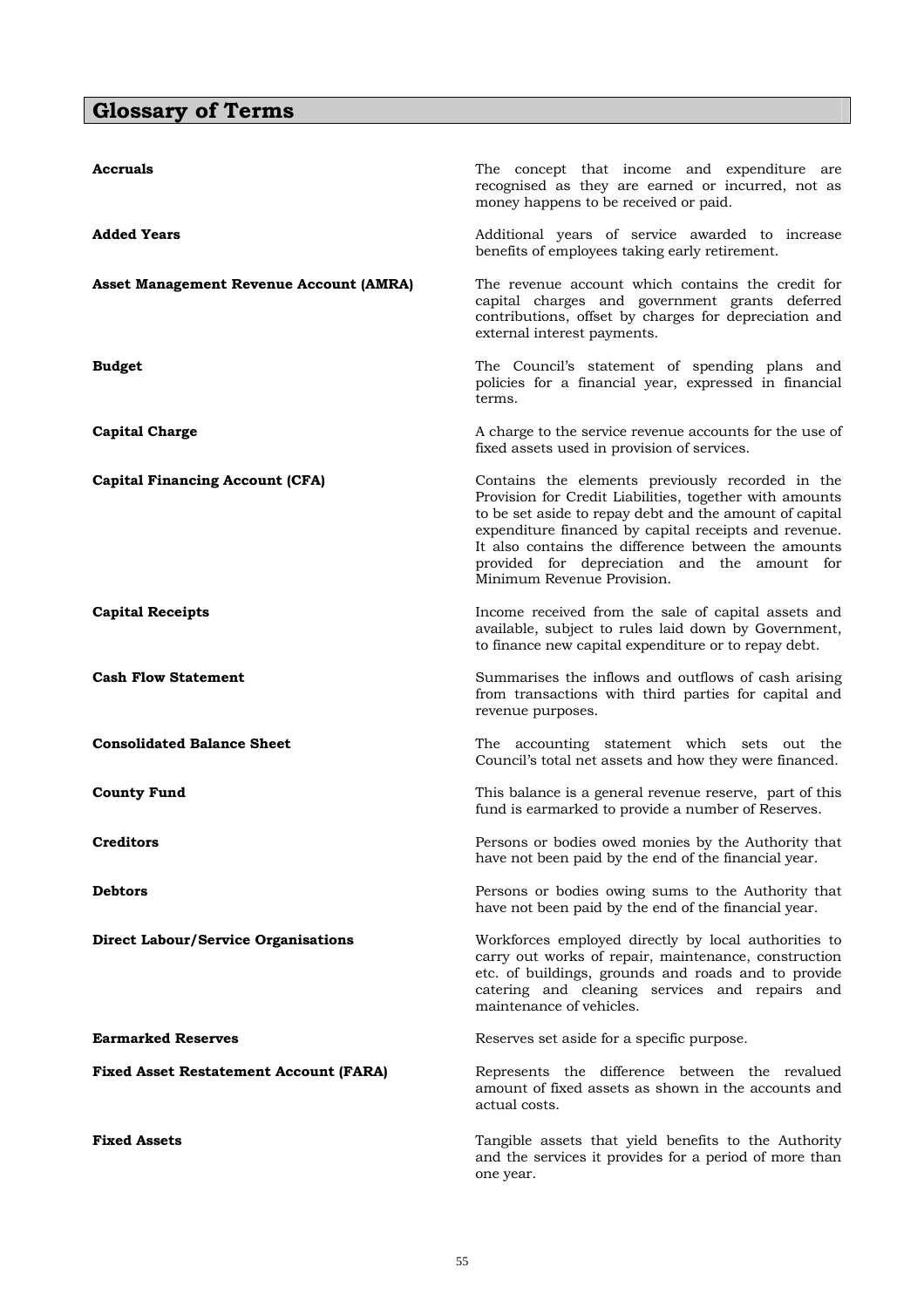# Glossary of Terms

**Accruals**
The concept that income and expenditure are recognised as they are earned or incurred, not as money happens to be received or paid.

**Added Years**
Additional years of service awarded to increase benefits of employees taking early retirement.

**Asset Management Revenue Account (AMRA)**
The revenue account which contains the credit for capital charges and government grants deferred contributions, offset by charges for depreciation and external interest payments.

**Budget**
The Council's statement of spending plans and policies for a financial year, expressed in financial terms.

**Capital Charge**
A charge to the service revenue accounts for the use of fixed assets used in provision of services.

**Capital Financing Account (CFA)**
Contains the elements previously recorded in the Provision for Credit Liabilities, together with amounts to be set aside to repay debt and the amount of capital expenditure financed by capital receipts and revenue. It also contains the difference between the amounts provided for depreciation and the amount for Minimum Revenue Provision.

**Capital Receipts**
Income received from the sale of capital assets and available, subject to rules laid down by Government, to finance new capital expenditure or to repay debt.

**Cash Flow Statement**
Summarises the inflows and outflows of cash arising from transactions with third parties for capital and revenue purposes.

**Consolidated Balance Sheet**
The accounting statement which sets out the Council's total net assets and how they were financed.

**County Fund**
This balance is a general revenue reserve, part of this fund is earmarked to provide a number of Reserves.

**Creditors**
Persons or bodies owed monies by the Authority that have not been paid by the end of the financial year.

**Debtors**
Persons or bodies owing sums to the Authority that have not been paid by the end of the financial year.

**Direct Labour/Service Organisations**
Workforces employed directly by local authorities to carry out works of repair, maintenance, construction etc. of buildings, grounds and roads and to provide catering and cleaning services and repairs and maintenance of vehicles.

**Earmarked Reserves**
Reserves set aside for a specific purpose.

**Fixed Asset Restatement Account (FARA)**
Represents the difference between the revalued amount of fixed assets as shown in the accounts and actual costs.

**Fixed Assets**
Tangible assets that yield benefits to the Authority and the services it provides for a period of more than one year.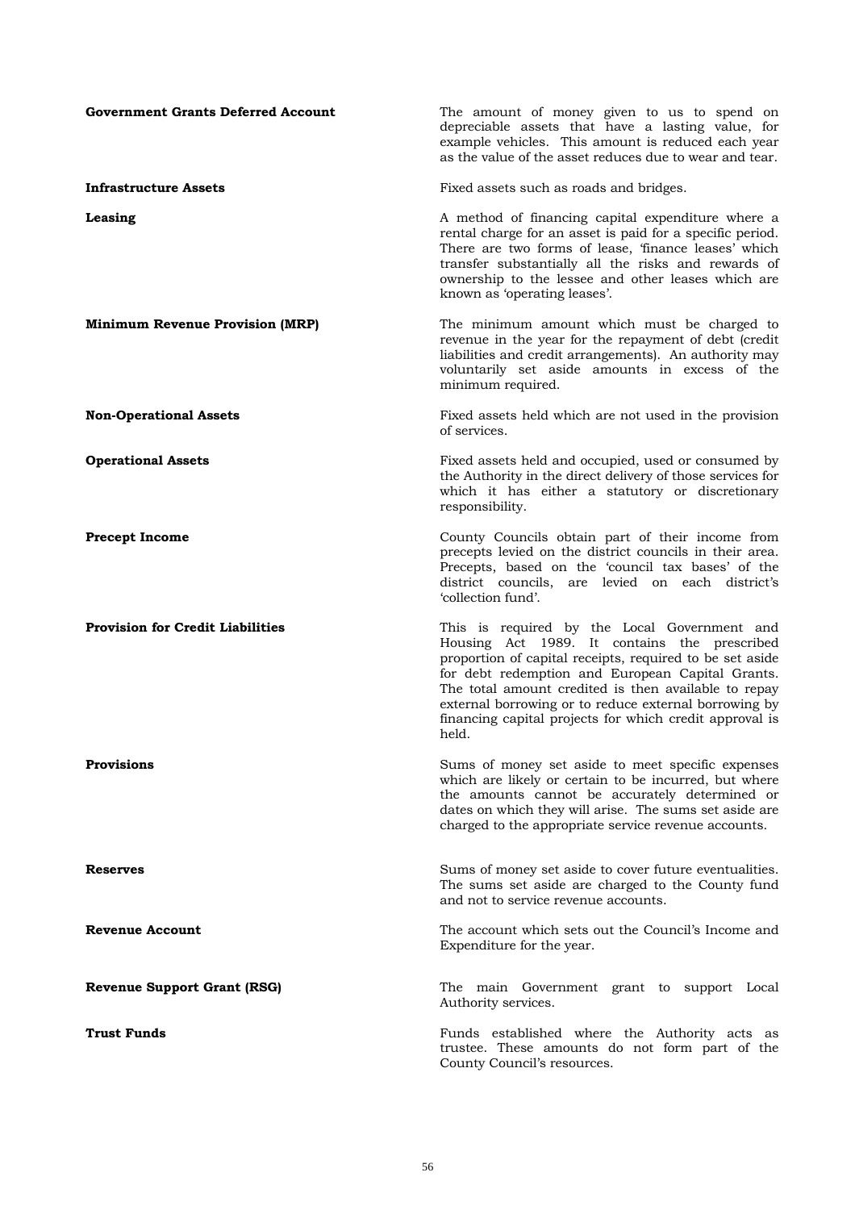**Government Grants Deferred Account**

The amount of money given to us to spend on depreciable assets that have a lasting value, for example vehicles. This amount is reduced each year as the value of the asset reduces due to wear and tear.

**Infrastructure Assets**

Fixed assets such as roads and bridges.

**Leasing**

A method of financing capital expenditure where a rental charge for an asset is paid for a specific period. There are two forms of lease, 'finance leases' which transfer substantially all the risks and rewards of ownership to the lessee and other leases which are known as 'operating leases'.

**Minimum Revenue Provision (MRP)**

The minimum amount which must be charged to revenue in the year for the repayment of debt (credit liabilities and credit arrangements). An authority may voluntarily set aside amounts in excess of the minimum required.

**Non-Operational Assets**

Fixed assets held which are not used in the provision of services.

**Operational Assets**

Fixed assets held and occupied, used or consumed by the Authority in the direct delivery of those services for which it has either a statutory or discretionary responsibility.

**Precept Income**

County Councils obtain part of their income from precepts levied on the district councils in their area. Precepts, based on the 'council tax bases' of the district councils, are levied on each district's 'collection fund'.

**Provision for Credit Liabilities**

This is required by the Local Government and Housing Act 1989. It contains the prescribed proportion of capital receipts, required to be set aside for debt redemption and European Capital Grants. The total amount credited is then available to repay external borrowing or to reduce external borrowing by financing capital projects for which credit approval is held.

**Provisions**

Sums of money set aside to meet specific expenses which are likely or certain to be incurred, but where the amounts cannot be accurately determined or dates on which they will arise. The sums set aside are charged to the appropriate service revenue accounts.

**Reserves**

Sums of money set aside to cover future eventualities. The sums set aside are charged to the County fund and not to service revenue accounts.

**Revenue Account**

The account which sets out the Council's Income and Expenditure for the year.

**Revenue Support Grant (RSG)**

The main Government grant to support Local Authority services.

**Trust Funds**

Funds established where the Authority acts as trustee. These amounts do not form part of the County Council's resources.